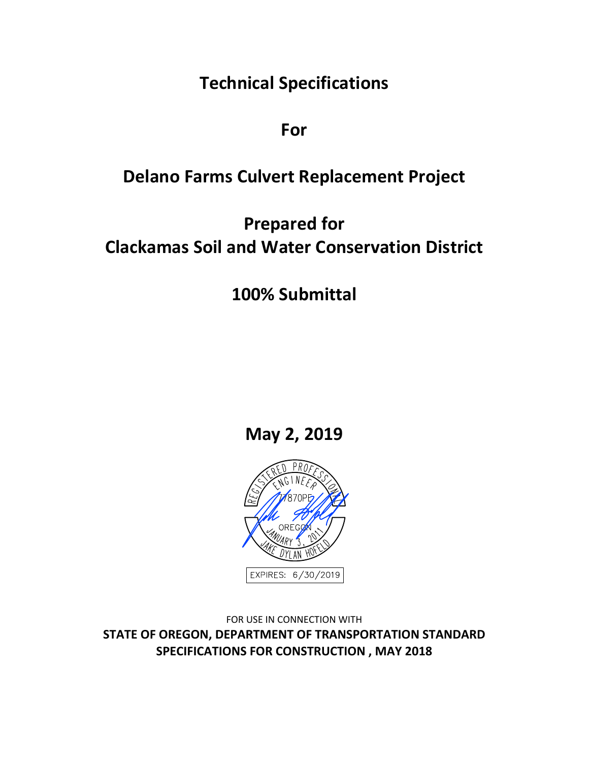# Technical Specifications

# For

# Delano Farms Culvert Replacement Project

# Prepared for
# Clackamas Soil and Water Conservation District

# 100% Submittal

## May 2, 2019

REGISTERED PROFESSIONAL ENGINEER
77870PE
OREGON
JANUARY 3, 2011
JAKE DYLAN HOFELD

EXPIRES: 6/30/2019

FOR USE IN CONNECTION WITH

**STATE OF OREGON, DEPARTMENT OF TRANSPORTATION STANDARD SPECIFICATIONS FOR CONSTRUCTION , MAY 2018**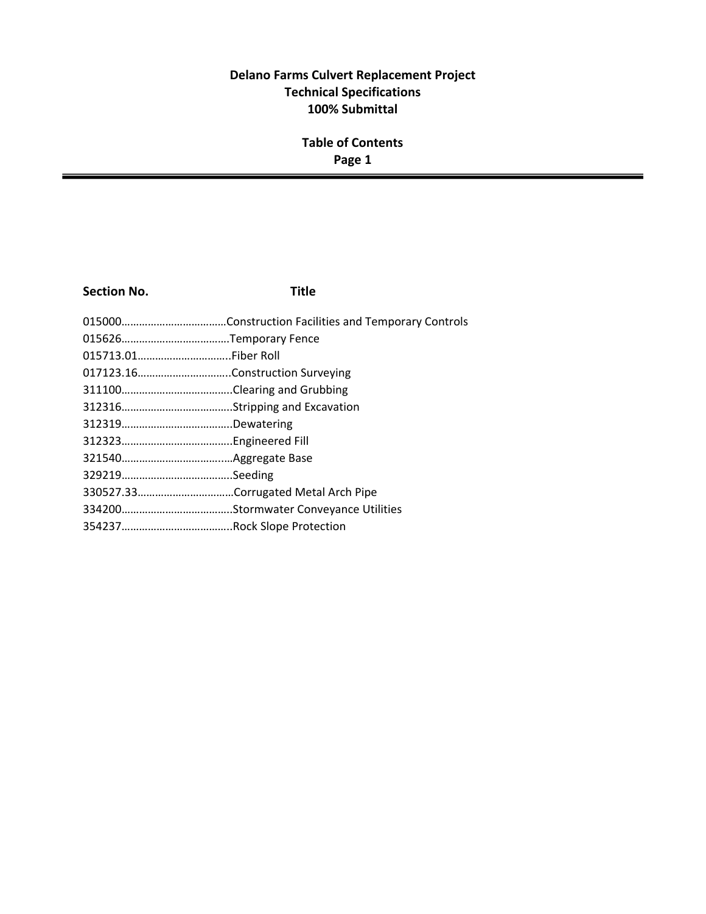# Delano Farms Culvert Replacement Project
# Technical Specifications
# 100% Submittal

## Table of Contents
## Page 1

| Section No. | Title |
|---|---|
| 015000 | Construction Facilities and Temporary Controls |
| 015626 | Temporary Fence |
| 015713.01 | Fiber Roll |
| 017123.16 | Construction Surveying |
| 311100 | Clearing and Grubbing |
| 312316 | Stripping and Excavation |
| 312319 | Dewatering |
| 312323 | Engineered Fill |
| 321540 | Aggregate Base |
| 329219 | Seeding |
| 330527.33 | Corrugated Metal Arch Pipe |
| 334200 | Stormwater Conveyance Utilities |
| 354237 | Rock Slope Protection |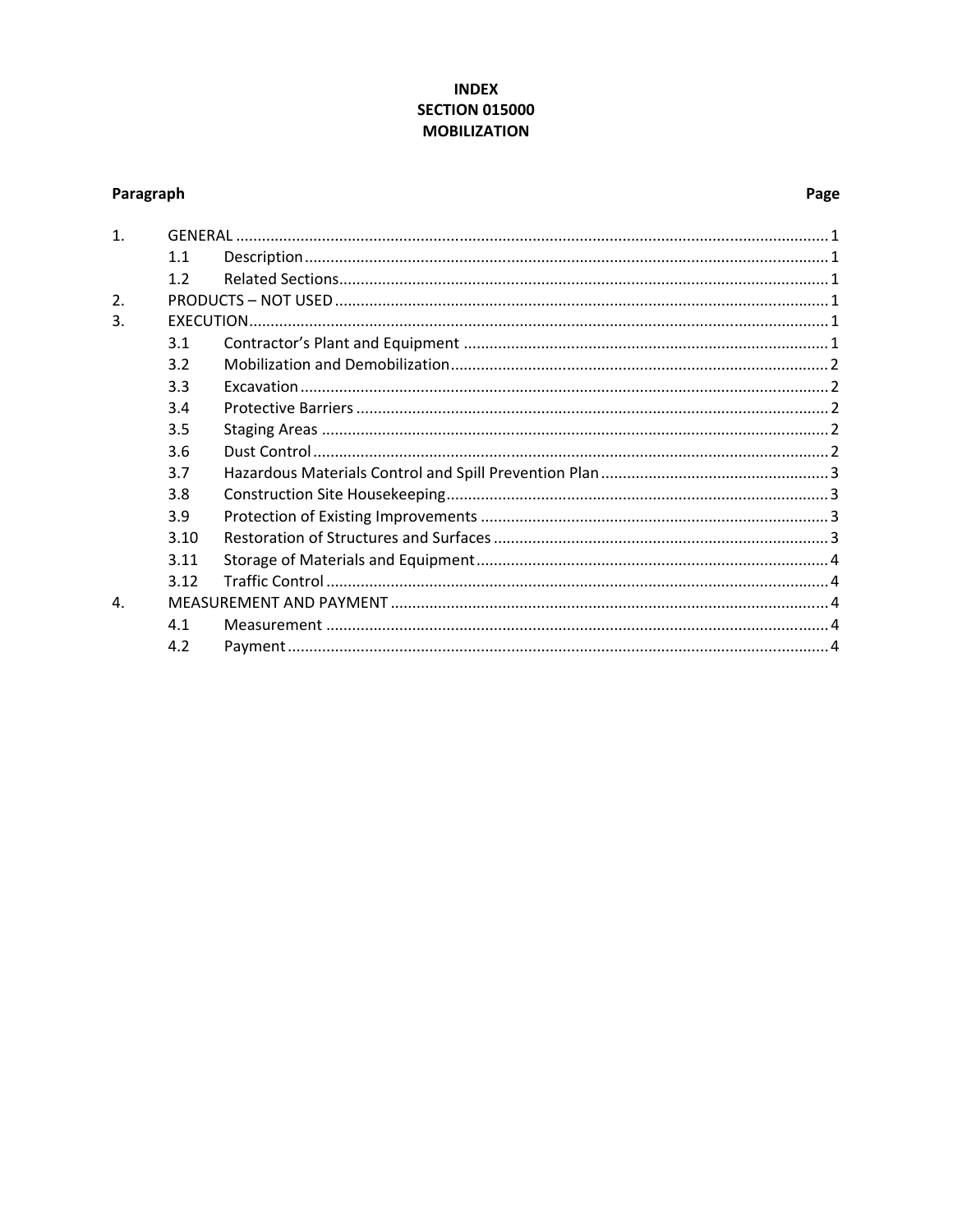**INDEX**
**SECTION 015000**
**MOBILIZATION**

| Paragraph | | | Page |
|---|---|---|---|
| 1. | GENERAL | | 1 |
| | 1.1 | Description | 1 |
| | 1.2 | Related Sections | 1 |
| 2. | PRODUCTS – NOT USED | | 1 |
| 3. | EXECUTION | | 1 |
| | 3.1 | Contractor's Plant and Equipment | 1 |
| | 3.2 | Mobilization and Demobilization | 2 |
| | 3.3 | Excavation | 2 |
| | 3.4 | Protective Barriers | 2 |
| | 3.5 | Staging Areas | 2 |
| | 3.6 | Dust Control | 2 |
| | 3.7 | Hazardous Materials Control and Spill Prevention Plan | 3 |
| | 3.8 | Construction Site Housekeeping | 3 |
| | 3.9 | Protection of Existing Improvements | 3 |
| | 3.10 | Restoration of Structures and Surfaces | 3 |
| | 3.11 | Storage of Materials and Equipment | 4 |
| | 3.12 | Traffic Control | 4 |
| 4. | MEASUREMENT AND PAYMENT | | 4 |
| | 4.1 | Measurement | 4 |
| | 4.2 | Payment | 4 |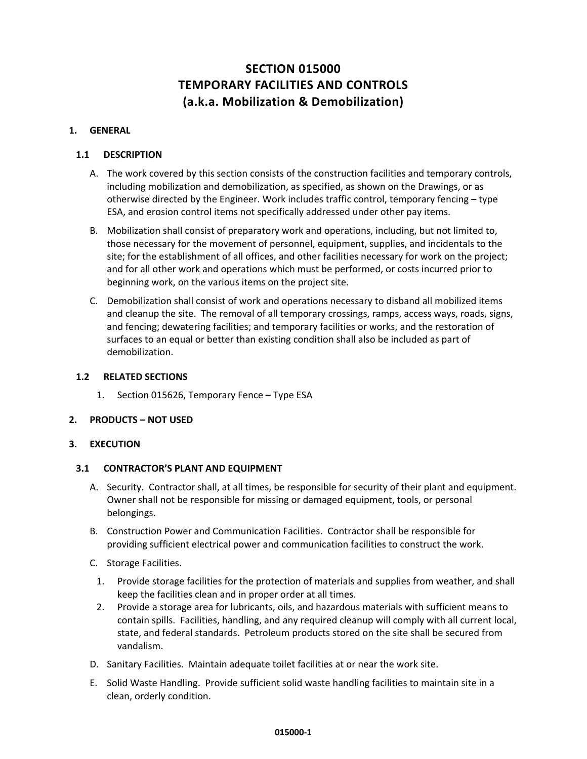# SECTION 015000
# TEMPORARY FACILITIES AND CONTROLS
# (a.k.a. Mobilization & Demobilization)

## 1. GENERAL

### 1.1 DESCRIPTION

A. The work covered by this section consists of the construction facilities and temporary controls, including mobilization and demobilization, as specified, as shown on the Drawings, or as otherwise directed by the Engineer. Work includes traffic control, temporary fencing – type ESA, and erosion control items not specifically addressed under other pay items.

B. Mobilization shall consist of preparatory work and operations, including, but not limited to, those necessary for the movement of personnel, equipment, supplies, and incidentals to the site; for the establishment of all offices, and other facilities necessary for work on the project; and for all other work and operations which must be performed, or costs incurred prior to beginning work, on the various items on the project site.

C. Demobilization shall consist of work and operations necessary to disband all mobilized items and cleanup the site. The removal of all temporary crossings, ramps, access ways, roads, signs, and fencing; dewatering facilities; and temporary facilities or works, and the restoration of surfaces to an equal or better than existing condition shall also be included as part of demobilization.

### 1.2 RELATED SECTIONS

1. Section 015626, Temporary Fence – Type ESA

## 2. PRODUCTS – NOT USED

## 3. EXECUTION

### 3.1 CONTRACTOR'S PLANT AND EQUIPMENT

A. Security. Contractor shall, at all times, be responsible for security of their plant and equipment. Owner shall not be responsible for missing or damaged equipment, tools, or personal belongings.

B. Construction Power and Communication Facilities. Contractor shall be responsible for providing sufficient electrical power and communication facilities to construct the work.

C. Storage Facilities.

1. Provide storage facilities for the protection of materials and supplies from weather, and shall keep the facilities clean and in proper order at all times.
2. Provide a storage area for lubricants, oils, and hazardous materials with sufficient means to contain spills. Facilities, handling, and any required cleanup will comply with all current local, state, and federal standards. Petroleum products stored on the site shall be secured from vandalism.

D. Sanitary Facilities. Maintain adequate toilet facilities at or near the work site.

E. Solid Waste Handling. Provide sufficient solid waste handling facilities to maintain site in a clean, orderly condition.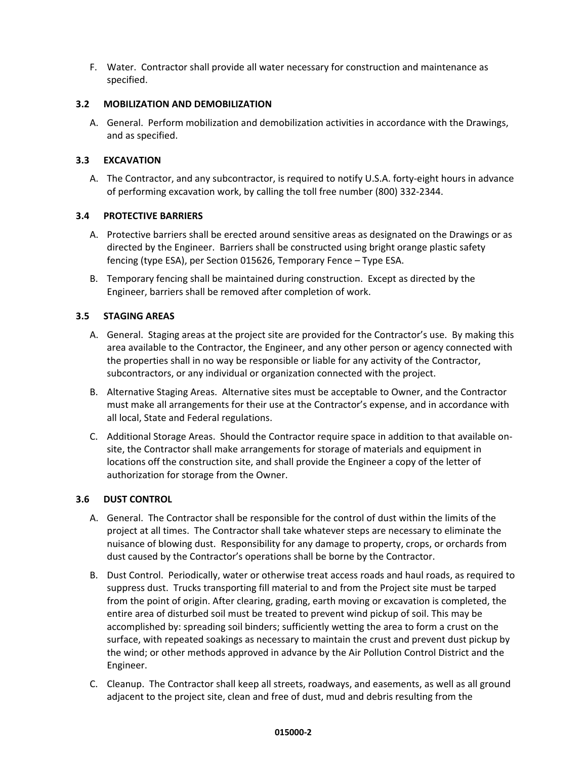F. Water. Contractor shall provide all water necessary for construction and maintenance as specified.

### 3.2 MOBILIZATION AND DEMOBILIZATION

A. General. Perform mobilization and demobilization activities in accordance with the Drawings, and as specified.

### 3.3 EXCAVATION

A. The Contractor, and any subcontractor, is required to notify U.S.A. forty-eight hours in advance of performing excavation work, by calling the toll free number (800) 332-2344.

### 3.4 PROTECTIVE BARRIERS

A. Protective barriers shall be erected around sensitive areas as designated on the Drawings or as directed by the Engineer. Barriers shall be constructed using bright orange plastic safety fencing (type ESA), per Section 015626, Temporary Fence – Type ESA.

B. Temporary fencing shall be maintained during construction. Except as directed by the Engineer, barriers shall be removed after completion of work.

### 3.5 STAGING AREAS

A. General. Staging areas at the project site are provided for the Contractor's use. By making this area available to the Contractor, the Engineer, and any other person or agency connected with the properties shall in no way be responsible or liable for any activity of the Contractor, subcontractors, or any individual or organization connected with the project.

B. Alternative Staging Areas. Alternative sites must be acceptable to Owner, and the Contractor must make all arrangements for their use at the Contractor's expense, and in accordance with all local, State and Federal regulations.

C. Additional Storage Areas. Should the Contractor require space in addition to that available on-site, the Contractor shall make arrangements for storage of materials and equipment in locations off the construction site, and shall provide the Engineer a copy of the letter of authorization for storage from the Owner.

### 3.6 DUST CONTROL

A. General. The Contractor shall be responsible for the control of dust within the limits of the project at all times. The Contractor shall take whatever steps are necessary to eliminate the nuisance of blowing dust. Responsibility for any damage to property, crops, or orchards from dust caused by the Contractor's operations shall be borne by the Contractor.

B. Dust Control. Periodically, water or otherwise treat access roads and haul roads, as required to suppress dust. Trucks transporting fill material to and from the Project site must be tarped from the point of origin. After clearing, grading, earth moving or excavation is completed, the entire area of disturbed soil must be treated to prevent wind pickup of soil. This may be accomplished by: spreading soil binders; sufficiently wetting the area to form a crust on the surface, with repeated soakings as necessary to maintain the crust and prevent dust pickup by the wind; or other methods approved in advance by the Air Pollution Control District and the Engineer.

C. Cleanup. The Contractor shall keep all streets, roadways, and easements, as well as all ground adjacent to the project site, clean and free of dust, mud and debris resulting from the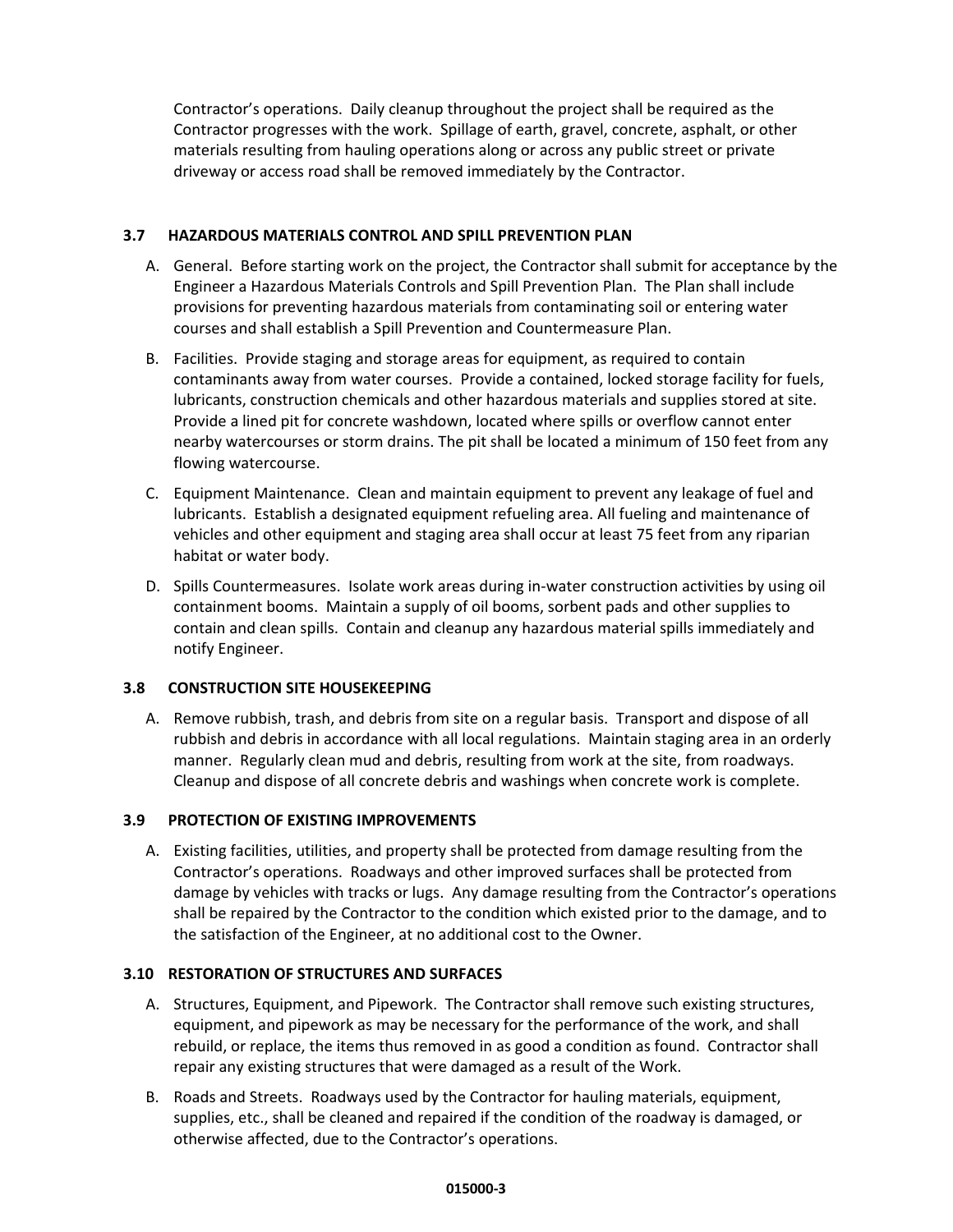Contractor's operations. Daily cleanup throughout the project shall be required as the Contractor progresses with the work. Spillage of earth, gravel, concrete, asphalt, or other materials resulting from hauling operations along or across any public street or private driveway or access road shall be removed immediately by the Contractor.

### 3.7 HAZARDOUS MATERIALS CONTROL AND SPILL PREVENTION PLAN

A. General. Before starting work on the project, the Contractor shall submit for acceptance by the Engineer a Hazardous Materials Controls and Spill Prevention Plan. The Plan shall include provisions for preventing hazardous materials from contaminating soil or entering water courses and shall establish a Spill Prevention and Countermeasure Plan.

B. Facilities. Provide staging and storage areas for equipment, as required to contain contaminants away from water courses. Provide a contained, locked storage facility for fuels, lubricants, construction chemicals and other hazardous materials and supplies stored at site. Provide a lined pit for concrete washdown, located where spills or overflow cannot enter nearby watercourses or storm drains. The pit shall be located a minimum of 150 feet from any flowing watercourse.

C. Equipment Maintenance. Clean and maintain equipment to prevent any leakage of fuel and lubricants. Establish a designated equipment refueling area. All fueling and maintenance of vehicles and other equipment and staging area shall occur at least 75 feet from any riparian habitat or water body.

D. Spills Countermeasures. Isolate work areas during in-water construction activities by using oil containment booms. Maintain a supply of oil booms, sorbent pads and other supplies to contain and clean spills. Contain and cleanup any hazardous material spills immediately and notify Engineer.

### 3.8 CONSTRUCTION SITE HOUSEKEEPING

A. Remove rubbish, trash, and debris from site on a regular basis. Transport and dispose of all rubbish and debris in accordance with all local regulations. Maintain staging area in an orderly manner. Regularly clean mud and debris, resulting from work at the site, from roadways. Cleanup and dispose of all concrete debris and washings when concrete work is complete.

### 3.9 PROTECTION OF EXISTING IMPROVEMENTS

A. Existing facilities, utilities, and property shall be protected from damage resulting from the Contractor's operations. Roadways and other improved surfaces shall be protected from damage by vehicles with tracks or lugs. Any damage resulting from the Contractor's operations shall be repaired by the Contractor to the condition which existed prior to the damage, and to the satisfaction of the Engineer, at no additional cost to the Owner.

### 3.10 RESTORATION OF STRUCTURES AND SURFACES

A. Structures, Equipment, and Pipework. The Contractor shall remove such existing structures, equipment, and pipework as may be necessary for the performance of the work, and shall rebuild, or replace, the items thus removed in as good a condition as found. Contractor shall repair any existing structures that were damaged as a result of the Work.

B. Roads and Streets. Roadways used by the Contractor for hauling materials, equipment, supplies, etc., shall be cleaned and repaired if the condition of the roadway is damaged, or otherwise affected, due to the Contractor's operations.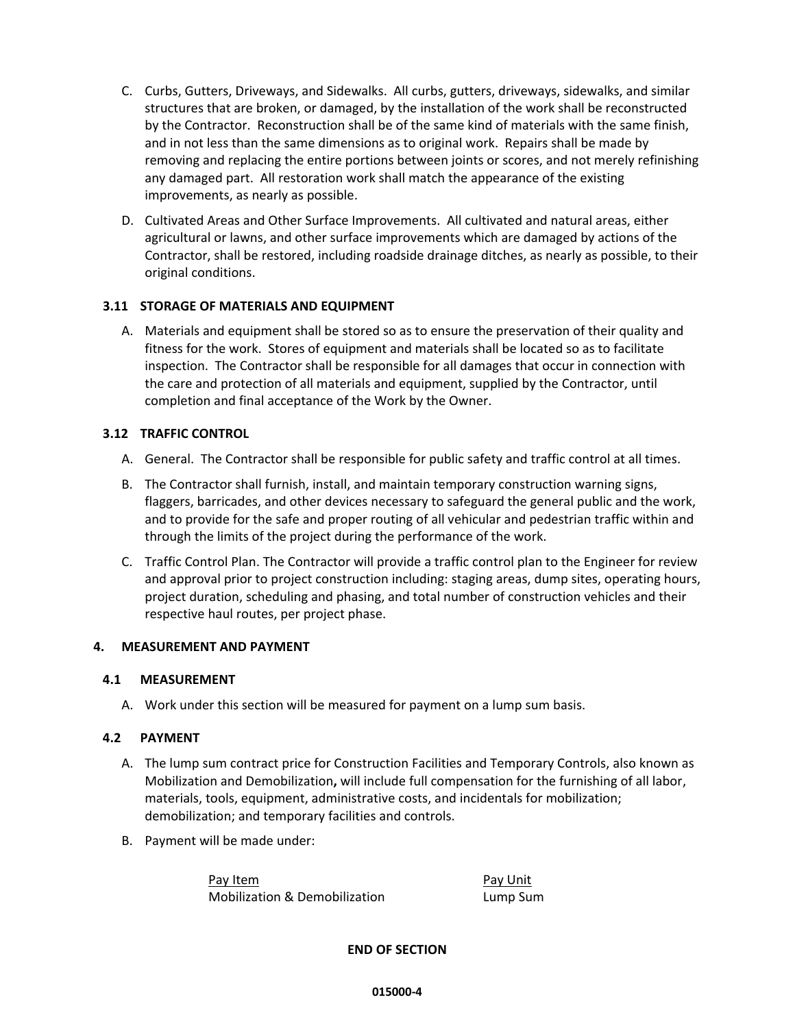C. Curbs, Gutters, Driveways, and Sidewalks. All curbs, gutters, driveways, sidewalks, and similar structures that are broken, or damaged, by the installation of the work shall be reconstructed by the Contractor. Reconstruction shall be of the same kind of materials with the same finish, and in not less than the same dimensions as to original work. Repairs shall be made by removing and replacing the entire portions between joints or scores, and not merely refinishing any damaged part. All restoration work shall match the appearance of the existing improvements, as nearly as possible.

D. Cultivated Areas and Other Surface Improvements. All cultivated and natural areas, either agricultural or lawns, and other surface improvements which are damaged by actions of the Contractor, shall be restored, including roadside drainage ditches, as nearly as possible, to their original conditions.

### 3.11 STORAGE OF MATERIALS AND EQUIPMENT

A. Materials and equipment shall be stored so as to ensure the preservation of their quality and fitness for the work. Stores of equipment and materials shall be located so as to facilitate inspection. The Contractor shall be responsible for all damages that occur in connection with the care and protection of all materials and equipment, supplied by the Contractor, until completion and final acceptance of the Work by the Owner.

### 3.12 TRAFFIC CONTROL

A. General. The Contractor shall be responsible for public safety and traffic control at all times.

B. The Contractor shall furnish, install, and maintain temporary construction warning signs, flaggers, barricades, and other devices necessary to safeguard the general public and the work, and to provide for the safe and proper routing of all vehicular and pedestrian traffic within and through the limits of the project during the performance of the work.

C. Traffic Control Plan. The Contractor will provide a traffic control plan to the Engineer for review and approval prior to project construction including: staging areas, dump sites, operating hours, project duration, scheduling and phasing, and total number of construction vehicles and their respective haul routes, per project phase.

## 4. MEASUREMENT AND PAYMENT

### 4.1 MEASUREMENT

A. Work under this section will be measured for payment on a lump sum basis.

### 4.2 PAYMENT

A. The lump sum contract price for Construction Facilities and Temporary Controls, also known as Mobilization and Demobilization**,** will include full compensation for the furnishing of all labor, materials, tools, equipment, administrative costs, and incidentals for mobilization; demobilization; and temporary facilities and controls.

B. Payment will be made under:

| Pay Item | Pay Unit |
| --- | --- |
| Mobilization & Demobilization | Lump Sum |

**END OF SECTION**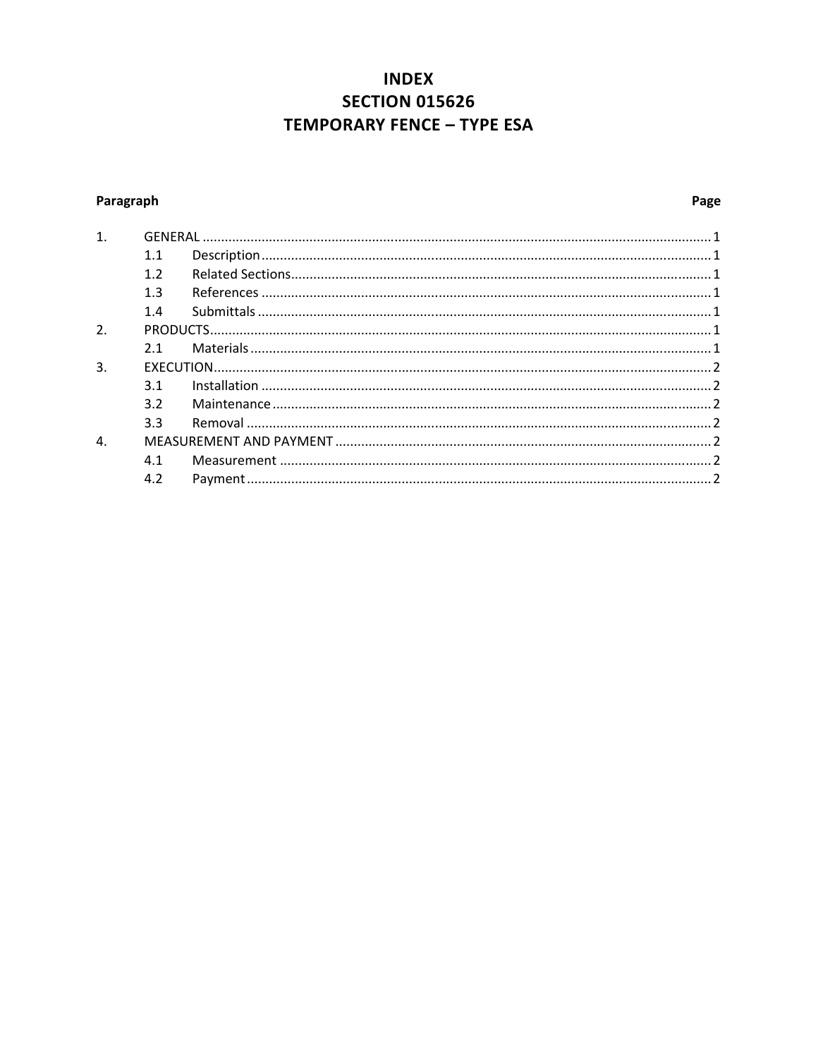# INDEX
# SECTION 015626
# TEMPORARY FENCE – TYPE ESA

| Paragraph | | | Page |
|---|---|---|---|
| 1. | GENERAL | | 1 |
| | 1.1 | Description | 1 |
| | 1.2 | Related Sections | 1 |
| | 1.3 | References | 1 |
| | 1.4 | Submittals | 1 |
| 2. | PRODUCTS | | 1 |
| | 2.1 | Materials | 1 |
| 3. | EXECUTION | | 2 |
| | 3.1 | Installation | 2 |
| | 3.2 | Maintenance | 2 |
| | 3.3 | Removal | 2 |
| 4. | MEASUREMENT AND PAYMENT | | 2 |
| | 4.1 | Measurement | 2 |
| | 4.2 | Payment | 2 |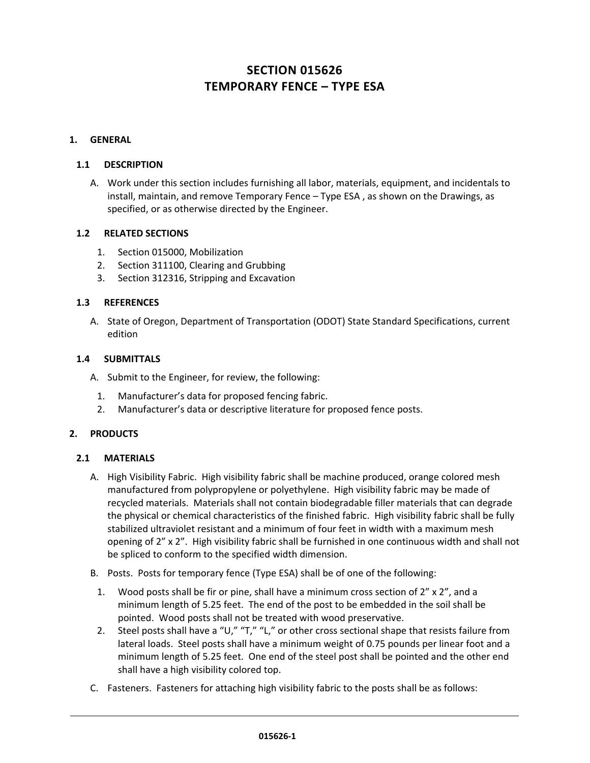# SECTION 015626
# TEMPORARY FENCE – TYPE ESA

## 1. GENERAL

### 1.1 DESCRIPTION

A. Work under this section includes furnishing all labor, materials, equipment, and incidentals to install, maintain, and remove Temporary Fence – Type ESA , as shown on the Drawings, as specified, or as otherwise directed by the Engineer.

### 1.2 RELATED SECTIONS

1. Section 015000, Mobilization
2. Section 311100, Clearing and Grubbing
3. Section 312316, Stripping and Excavation

### 1.3 REFERENCES

A. State of Oregon, Department of Transportation (ODOT) State Standard Specifications, current edition

### 1.4 SUBMITTALS

A. Submit to the Engineer, for review, the following:

1. Manufacturer's data for proposed fencing fabric.
2. Manufacturer's data or descriptive literature for proposed fence posts.

## 2. PRODUCTS

### 2.1 MATERIALS

A. High Visibility Fabric. High visibility fabric shall be machine produced, orange colored mesh manufactured from polypropylene or polyethylene. High visibility fabric may be made of recycled materials. Materials shall not contain biodegradable filler materials that can degrade the physical or chemical characteristics of the finished fabric. High visibility fabric shall be fully stabilized ultraviolet resistant and a minimum of four feet in width with a maximum mesh opening of 2" x 2". High visibility fabric shall be furnished in one continuous width and shall not be spliced to conform to the specified width dimension.

B. Posts. Posts for temporary fence (Type ESA) shall be of one of the following:

1. Wood posts shall be fir or pine, shall have a minimum cross section of 2" x 2", and a minimum length of 5.25 feet. The end of the post to be embedded in the soil shall be pointed. Wood posts shall not be treated with wood preservative.
2. Steel posts shall have a "U," "T," "L," or other cross sectional shape that resists failure from lateral loads. Steel posts shall have a minimum weight of 0.75 pounds per linear foot and a minimum length of 5.25 feet. One end of the steel post shall be pointed and the other end shall have a high visibility colored top.

C. Fasteners. Fasteners for attaching high visibility fabric to the posts shall be as follows: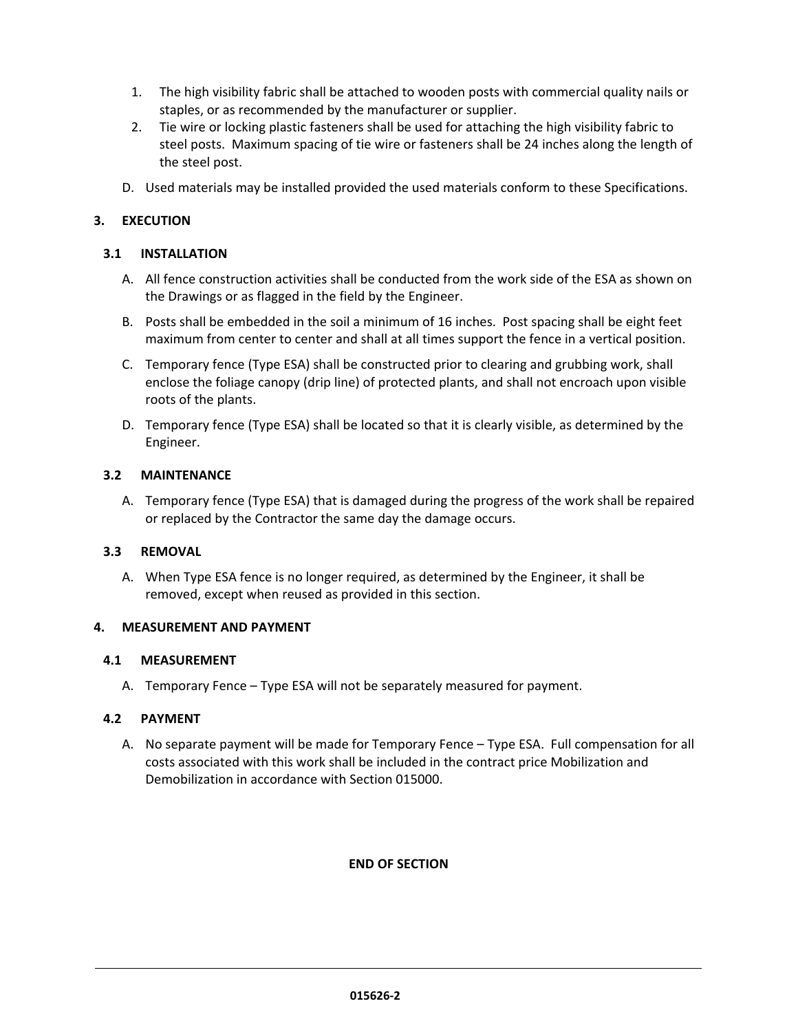1. The high visibility fabric shall be attached to wooden posts with commercial quality nails or staples, or as recommended by the manufacturer or supplier.
2. Tie wire or locking plastic fasteners shall be used for attaching the high visibility fabric to steel posts. Maximum spacing of tie wire or fasteners shall be 24 inches along the length of the steel post.

D. Used materials may be installed provided the used materials conform to these Specifications.

## 3. EXECUTION

### 3.1 INSTALLATION

A. All fence construction activities shall be conducted from the work side of the ESA as shown on the Drawings or as flagged in the field by the Engineer.

B. Posts shall be embedded in the soil a minimum of 16 inches. Post spacing shall be eight feet maximum from center to center and shall at all times support the fence in a vertical position.

C. Temporary fence (Type ESA) shall be constructed prior to clearing and grubbing work, shall enclose the foliage canopy (drip line) of protected plants, and shall not encroach upon visible roots of the plants.

D. Temporary fence (Type ESA) shall be located so that it is clearly visible, as determined by the Engineer.

### 3.2 MAINTENANCE

A. Temporary fence (Type ESA) that is damaged during the progress of the work shall be repaired or replaced by the Contractor the same day the damage occurs.

### 3.3 REMOVAL

A. When Type ESA fence is no longer required, as determined by the Engineer, it shall be removed, except when reused as provided in this section.

## 4. MEASUREMENT AND PAYMENT

### 4.1 MEASUREMENT

A. Temporary Fence – Type ESA will not be separately measured for payment.

### 4.2 PAYMENT

A. No separate payment will be made for Temporary Fence – Type ESA. Full compensation for all costs associated with this work shall be included in the contract price Mobilization and Demobilization in accordance with Section 015000.

**END OF SECTION**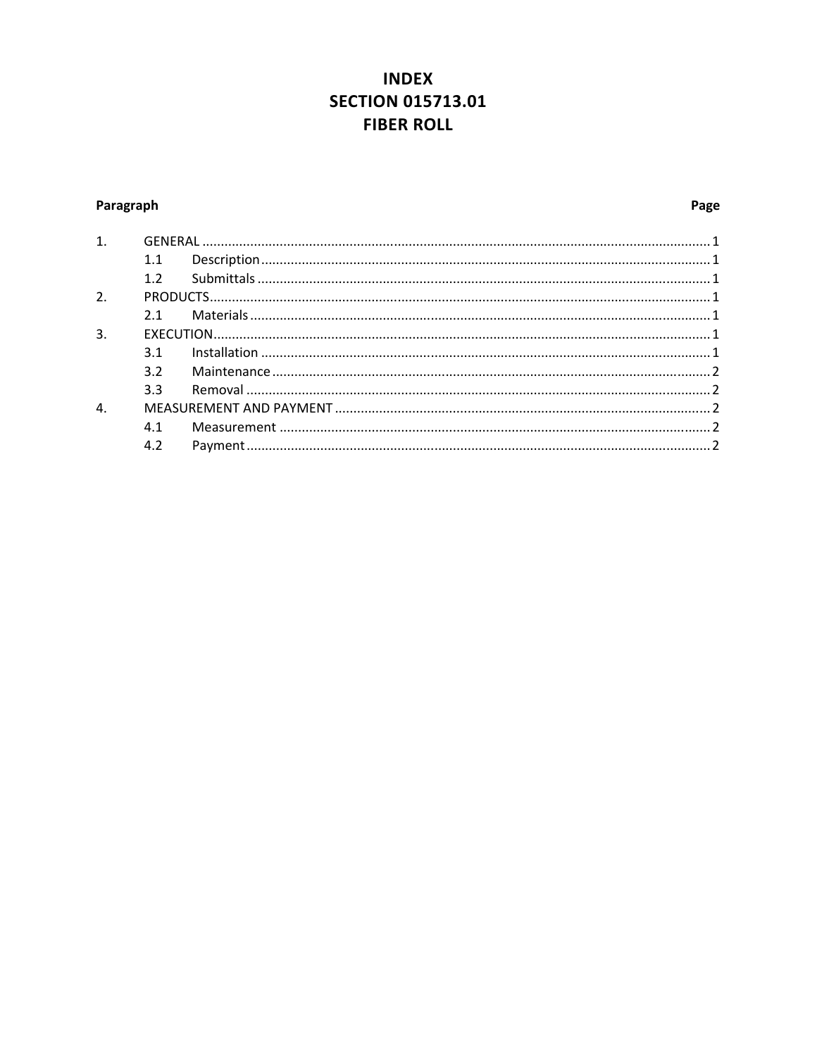# INDEX
# SECTION 015713.01
# FIBER ROLL

| Paragraph | | | Page |
|---|---|---|---|
| 1. | GENERAL | | 1 |
| | 1.1 | Description | 1 |
| | 1.2 | Submittals | 1 |
| 2. | PRODUCTS | | 1 |
| | 2.1 | Materials | 1 |
| 3. | EXECUTION | | 1 |
| | 3.1 | Installation | 1 |
| | 3.2 | Maintenance | 2 |
| | 3.3 | Removal | 2 |
| 4. | MEASUREMENT AND PAYMENT | | 2 |
| | 4.1 | Measurement | 2 |
| | 4.2 | Payment | 2 |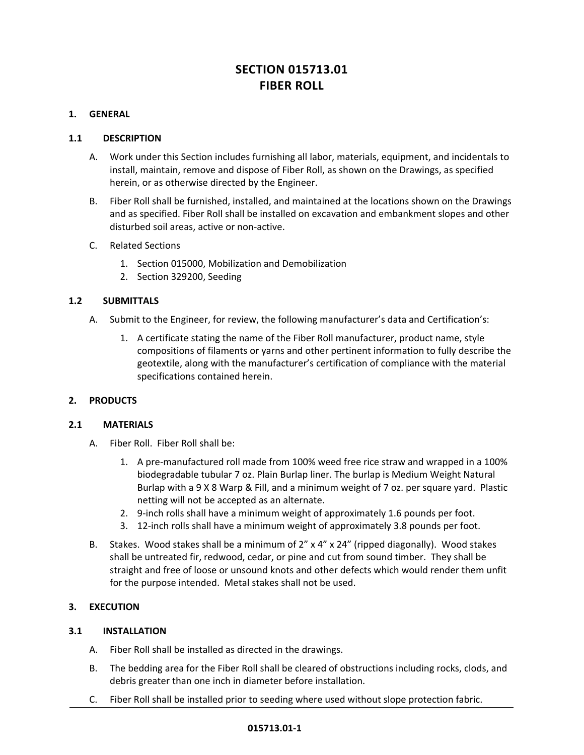# SECTION 015713.01
# FIBER ROLL

## 1. GENERAL

### 1.1 DESCRIPTION

A. Work under this Section includes furnishing all labor, materials, equipment, and incidentals to install, maintain, remove and dispose of Fiber Roll, as shown on the Drawings, as specified herein, or as otherwise directed by the Engineer.

B. Fiber Roll shall be furnished, installed, and maintained at the locations shown on the Drawings and as specified. Fiber Roll shall be installed on excavation and embankment slopes and other disturbed soil areas, active or non-active.

C. Related Sections

1. Section 015000, Mobilization and Demobilization
2. Section 329200, Seeding

### 1.2 SUBMITTALS

A. Submit to the Engineer, for review, the following manufacturer's data and Certification's:

1. A certificate stating the name of the Fiber Roll manufacturer, product name, style compositions of filaments or yarns and other pertinent information to fully describe the geotextile, along with the manufacturer's certification of compliance with the material specifications contained herein.

## 2. PRODUCTS

### 2.1 MATERIALS

A. Fiber Roll. Fiber Roll shall be:

1. A pre-manufactured roll made from 100% weed free rice straw and wrapped in a 100% biodegradable tubular 7 oz. Plain Burlap liner. The burlap is Medium Weight Natural Burlap with a 9 X 8 Warp & Fill, and a minimum weight of 7 oz. per square yard. Plastic netting will not be accepted as an alternate.
2. 9-inch rolls shall have a minimum weight of approximately 1.6 pounds per foot.
3. 12-inch rolls shall have a minimum weight of approximately 3.8 pounds per foot.

B. Stakes. Wood stakes shall be a minimum of 2" x 4" x 24" (ripped diagonally). Wood stakes shall be untreated fir, redwood, cedar, or pine and cut from sound timber. They shall be straight and free of loose or unsound knots and other defects which would render them unfit for the purpose intended. Metal stakes shall not be used.

## 3. EXECUTION

### 3.1 INSTALLATION

A. Fiber Roll shall be installed as directed in the drawings.

B. The bedding area for the Fiber Roll shall be cleared of obstructions including rocks, clods, and debris greater than one inch in diameter before installation.

C. Fiber Roll shall be installed prior to seeding where used without slope protection fabric.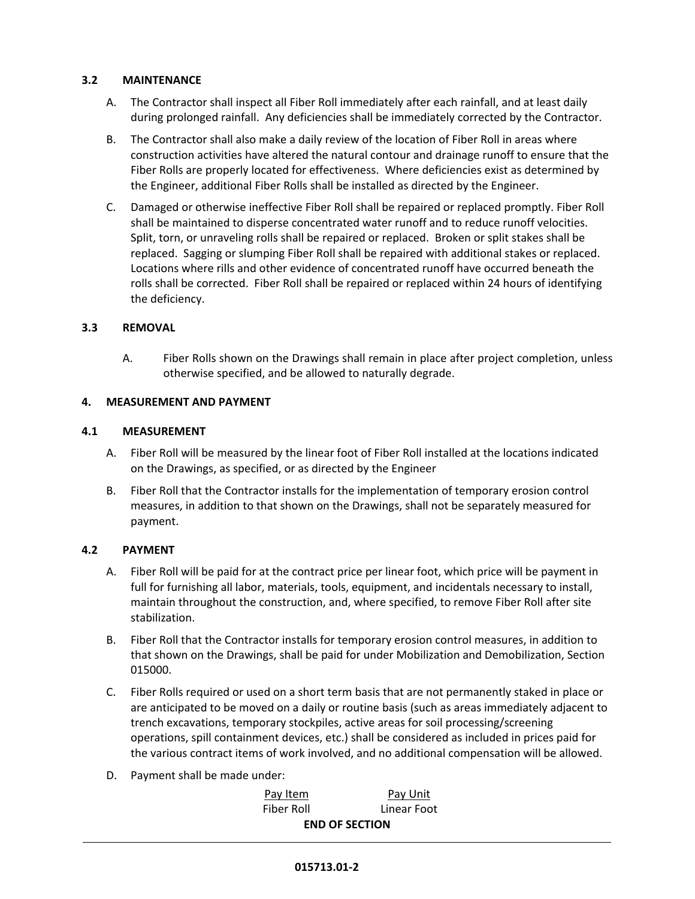### 3.2 MAINTENANCE

A. The Contractor shall inspect all Fiber Roll immediately after each rainfall, and at least daily during prolonged rainfall. Any deficiencies shall be immediately corrected by the Contractor.

B. The Contractor shall also make a daily review of the location of Fiber Roll in areas where construction activities have altered the natural contour and drainage runoff to ensure that the Fiber Rolls are properly located for effectiveness. Where deficiencies exist as determined by the Engineer, additional Fiber Rolls shall be installed as directed by the Engineer.

C. Damaged or otherwise ineffective Fiber Roll shall be repaired or replaced promptly. Fiber Roll shall be maintained to disperse concentrated water runoff and to reduce runoff velocities. Split, torn, or unraveling rolls shall be repaired or replaced. Broken or split stakes shall be replaced. Sagging or slumping Fiber Roll shall be repaired with additional stakes or replaced. Locations where rills and other evidence of concentrated runoff have occurred beneath the rolls shall be corrected. Fiber Roll shall be repaired or replaced within 24 hours of identifying the deficiency.

### 3.3 REMOVAL

A. Fiber Rolls shown on the Drawings shall remain in place after project completion, unless otherwise specified, and be allowed to naturally degrade.

## 4. MEASUREMENT AND PAYMENT

### 4.1 MEASUREMENT

A. Fiber Roll will be measured by the linear foot of Fiber Roll installed at the locations indicated on the Drawings, as specified, or as directed by the Engineer

B. Fiber Roll that the Contractor installs for the implementation of temporary erosion control measures, in addition to that shown on the Drawings, shall not be separately measured for payment.

### 4.2 PAYMENT

A. Fiber Roll will be paid for at the contract price per linear foot, which price will be payment in full for furnishing all labor, materials, tools, equipment, and incidentals necessary to install, maintain throughout the construction, and, where specified, to remove Fiber Roll after site stabilization.

B. Fiber Roll that the Contractor installs for temporary erosion control measures, in addition to that shown on the Drawings, shall be paid for under Mobilization and Demobilization, Section 015000.

C. Fiber Rolls required or used on a short term basis that are not permanently staked in place or are anticipated to be moved on a daily or routine basis (such as areas immediately adjacent to trench excavations, temporary stockpiles, active areas for soil processing/screening operations, spill containment devices, etc.) shall be considered as included in prices paid for the various contract items of work involved, and no additional compensation will be allowed.

D. Payment shall be made under:

| Pay Item | Pay Unit |
|---|---|
| Fiber Roll | Linear Foot |

**END OF SECTION**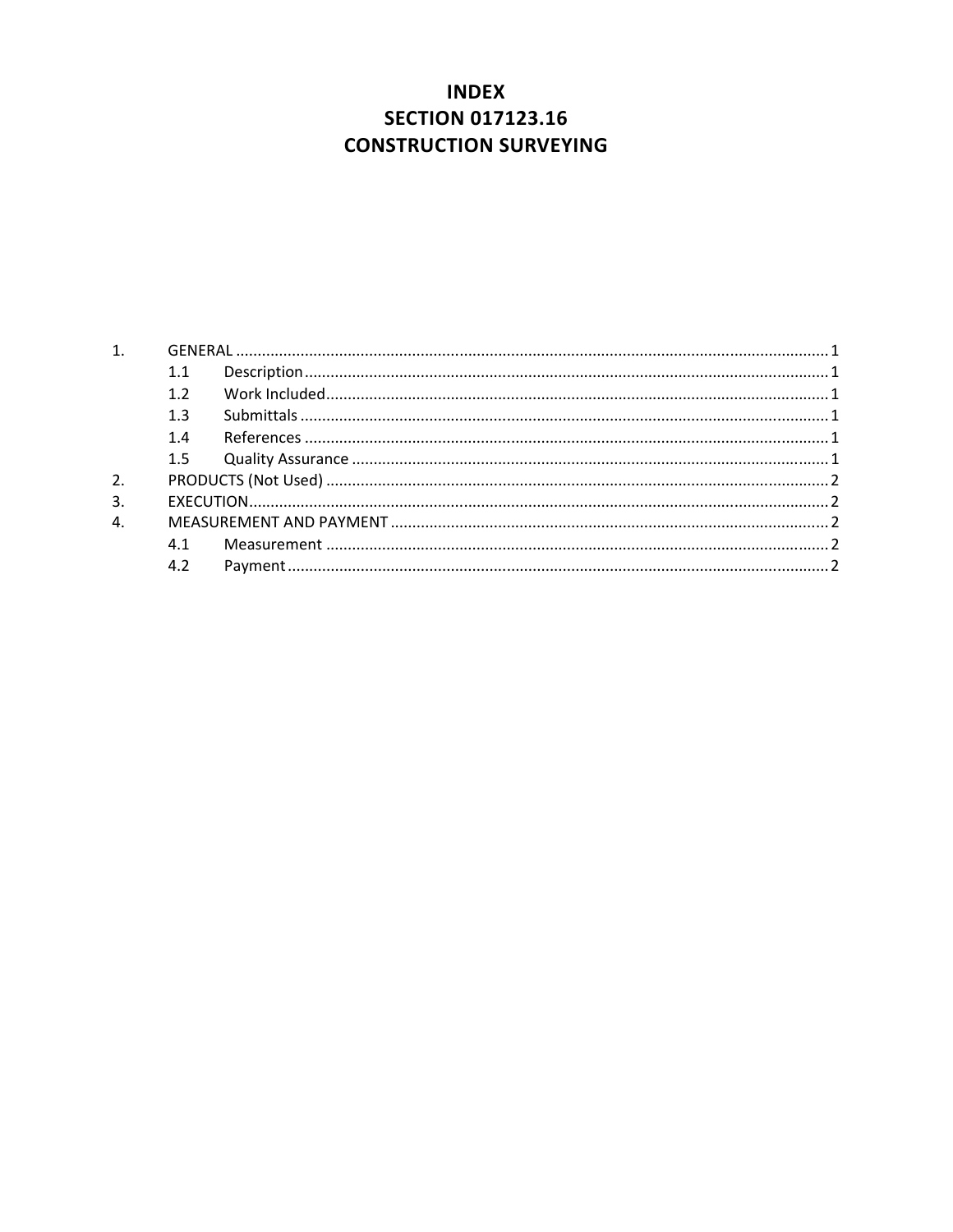# INDEX
# SECTION 017123.16
# CONSTRUCTION SURVEYING

1. GENERAL ........................................................................................................................ 1
   - 1.1 Description ......................................................................................................... 1
   - 1.2 Work Included.................................................................................................... 1
   - 1.3 Submittals .......................................................................................................... 1
   - 1.4 References ......................................................................................................... 1
   - 1.5 Quality Assurance .............................................................................................. 1
2. PRODUCTS (Not Used) .................................................................................................... 2
3. EXECUTION...................................................................................................................... 2
4. MEASUREMENT AND PAYMENT ..................................................................................... 2
   - 4.1 Measurement .................................................................................................... 2
   - 4.2 Payment ............................................................................................................ 2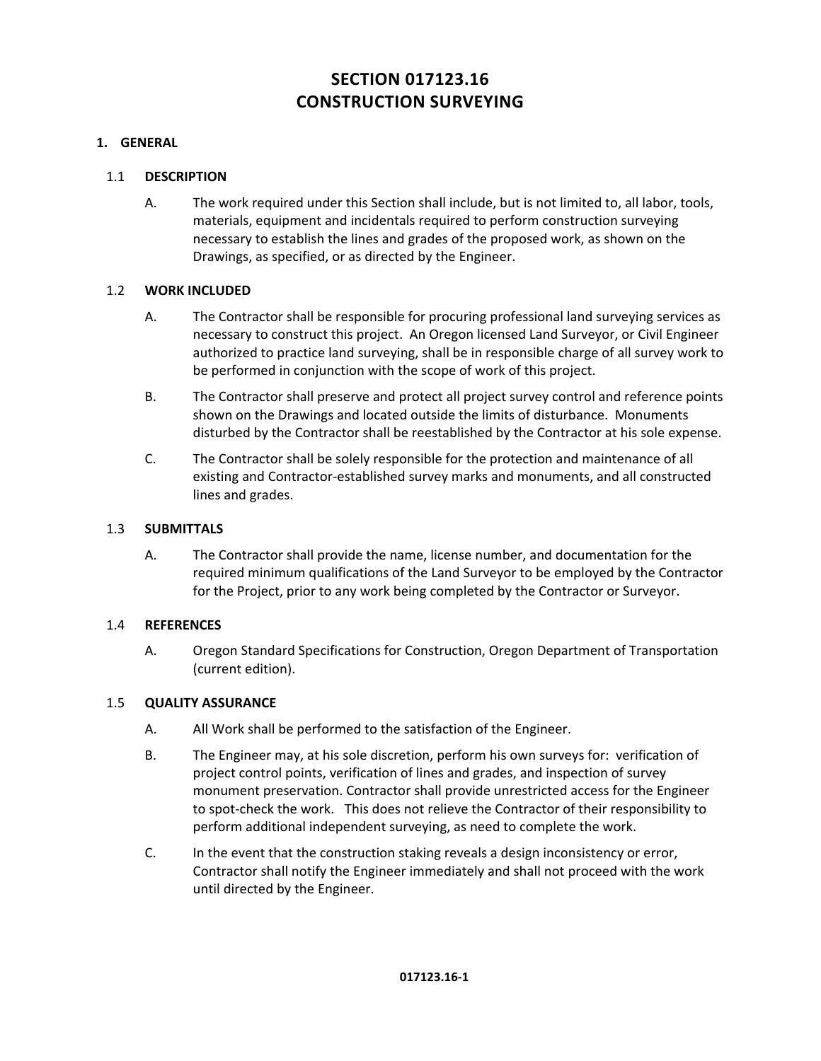# SECTION 017123.16
# CONSTRUCTION SURVEYING

## 1. GENERAL

### 1.1 DESCRIPTION

A. The work required under this Section shall include, but is not limited to, all labor, tools, materials, equipment and incidentals required to perform construction surveying necessary to establish the lines and grades of the proposed work, as shown on the Drawings, as specified, or as directed by the Engineer.

### 1.2 WORK INCLUDED

A. The Contractor shall be responsible for procuring professional land surveying services as necessary to construct this project. An Oregon licensed Land Surveyor, or Civil Engineer authorized to practice land surveying, shall be in responsible charge of all survey work to be performed in conjunction with the scope of work of this project.

B. The Contractor shall preserve and protect all project survey control and reference points shown on the Drawings and located outside the limits of disturbance. Monuments disturbed by the Contractor shall be reestablished by the Contractor at his sole expense.

C. The Contractor shall be solely responsible for the protection and maintenance of all existing and Contractor-established survey marks and monuments, and all constructed lines and grades.

### 1.3 SUBMITTALS

A. The Contractor shall provide the name, license number, and documentation for the required minimum qualifications of the Land Surveyor to be employed by the Contractor for the Project, prior to any work being completed by the Contractor or Surveyor.

### 1.4 REFERENCES

A. Oregon Standard Specifications for Construction, Oregon Department of Transportation (current edition).

### 1.5 QUALITY ASSURANCE

A. All Work shall be performed to the satisfaction of the Engineer.

B. The Engineer may, at his sole discretion, perform his own surveys for: verification of project control points, verification of lines and grades, and inspection of survey monument preservation. Contractor shall provide unrestricted access for the Engineer to spot-check the work. This does not relieve the Contractor of their responsibility to perform additional independent surveying, as need to complete the work.

C. In the event that the construction staking reveals a design inconsistency or error, Contractor shall notify the Engineer immediately and shall not proceed with the work until directed by the Engineer.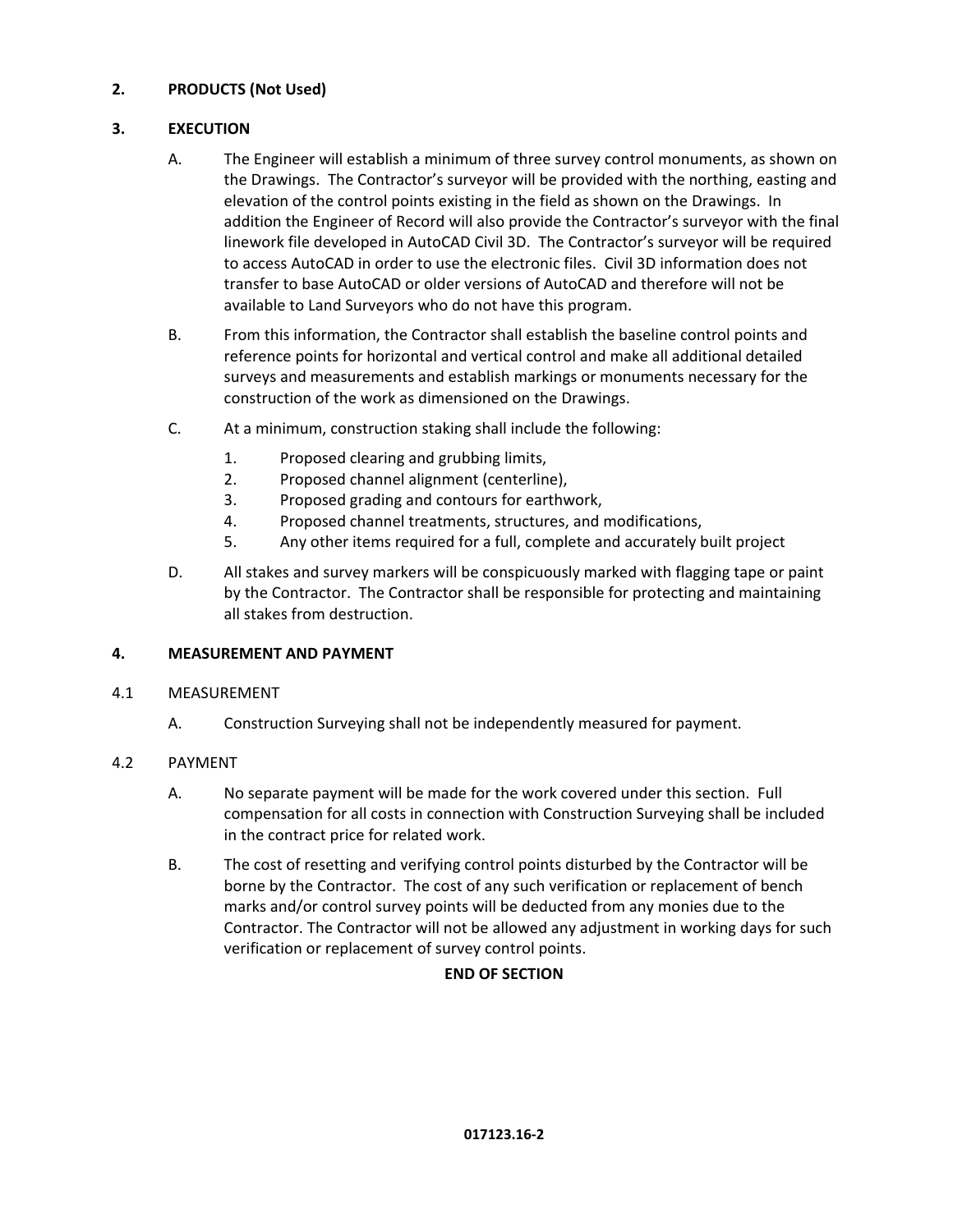## 2. PRODUCTS (Not Used)

## 3. EXECUTION

A. The Engineer will establish a minimum of three survey control monuments, as shown on the Drawings. The Contractor's surveyor will be provided with the northing, easting and elevation of the control points existing in the field as shown on the Drawings. In addition the Engineer of Record will also provide the Contractor's surveyor with the final linework file developed in AutoCAD Civil 3D. The Contractor's surveyor will be required to access AutoCAD in order to use the electronic files. Civil 3D information does not transfer to base AutoCAD or older versions of AutoCAD and therefore will not be available to Land Surveyors who do not have this program.

B. From this information, the Contractor shall establish the baseline control points and reference points for horizontal and vertical control and make all additional detailed surveys and measurements and establish markings or monuments necessary for the construction of the work as dimensioned on the Drawings.

C. At a minimum, construction staking shall include the following:

1. Proposed clearing and grubbing limits,
2. Proposed channel alignment (centerline),
3. Proposed grading and contours for earthwork,
4. Proposed channel treatments, structures, and modifications,
5. Any other items required for a full, complete and accurately built project

D. All stakes and survey markers will be conspicuously marked with flagging tape or paint by the Contractor. The Contractor shall be responsible for protecting and maintaining all stakes from destruction.

## 4. MEASUREMENT AND PAYMENT

### 4.1 MEASUREMENT

A. Construction Surveying shall not be independently measured for payment.

### 4.2 PAYMENT

A. No separate payment will be made for the work covered under this section. Full compensation for all costs in connection with Construction Surveying shall be included in the contract price for related work.

B. The cost of resetting and verifying control points disturbed by the Contractor will be borne by the Contractor. The cost of any such verification or replacement of bench marks and/or control survey points will be deducted from any monies due to the Contractor. The Contractor will not be allowed any adjustment in working days for such verification or replacement of survey control points.

**END OF SECTION**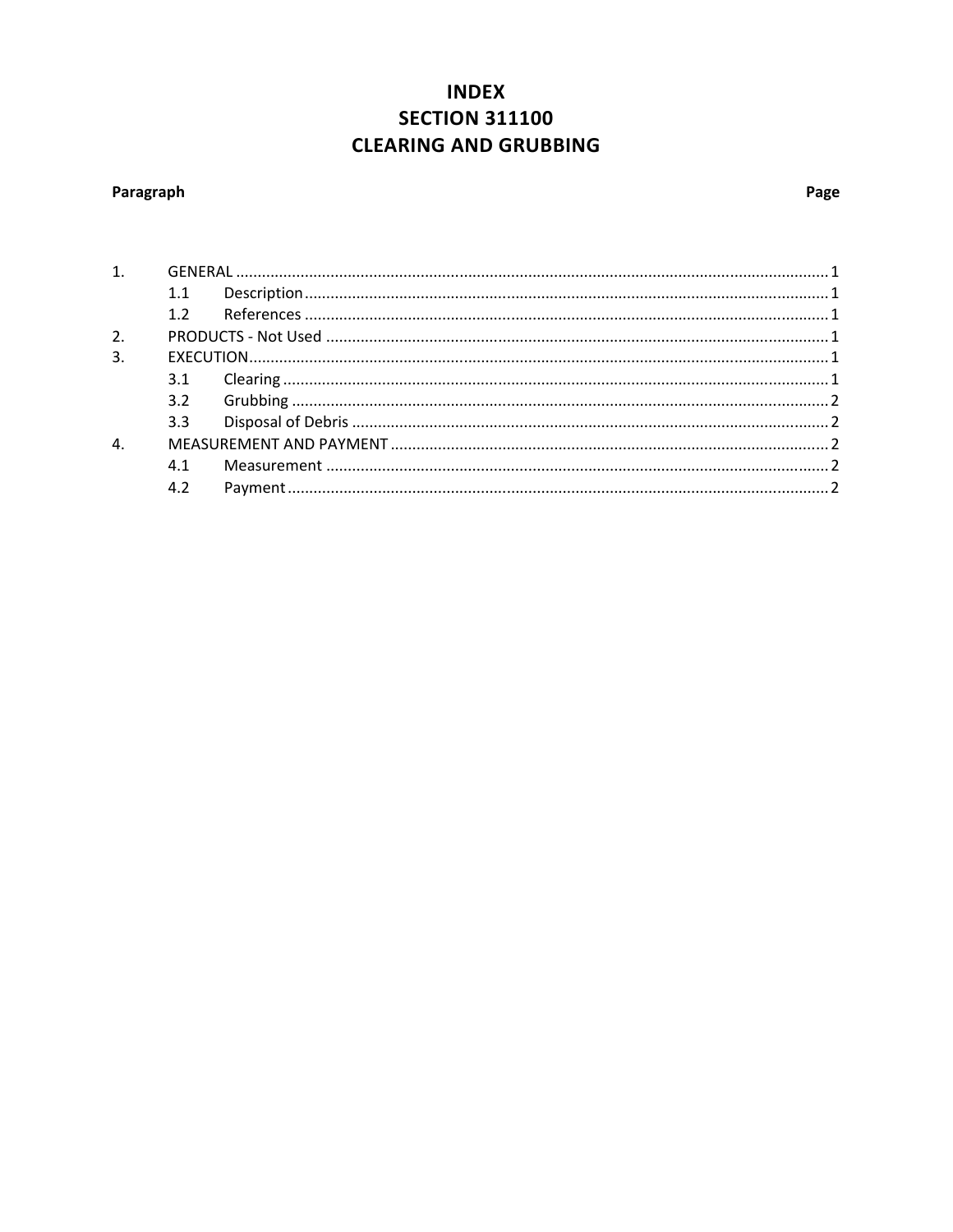# INDEX
# SECTION 311100
# CLEARING AND GRUBBING

| Paragraph | | | Page |
|---|---|---|---|
| 1. | GENERAL | | 1 |
| | 1.1 | Description | 1 |
| | 1.2 | References | 1 |
| 2. | PRODUCTS - Not Used | | 1 |
| 3. | EXECUTION | | 1 |
| | 3.1 | Clearing | 1 |
| | 3.2 | Grubbing | 2 |
| | 3.3 | Disposal of Debris | 2 |
| 4. | MEASUREMENT AND PAYMENT | | 2 |
| | 4.1 | Measurement | 2 |
| | 4.2 | Payment | 2 |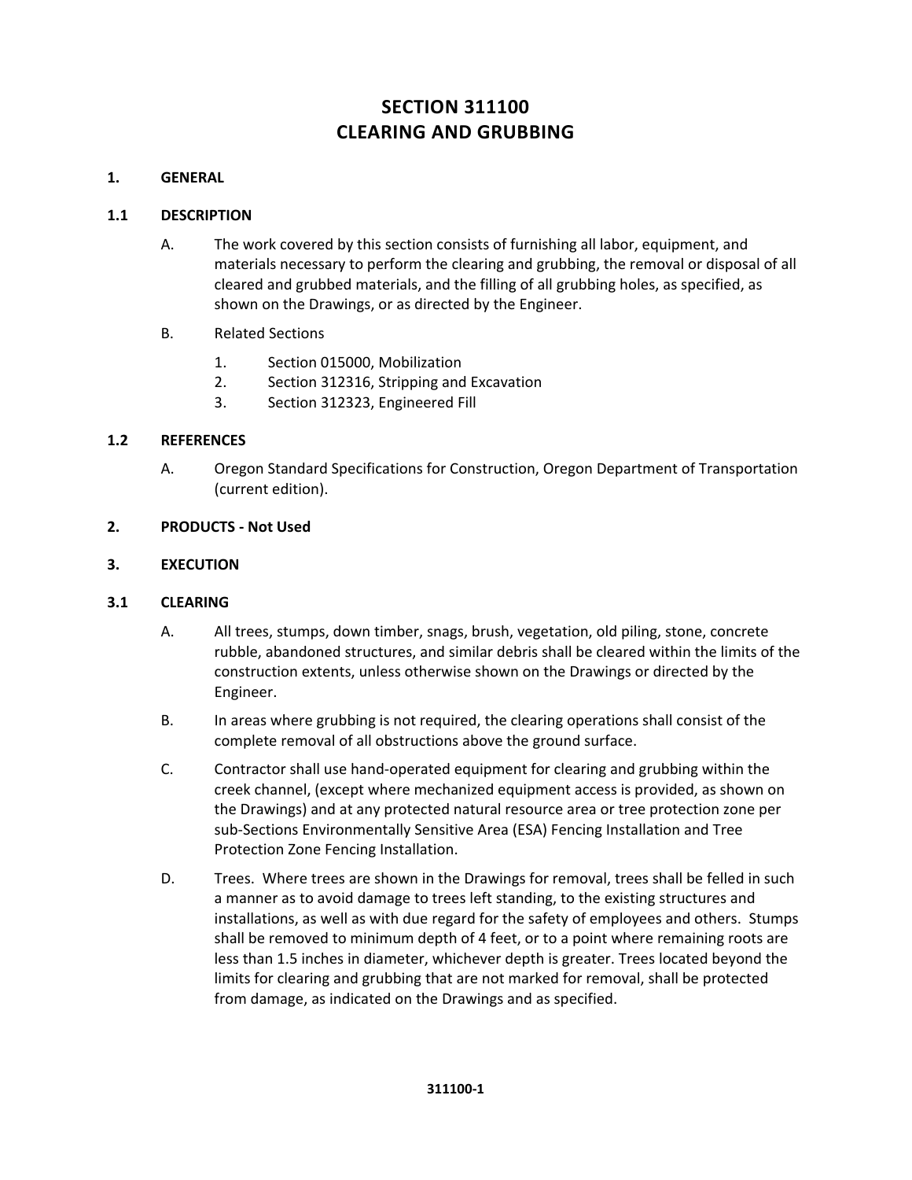# SECTION 311100
# CLEARING AND GRUBBING

## 1. GENERAL

### 1.1 DESCRIPTION

A. The work covered by this section consists of furnishing all labor, equipment, and materials necessary to perform the clearing and grubbing, the removal or disposal of all cleared and grubbed materials, and the filling of all grubbing holes, as specified, as shown on the Drawings, or as directed by the Engineer.

B. Related Sections

1. Section 015000, Mobilization
2. Section 312316, Stripping and Excavation
3. Section 312323, Engineered Fill

### 1.2 REFERENCES

A. Oregon Standard Specifications for Construction, Oregon Department of Transportation (current edition).

## 2. PRODUCTS - Not Used

## 3. EXECUTION

### 3.1 CLEARING

A. All trees, stumps, down timber, snags, brush, vegetation, old piling, stone, concrete rubble, abandoned structures, and similar debris shall be cleared within the limits of the construction extents, unless otherwise shown on the Drawings or directed by the Engineer.

B. In areas where grubbing is not required, the clearing operations shall consist of the complete removal of all obstructions above the ground surface.

C. Contractor shall use hand-operated equipment for clearing and grubbing within the creek channel, (except where mechanized equipment access is provided, as shown on the Drawings) and at any protected natural resource area or tree protection zone per sub-Sections Environmentally Sensitive Area (ESA) Fencing Installation and Tree Protection Zone Fencing Installation.

D. Trees. Where trees are shown in the Drawings for removal, trees shall be felled in such a manner as to avoid damage to trees left standing, to the existing structures and installations, as well as with due regard for the safety of employees and others. Stumps shall be removed to minimum depth of 4 feet, or to a point where remaining roots are less than 1.5 inches in diameter, whichever depth is greater. Trees located beyond the limits for clearing and grubbing that are not marked for removal, shall be protected from damage, as indicated on the Drawings and as specified.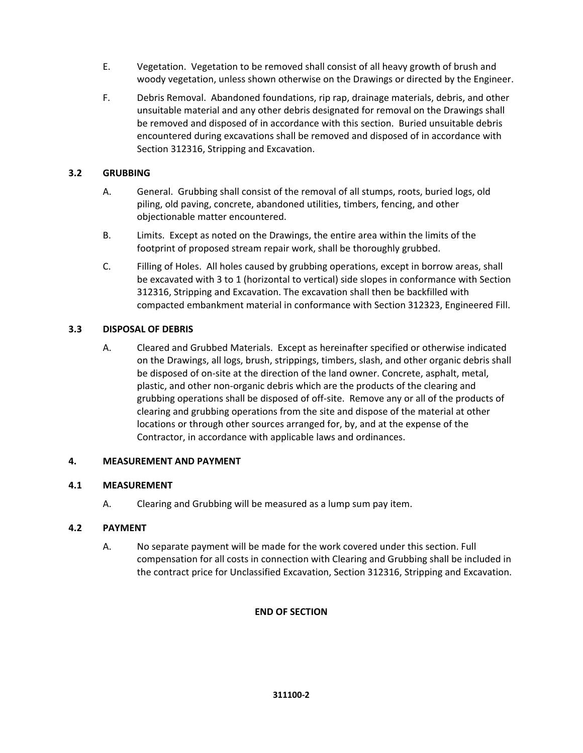E. Vegetation. Vegetation to be removed shall consist of all heavy growth of brush and woody vegetation, unless shown otherwise on the Drawings or directed by the Engineer.

F. Debris Removal. Abandoned foundations, rip rap, drainage materials, debris, and other unsuitable material and any other debris designated for removal on the Drawings shall be removed and disposed of in accordance with this section. Buried unsuitable debris encountered during excavations shall be removed and disposed of in accordance with Section 312316, Stripping and Excavation.

### 3.2 GRUBBING

A. General. Grubbing shall consist of the removal of all stumps, roots, buried logs, old piling, old paving, concrete, abandoned utilities, timbers, fencing, and other objectionable matter encountered.

B. Limits. Except as noted on the Drawings, the entire area within the limits of the footprint of proposed stream repair work, shall be thoroughly grubbed.

C. Filling of Holes. All holes caused by grubbing operations, except in borrow areas, shall be excavated with 3 to 1 (horizontal to vertical) side slopes in conformance with Section 312316, Stripping and Excavation. The excavation shall then be backfilled with compacted embankment material in conformance with Section 312323, Engineered Fill.

### 3.3 DISPOSAL OF DEBRIS

A. Cleared and Grubbed Materials. Except as hereinafter specified or otherwise indicated on the Drawings, all logs, brush, strippings, timbers, slash, and other organic debris shall be disposed of on-site at the direction of the land owner. Concrete, asphalt, metal, plastic, and other non-organic debris which are the products of the clearing and grubbing operations shall be disposed of off-site. Remove any or all of the products of clearing and grubbing operations from the site and dispose of the material at other locations or through other sources arranged for, by, and at the expense of the Contractor, in accordance with applicable laws and ordinances.

## 4. MEASUREMENT AND PAYMENT

### 4.1 MEASUREMENT

A. Clearing and Grubbing will be measured as a lump sum pay item.

### 4.2 PAYMENT

A. No separate payment will be made for the work covered under this section. Full compensation for all costs in connection with Clearing and Grubbing shall be included in the contract price for Unclassified Excavation, Section 312316, Stripping and Excavation.

**END OF SECTION**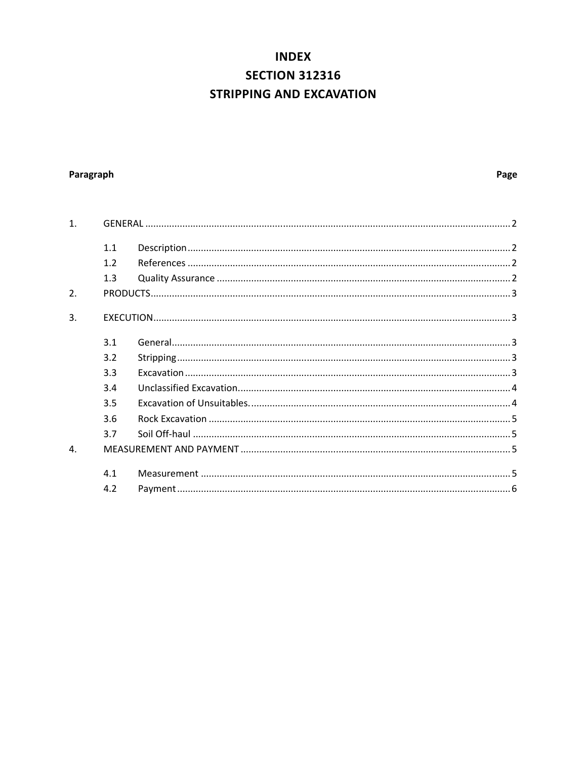# INDEX
# SECTION 312316
# STRIPPING AND EXCAVATION

| Paragraph | | | Page |
|---|---|---|---|
| 1. | GENERAL | | 2 |
| | 1.1 | Description | 2 |
| | 1.2 | References | 2 |
| | 1.3 | Quality Assurance | 2 |
| 2. | PRODUCTS | | 3 |
| 3. | EXECUTION | | 3 |
| | 3.1 | General | 3 |
| | 3.2 | Stripping | 3 |
| | 3.3 | Excavation | 3 |
| | 3.4 | Unclassified Excavation. | 4 |
| | 3.5 | Excavation of Unsuitables. | 4 |
| | 3.6 | Rock Excavation | 5 |
| | 3.7 | Soil Off-haul | 5 |
| 4. | MEASUREMENT AND PAYMENT | | 5 |
| | 4.1 | Measurement | 5 |
| | 4.2 | Payment | 6 |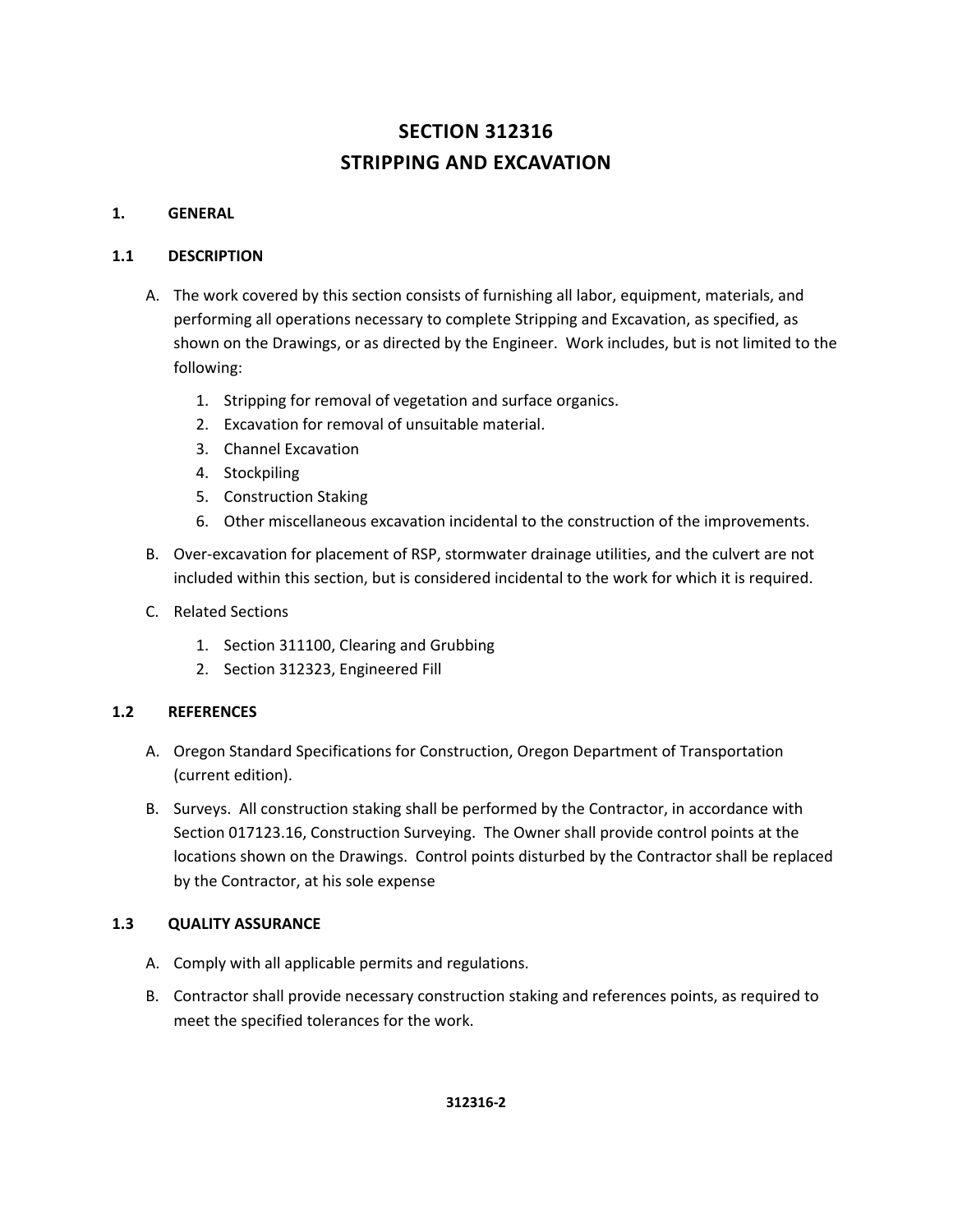# SECTION 312316
# STRIPPING AND EXCAVATION

## 1. GENERAL

### 1.1 DESCRIPTION

A. The work covered by this section consists of furnishing all labor, equipment, materials, and performing all operations necessary to complete Stripping and Excavation, as specified, as shown on the Drawings, or as directed by the Engineer. Work includes, but is not limited to the following:

   1. Stripping for removal of vegetation and surface organics.
   2. Excavation for removal of unsuitable material.
   3. Channel Excavation
   4. Stockpiling
   5. Construction Staking
   6. Other miscellaneous excavation incidental to the construction of the improvements.

B. Over-excavation for placement of RSP, stormwater drainage utilities, and the culvert are not included within this section, but is considered incidental to the work for which it is required.

C. Related Sections

   1. Section 311100, Clearing and Grubbing
   2. Section 312323, Engineered Fill

### 1.2 REFERENCES

A. Oregon Standard Specifications for Construction, Oregon Department of Transportation (current edition).

B. Surveys. All construction staking shall be performed by the Contractor, in accordance with Section 017123.16, Construction Surveying. The Owner shall provide control points at the locations shown on the Drawings. Control points disturbed by the Contractor shall be replaced by the Contractor, at his sole expense

### 1.3 QUALITY ASSURANCE

A. Comply with all applicable permits and regulations.

B. Contractor shall provide necessary construction staking and references points, as required to meet the specified tolerances for the work.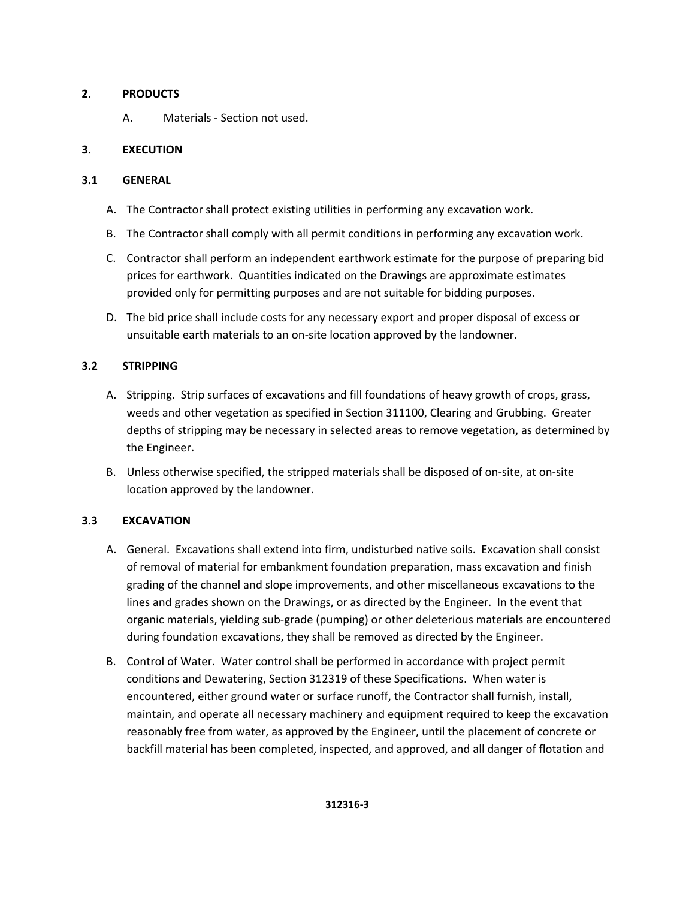## 2. PRODUCTS

A. Materials - Section not used.

## 3. EXECUTION

### 3.1 GENERAL

A. The Contractor shall protect existing utilities in performing any excavation work.

B. The Contractor shall comply with all permit conditions in performing any excavation work.

C. Contractor shall perform an independent earthwork estimate for the purpose of preparing bid prices for earthwork. Quantities indicated on the Drawings are approximate estimates provided only for permitting purposes and are not suitable for bidding purposes.

D. The bid price shall include costs for any necessary export and proper disposal of excess or unsuitable earth materials to an on-site location approved by the landowner.

### 3.2 STRIPPING

A. Stripping. Strip surfaces of excavations and fill foundations of heavy growth of crops, grass, weeds and other vegetation as specified in Section 311100, Clearing and Grubbing. Greater depths of stripping may be necessary in selected areas to remove vegetation, as determined by the Engineer.

B. Unless otherwise specified, the stripped materials shall be disposed of on-site, at on-site location approved by the landowner.

### 3.3 EXCAVATION

A. General. Excavations shall extend into firm, undisturbed native soils. Excavation shall consist of removal of material for embankment foundation preparation, mass excavation and finish grading of the channel and slope improvements, and other miscellaneous excavations to the lines and grades shown on the Drawings, or as directed by the Engineer. In the event that organic materials, yielding sub-grade (pumping) or other deleterious materials are encountered during foundation excavations, they shall be removed as directed by the Engineer.

B. Control of Water. Water control shall be performed in accordance with project permit conditions and Dewatering, Section 312319 of these Specifications. When water is encountered, either ground water or surface runoff, the Contractor shall furnish, install, maintain, and operate all necessary machinery and equipment required to keep the excavation reasonably free from water, as approved by the Engineer, until the placement of concrete or backfill material has been completed, inspected, and approved, and all danger of flotation and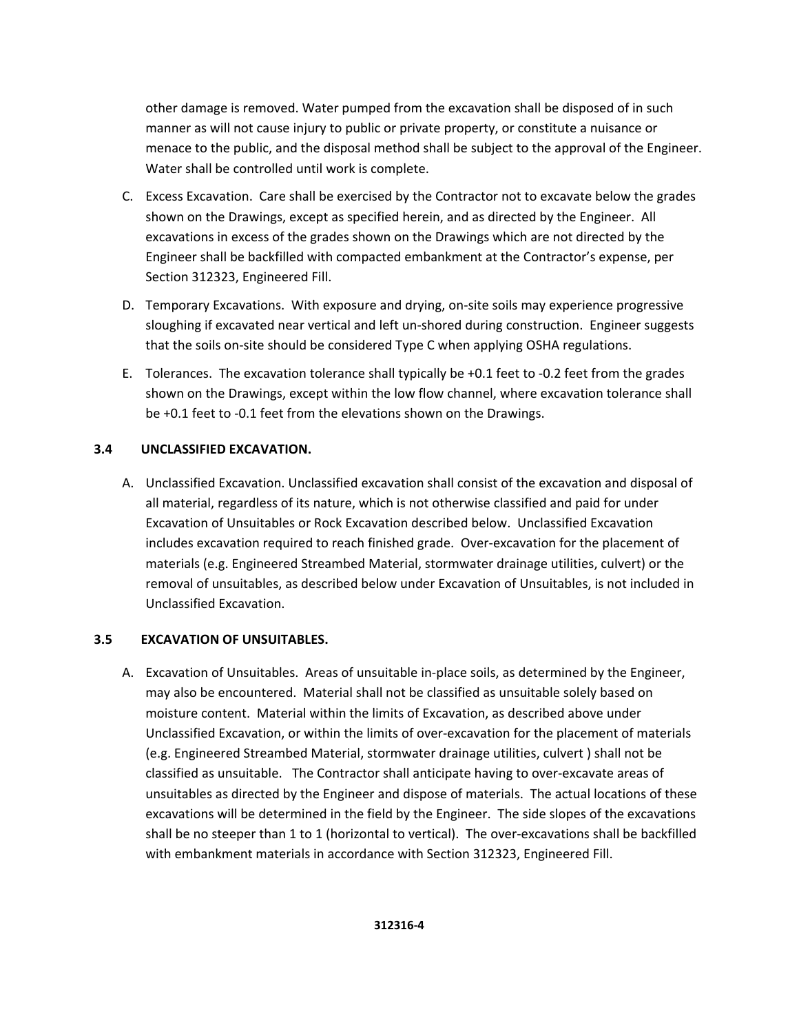other damage is removed. Water pumped from the excavation shall be disposed of in such manner as will not cause injury to public or private property, or constitute a nuisance or menace to the public, and the disposal method shall be subject to the approval of the Engineer. Water shall be controlled until work is complete.

C. Excess Excavation. Care shall be exercised by the Contractor not to excavate below the grades shown on the Drawings, except as specified herein, and as directed by the Engineer. All excavations in excess of the grades shown on the Drawings which are not directed by the Engineer shall be backfilled with compacted embankment at the Contractor's expense, per Section 312323, Engineered Fill.

D. Temporary Excavations. With exposure and drying, on-site soils may experience progressive sloughing if excavated near vertical and left un-shored during construction. Engineer suggests that the soils on-site should be considered Type C when applying OSHA regulations.

E. Tolerances. The excavation tolerance shall typically be +0.1 feet to -0.2 feet from the grades shown on the Drawings, except within the low flow channel, where excavation tolerance shall be +0.1 feet to -0.1 feet from the elevations shown on the Drawings.

### 3.4 UNCLASSIFIED EXCAVATION.

A. Unclassified Excavation. Unclassified excavation shall consist of the excavation and disposal of all material, regardless of its nature, which is not otherwise classified and paid for under Excavation of Unsuitables or Rock Excavation described below. Unclassified Excavation includes excavation required to reach finished grade. Over-excavation for the placement of materials (e.g. Engineered Streambed Material, stormwater drainage utilities, culvert) or the removal of unsuitables, as described below under Excavation of Unsuitables, is not included in Unclassified Excavation.

### 3.5 EXCAVATION OF UNSUITABLES.

A. Excavation of Unsuitables. Areas of unsuitable in-place soils, as determined by the Engineer, may also be encountered. Material shall not be classified as unsuitable solely based on moisture content. Material within the limits of Excavation, as described above under Unclassified Excavation, or within the limits of over-excavation for the placement of materials (e.g. Engineered Streambed Material, stormwater drainage utilities, culvert ) shall not be classified as unsuitable. The Contractor shall anticipate having to over-excavate areas of unsuitables as directed by the Engineer and dispose of materials. The actual locations of these excavations will be determined in the field by the Engineer. The side slopes of the excavations shall be no steeper than 1 to 1 (horizontal to vertical). The over-excavations shall be backfilled with embankment materials in accordance with Section 312323, Engineered Fill.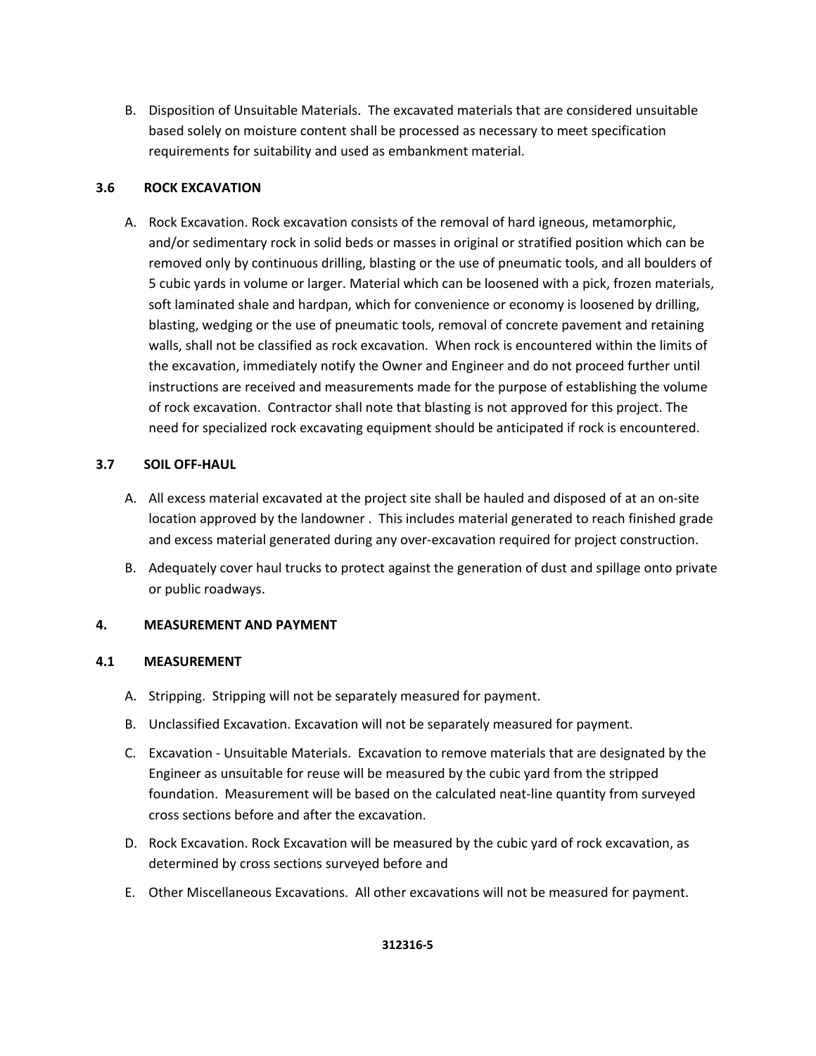B. Disposition of Unsuitable Materials. The excavated materials that are considered unsuitable based solely on moisture content shall be processed as necessary to meet specification requirements for suitability and used as embankment material.

### 3.6 ROCK EXCAVATION

A. Rock Excavation. Rock excavation consists of the removal of hard igneous, metamorphic, and/or sedimentary rock in solid beds or masses in original or stratified position which can be removed only by continuous drilling, blasting or the use of pneumatic tools, and all boulders of 5 cubic yards in volume or larger. Material which can be loosened with a pick, frozen materials, soft laminated shale and hardpan, which for convenience or economy is loosened by drilling, blasting, wedging or the use of pneumatic tools, removal of concrete pavement and retaining walls, shall not be classified as rock excavation. When rock is encountered within the limits of the excavation, immediately notify the Owner and Engineer and do not proceed further until instructions are received and measurements made for the purpose of establishing the volume of rock excavation. Contractor shall note that blasting is not approved for this project. The need for specialized rock excavating equipment should be anticipated if rock is encountered.

### 3.7 SOIL OFF-HAUL

A. All excess material excavated at the project site shall be hauled and disposed of at an on-site location approved by the landowner . This includes material generated to reach finished grade and excess material generated during any over-excavation required for project construction.

B. Adequately cover haul trucks to protect against the generation of dust and spillage onto private or public roadways.

## 4. MEASUREMENT AND PAYMENT

### 4.1 MEASUREMENT

A. Stripping. Stripping will not be separately measured for payment.

B. Unclassified Excavation. Excavation will not be separately measured for payment.

C. Excavation - Unsuitable Materials. Excavation to remove materials that are designated by the Engineer as unsuitable for reuse will be measured by the cubic yard from the stripped foundation. Measurement will be based on the calculated neat-line quantity from surveyed cross sections before and after the excavation.

D. Rock Excavation. Rock Excavation will be measured by the cubic yard of rock excavation, as determined by cross sections surveyed before and

E. Other Miscellaneous Excavations. All other excavations will not be measured for payment.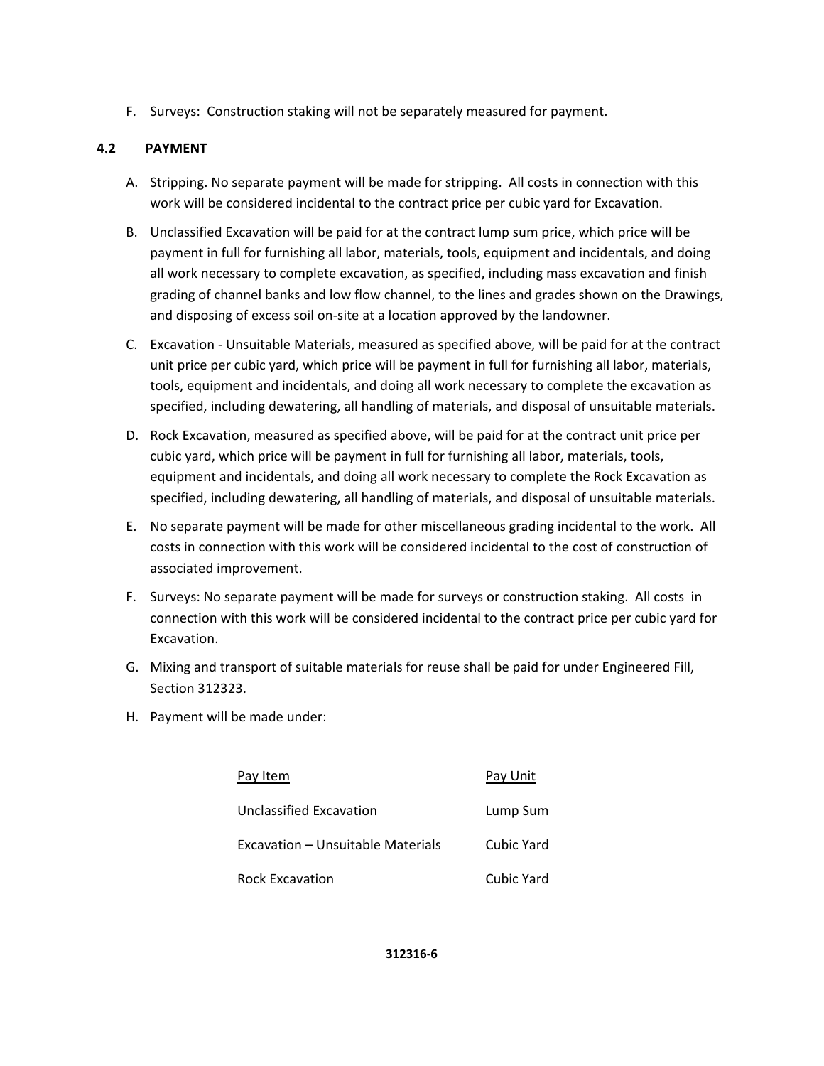F. Surveys: Construction staking will not be separately measured for payment.

## 4.2 PAYMENT

A. Stripping. No separate payment will be made for stripping. All costs in connection with this work will be considered incidental to the contract price per cubic yard for Excavation.

B. Unclassified Excavation will be paid for at the contract lump sum price, which price will be payment in full for furnishing all labor, materials, tools, equipment and incidentals, and doing all work necessary to complete excavation, as specified, including mass excavation and finish grading of channel banks and low flow channel, to the lines and grades shown on the Drawings, and disposing of excess soil on-site at a location approved by the landowner.

C. Excavation - Unsuitable Materials, measured as specified above, will be paid for at the contract unit price per cubic yard, which price will be payment in full for furnishing all labor, materials, tools, equipment and incidentals, and doing all work necessary to complete the excavation as specified, including dewatering, all handling of materials, and disposal of unsuitable materials.

D. Rock Excavation, measured as specified above, will be paid for at the contract unit price per cubic yard, which price will be payment in full for furnishing all labor, materials, tools, equipment and incidentals, and doing all work necessary to complete the Rock Excavation as specified, including dewatering, all handling of materials, and disposal of unsuitable materials.

E. No separate payment will be made for other miscellaneous grading incidental to the work. All costs in connection with this work will be considered incidental to the cost of construction of associated improvement.

F. Surveys: No separate payment will be made for surveys or construction staking. All costs in connection with this work will be considered incidental to the contract price per cubic yard for Excavation.

G. Mixing and transport of suitable materials for reuse shall be paid for under Engineered Fill, Section 312323.

H. Payment will be made under:

| Pay Item | Pay Unit |
|---|---|
| Unclassified Excavation | Lump Sum |
| Excavation – Unsuitable Materials | Cubic Yard |
| Rock Excavation | Cubic Yard |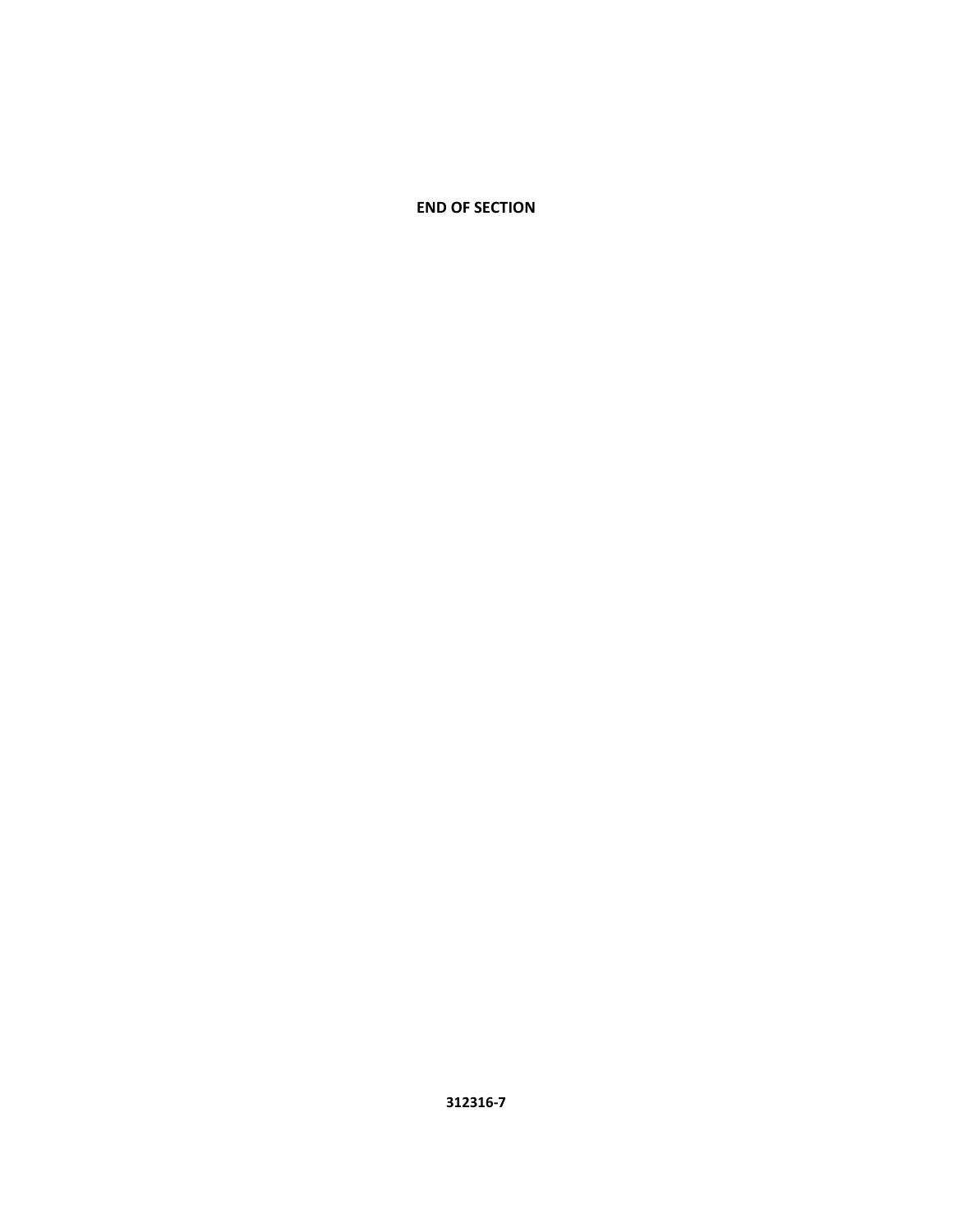**END OF SECTION**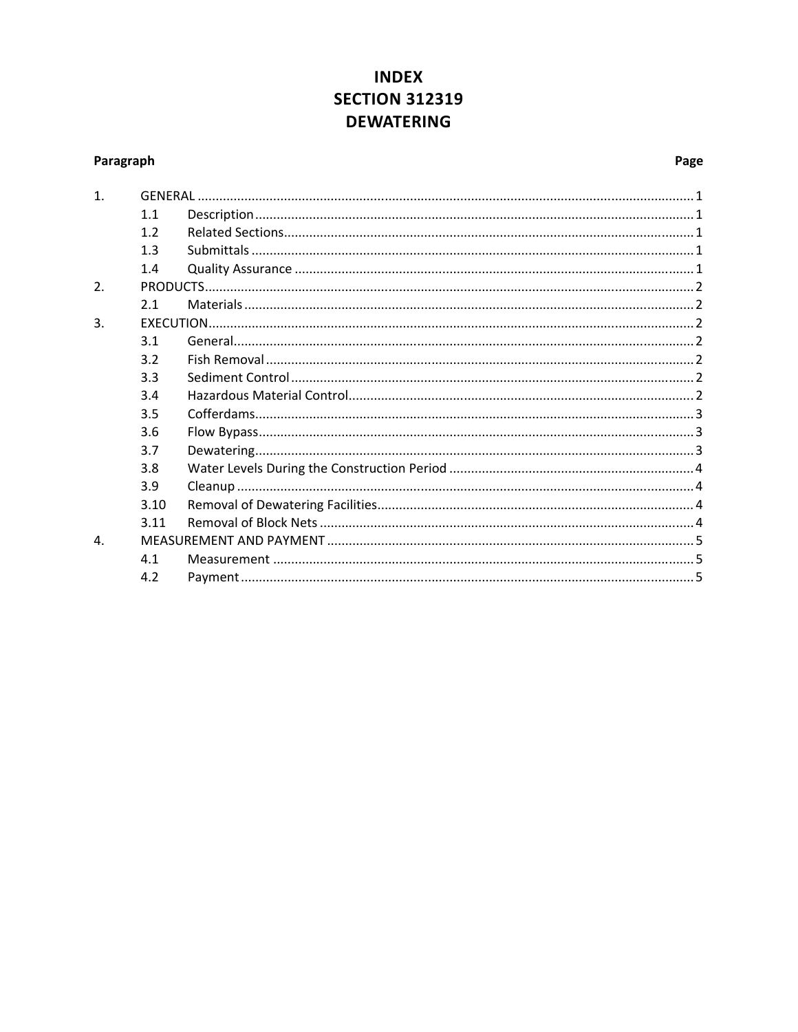# INDEX
# SECTION 312319
# DEWATERING

| Paragraph | | | Page |
|---|---|---|---|
| 1. | GENERAL | | 1 |
| | 1.1 | Description | 1 |
| | 1.2 | Related Sections | 1 |
| | 1.3 | Submittals | 1 |
| | 1.4 | Quality Assurance | 1 |
| 2. | PRODUCTS | | 2 |
| | 2.1 | Materials | 2 |
| 3. | EXECUTION | | 2 |
| | 3.1 | General | 2 |
| | 3.2 | Fish Removal | 2 |
| | 3.3 | Sediment Control | 2 |
| | 3.4 | Hazardous Material Control | 2 |
| | 3.5 | Cofferdams | 3 |
| | 3.6 | Flow Bypass | 3 |
| | 3.7 | Dewatering | 3 |
| | 3.8 | Water Levels During the Construction Period | 4 |
| | 3.9 | Cleanup | 4 |
| | 3.10 | Removal of Dewatering Facilities | 4 |
| | 3.11 | Removal of Block Nets | 4 |
| 4. | MEASUREMENT AND PAYMENT | | 5 |
| | 4.1 | Measurement | 5 |
| | 4.2 | Payment | 5 |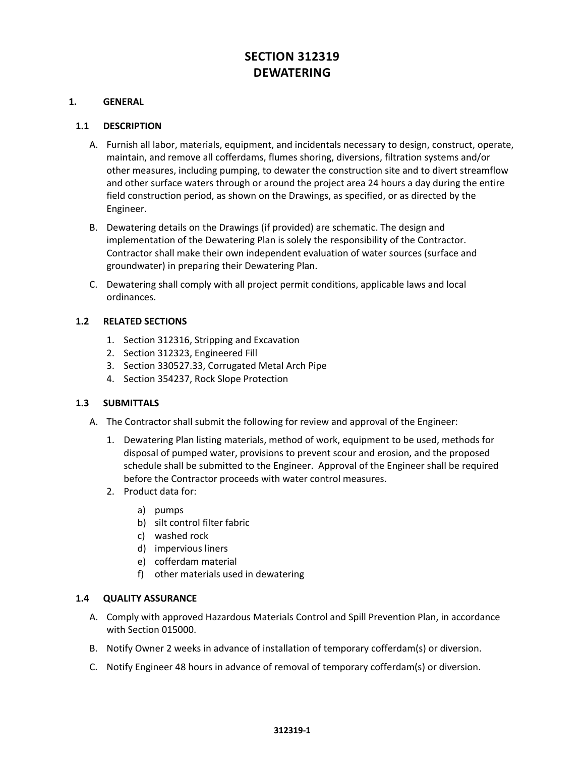# SECTION 312319
# DEWATERING

## 1. GENERAL

### 1.1 DESCRIPTION

A. Furnish all labor, materials, equipment, and incidentals necessary to design, construct, operate, maintain, and remove all cofferdams, flumes shoring, diversions, filtration systems and/or other measures, including pumping, to dewater the construction site and to divert streamflow and other surface waters through or around the project area 24 hours a day during the entire field construction period, as shown on the Drawings, as specified, or as directed by the Engineer.

B. Dewatering details on the Drawings (if provided) are schematic. The design and implementation of the Dewatering Plan is solely the responsibility of the Contractor. Contractor shall make their own independent evaluation of water sources (surface and groundwater) in preparing their Dewatering Plan.

C. Dewatering shall comply with all project permit conditions, applicable laws and local ordinances.

### 1.2 RELATED SECTIONS

1. Section 312316, Stripping and Excavation
2. Section 312323, Engineered Fill
3. Section 330527.33, Corrugated Metal Arch Pipe
4. Section 354237, Rock Slope Protection

### 1.3 SUBMITTALS

A. The Contractor shall submit the following for review and approval of the Engineer:

1. Dewatering Plan listing materials, method of work, equipment to be used, methods for disposal of pumped water, provisions to prevent scour and erosion, and the proposed schedule shall be submitted to the Engineer. Approval of the Engineer shall be required before the Contractor proceeds with water control measures.
2. Product data for:
   a) pumps
   b) silt control filter fabric
   c) washed rock
   d) impervious liners
   e) cofferdam material
   f) other materials used in dewatering

### 1.4 QUALITY ASSURANCE

A. Comply with approved Hazardous Materials Control and Spill Prevention Plan, in accordance with Section 015000.

B. Notify Owner 2 weeks in advance of installation of temporary cofferdam(s) or diversion.

C. Notify Engineer 48 hours in advance of removal of temporary cofferdam(s) or diversion.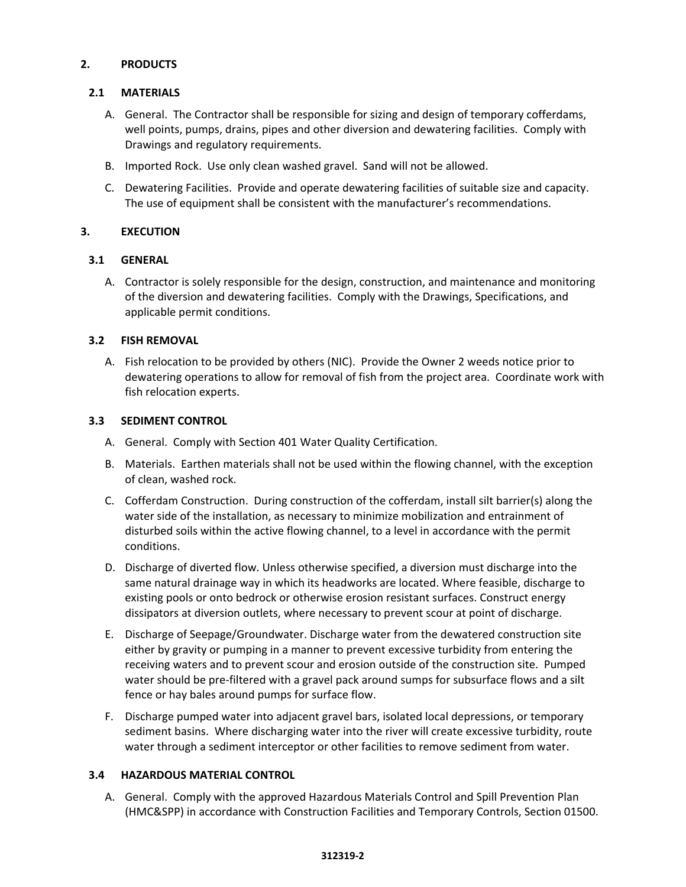## 2. PRODUCTS

### 2.1 MATERIALS

A. General. The Contractor shall be responsible for sizing and design of temporary cofferdams, well points, pumps, drains, pipes and other diversion and dewatering facilities. Comply with Drawings and regulatory requirements.

B. Imported Rock. Use only clean washed gravel. Sand will not be allowed.

C. Dewatering Facilities. Provide and operate dewatering facilities of suitable size and capacity. The use of equipment shall be consistent with the manufacturer's recommendations.

## 3. EXECUTION

### 3.1 GENERAL

A. Contractor is solely responsible for the design, construction, and maintenance and monitoring of the diversion and dewatering facilities. Comply with the Drawings, Specifications, and applicable permit conditions.

### 3.2 FISH REMOVAL

A. Fish relocation to be provided by others (NIC). Provide the Owner 2 weeds notice prior to dewatering operations to allow for removal of fish from the project area. Coordinate work with fish relocation experts.

### 3.3 SEDIMENT CONTROL

A. General. Comply with Section 401 Water Quality Certification.

B. Materials. Earthen materials shall not be used within the flowing channel, with the exception of clean, washed rock.

C. Cofferdam Construction. During construction of the cofferdam, install silt barrier(s) along the water side of the installation, as necessary to minimize mobilization and entrainment of disturbed soils within the active flowing channel, to a level in accordance with the permit conditions.

D. Discharge of diverted flow. Unless otherwise specified, a diversion must discharge into the same natural drainage way in which its headworks are located. Where feasible, discharge to existing pools or onto bedrock or otherwise erosion resistant surfaces. Construct energy dissipators at diversion outlets, where necessary to prevent scour at point of discharge.

E. Discharge of Seepage/Groundwater. Discharge water from the dewatered construction site either by gravity or pumping in a manner to prevent excessive turbidity from entering the receiving waters and to prevent scour and erosion outside of the construction site. Pumped water should be pre-filtered with a gravel pack around sumps for subsurface flows and a silt fence or hay bales around pumps for surface flow.

F. Discharge pumped water into adjacent gravel bars, isolated local depressions, or temporary sediment basins. Where discharging water into the river will create excessive turbidity, route water through a sediment interceptor or other facilities to remove sediment from water.

### 3.4 HAZARDOUS MATERIAL CONTROL

A. General. Comply with the approved Hazardous Materials Control and Spill Prevention Plan (HMC&SPP) in accordance with Construction Facilities and Temporary Controls, Section 01500.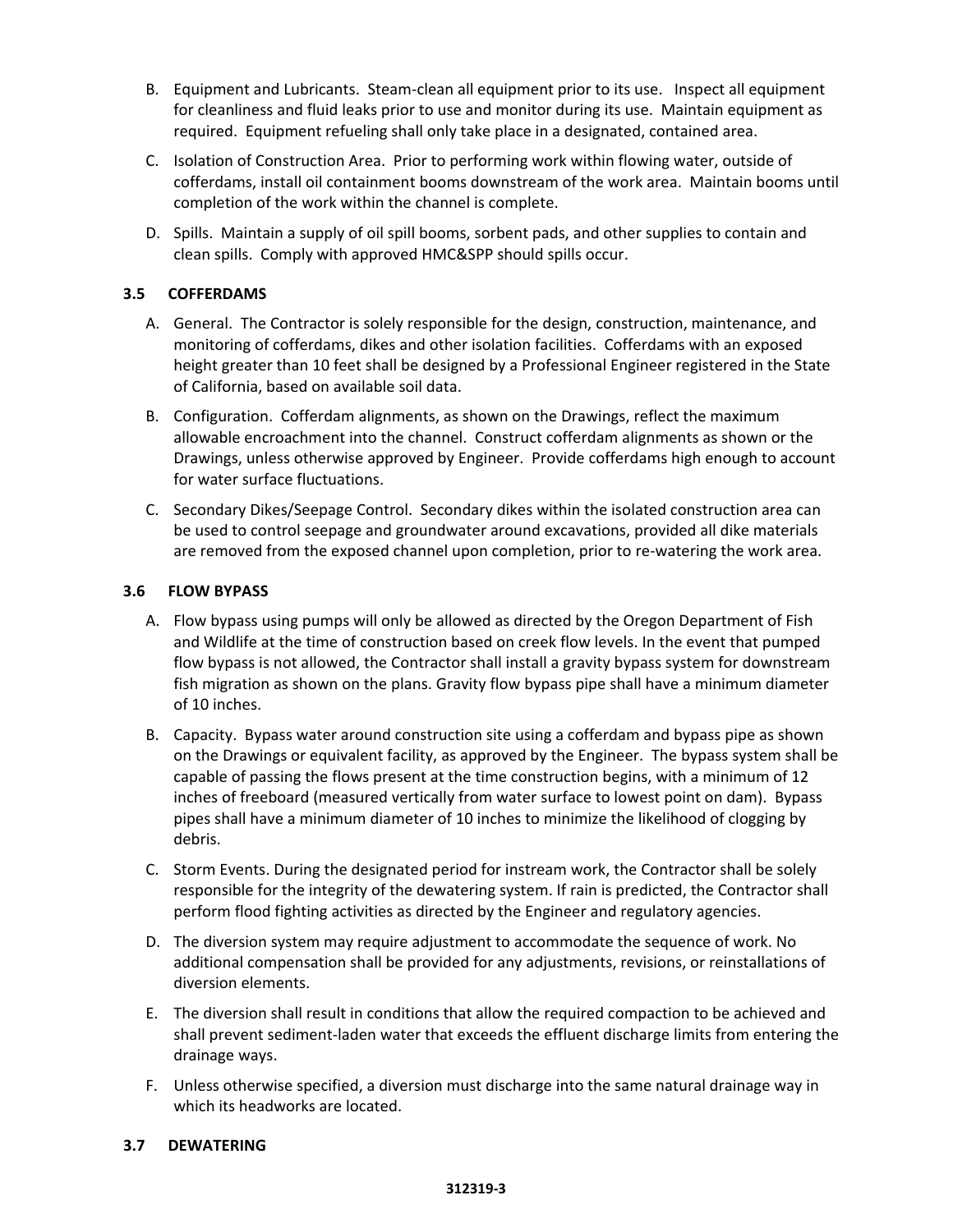B. Equipment and Lubricants. Steam-clean all equipment prior to its use. Inspect all equipment for cleanliness and fluid leaks prior to use and monitor during its use. Maintain equipment as required. Equipment refueling shall only take place in a designated, contained area.

C. Isolation of Construction Area. Prior to performing work within flowing water, outside of cofferdams, install oil containment booms downstream of the work area. Maintain booms until completion of the work within the channel is complete.

D. Spills. Maintain a supply of oil spill booms, sorbent pads, and other supplies to contain and clean spills. Comply with approved HMC&SPP should spills occur.

### 3.5 COFFERDAMS

A. General. The Contractor is solely responsible for the design, construction, maintenance, and monitoring of cofferdams, dikes and other isolation facilities. Cofferdams with an exposed height greater than 10 feet shall be designed by a Professional Engineer registered in the State of California, based on available soil data.

B. Configuration. Cofferdam alignments, as shown on the Drawings, reflect the maximum allowable encroachment into the channel. Construct cofferdam alignments as shown or the Drawings, unless otherwise approved by Engineer. Provide cofferdams high enough to account for water surface fluctuations.

C. Secondary Dikes/Seepage Control. Secondary dikes within the isolated construction area can be used to control seepage and groundwater around excavations, provided all dike materials are removed from the exposed channel upon completion, prior to re-watering the work area.

### 3.6 FLOW BYPASS

A. Flow bypass using pumps will only be allowed as directed by the Oregon Department of Fish and Wildlife at the time of construction based on creek flow levels. In the event that pumped flow bypass is not allowed, the Contractor shall install a gravity bypass system for downstream fish migration as shown on the plans. Gravity flow bypass pipe shall have a minimum diameter of 10 inches.

B. Capacity. Bypass water around construction site using a cofferdam and bypass pipe as shown on the Drawings or equivalent facility, as approved by the Engineer. The bypass system shall be capable of passing the flows present at the time construction begins, with a minimum of 12 inches of freeboard (measured vertically from water surface to lowest point on dam). Bypass pipes shall have a minimum diameter of 10 inches to minimize the likelihood of clogging by debris.

C. Storm Events. During the designated period for instream work, the Contractor shall be solely responsible for the integrity of the dewatering system. If rain is predicted, the Contractor shall perform flood fighting activities as directed by the Engineer and regulatory agencies.

D. The diversion system may require adjustment to accommodate the sequence of work. No additional compensation shall be provided for any adjustments, revisions, or reinstallations of diversion elements.

E. The diversion shall result in conditions that allow the required compaction to be achieved and shall prevent sediment-laden water that exceeds the effluent discharge limits from entering the drainage ways.

F. Unless otherwise specified, a diversion must discharge into the same natural drainage way in which its headworks are located.

### 3.7 DEWATERING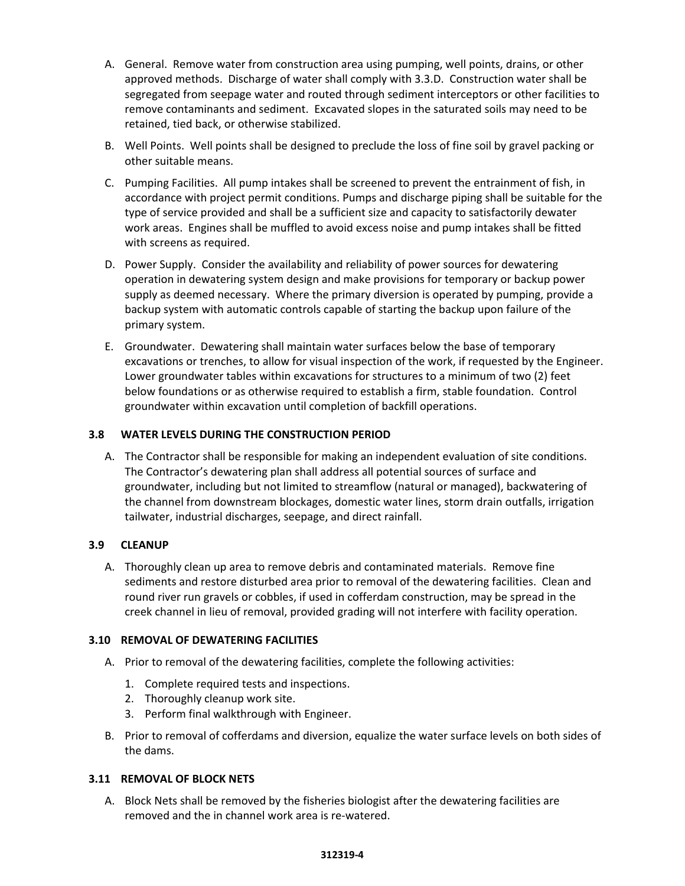A. General. Remove water from construction area using pumping, well points, drains, or other approved methods. Discharge of water shall comply with 3.3.D. Construction water shall be segregated from seepage water and routed through sediment interceptors or other facilities to remove contaminants and sediment. Excavated slopes in the saturated soils may need to be retained, tied back, or otherwise stabilized.

B. Well Points. Well points shall be designed to preclude the loss of fine soil by gravel packing or other suitable means.

C. Pumping Facilities. All pump intakes shall be screened to prevent the entrainment of fish, in accordance with project permit conditions. Pumps and discharge piping shall be suitable for the type of service provided and shall be a sufficient size and capacity to satisfactorily dewater work areas. Engines shall be muffled to avoid excess noise and pump intakes shall be fitted with screens as required.

D. Power Supply. Consider the availability and reliability of power sources for dewatering operation in dewatering system design and make provisions for temporary or backup power supply as deemed necessary. Where the primary diversion is operated by pumping, provide a backup system with automatic controls capable of starting the backup upon failure of the primary system.

E. Groundwater. Dewatering shall maintain water surfaces below the base of temporary excavations or trenches, to allow for visual inspection of the work, if requested by the Engineer. Lower groundwater tables within excavations for structures to a minimum of two (2) feet below foundations or as otherwise required to establish a firm, stable foundation. Control groundwater within excavation until completion of backfill operations.

### 3.8 WATER LEVELS DURING THE CONSTRUCTION PERIOD

A. The Contractor shall be responsible for making an independent evaluation of site conditions. The Contractor's dewatering plan shall address all potential sources of surface and groundwater, including but not limited to streamflow (natural or managed), backwatering of the channel from downstream blockages, domestic water lines, storm drain outfalls, irrigation tailwater, industrial discharges, seepage, and direct rainfall.

### 3.9 CLEANUP

A. Thoroughly clean up area to remove debris and contaminated materials. Remove fine sediments and restore disturbed area prior to removal of the dewatering facilities. Clean and round river run gravels or cobbles, if used in cofferdam construction, may be spread in the creek channel in lieu of removal, provided grading will not interfere with facility operation.

### 3.10 REMOVAL OF DEWATERING FACILITIES

A. Prior to removal of the dewatering facilities, complete the following activities:

1. Complete required tests and inspections.
2. Thoroughly cleanup work site.
3. Perform final walkthrough with Engineer.

B. Prior to removal of cofferdams and diversion, equalize the water surface levels on both sides of the dams.

### 3.11 REMOVAL OF BLOCK NETS

A. Block Nets shall be removed by the fisheries biologist after the dewatering facilities are removed and the in channel work area is re-watered.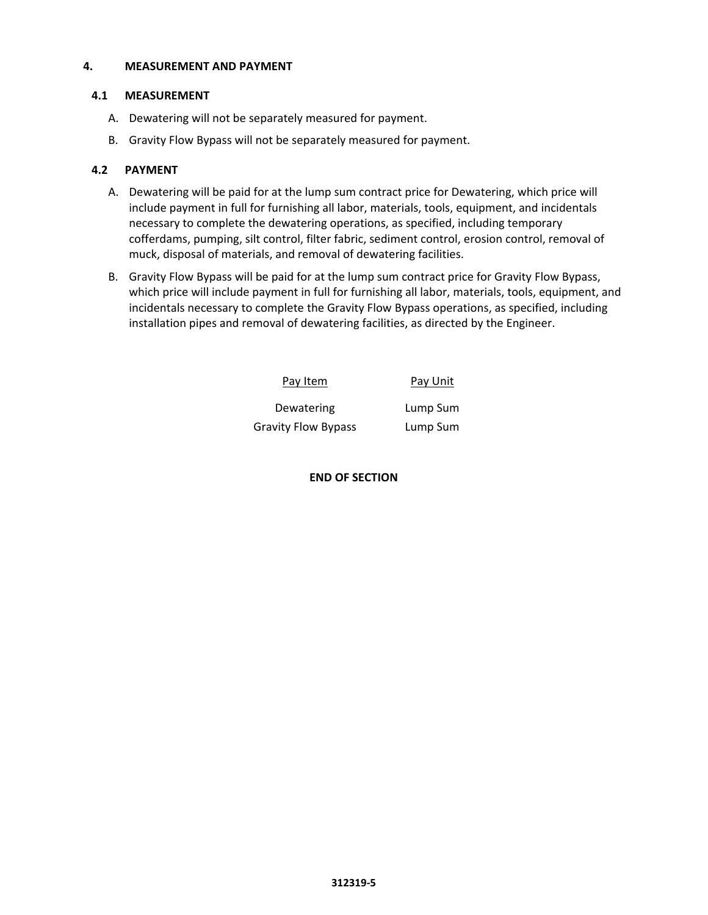## 4. MEASUREMENT AND PAYMENT

### 4.1 MEASUREMENT

A. Dewatering will not be separately measured for payment.

B. Gravity Flow Bypass will not be separately measured for payment.

### 4.2 PAYMENT

A. Dewatering will be paid for at the lump sum contract price for Dewatering, which price will include payment in full for furnishing all labor, materials, tools, equipment, and incidentals necessary to complete the dewatering operations, as specified, including temporary cofferdams, pumping, silt control, filter fabric, sediment control, erosion control, removal of muck, disposal of materials, and removal of dewatering facilities.

B. Gravity Flow Bypass will be paid for at the lump sum contract price for Gravity Flow Bypass, which price will include payment in full for furnishing all labor, materials, tools, equipment, and incidentals necessary to complete the Gravity Flow Bypass operations, as specified, including installation pipes and removal of dewatering facilities, as directed by the Engineer.

| Pay Item | Pay Unit |
|---|---|
| Dewatering | Lump Sum |
| Gravity Flow Bypass | Lump Sum |

**END OF SECTION**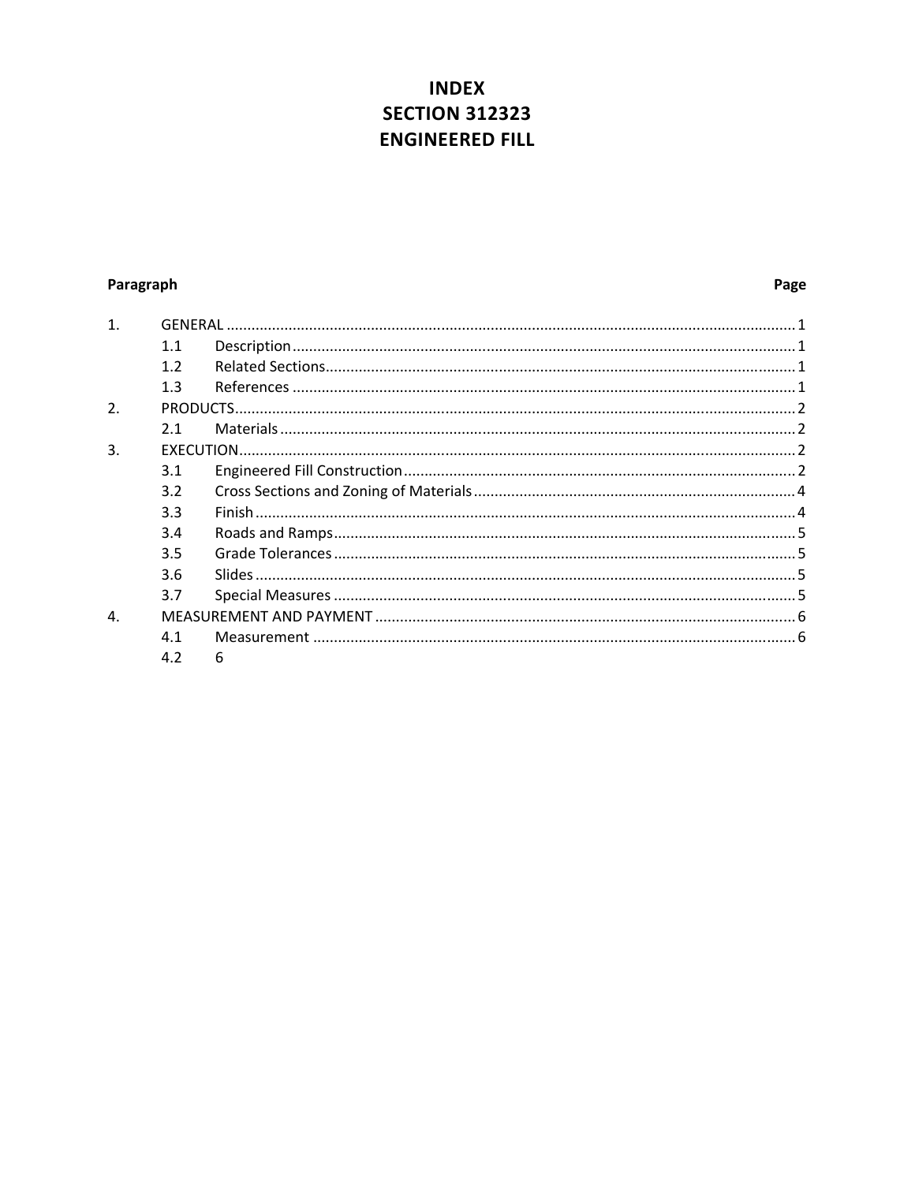# INDEX
# SECTION 312323
# ENGINEERED FILL

| Paragraph | | | Page |
|---|---|---|---|
| 1. | GENERAL | | 1 |
| | 1.1 | Description | 1 |
| | 1.2 | Related Sections | 1 |
| | 1.3 | References | 1 |
| 2. | PRODUCTS | | 2 |
| | 2.1 | Materials | 2 |
| 3. | EXECUTION | | 2 |
| | 3.1 | Engineered Fill Construction | 2 |
| | 3.2 | Cross Sections and Zoning of Materials | 4 |
| | 3.3 | Finish | 4 |
| | 3.4 | Roads and Ramps | 5 |
| | 3.5 | Grade Tolerances | 5 |
| | 3.6 | Slides | 5 |
| | 3.7 | Special Measures | 5 |
| 4. | MEASUREMENT AND PAYMENT | | 6 |
| | 4.1 | Measurement | 6 |
| | 4.2 | 6 | |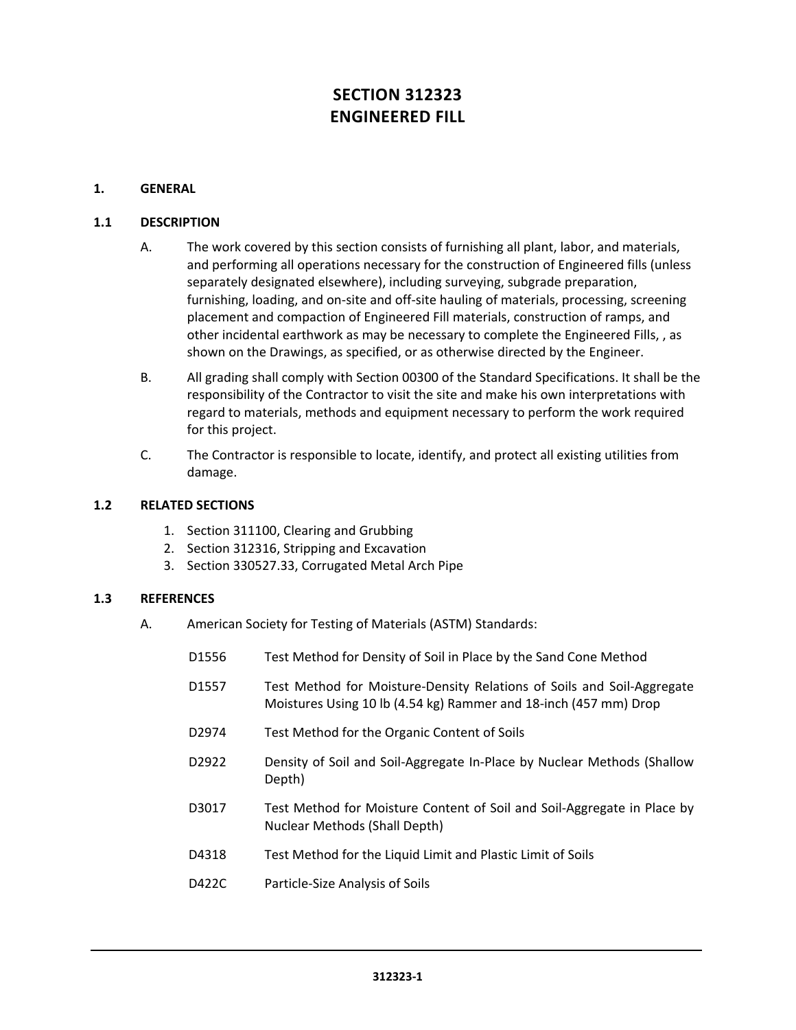# SECTION 312323
# ENGINEERED FILL

## 1. GENERAL

### 1.1 DESCRIPTION

A. The work covered by this section consists of furnishing all plant, labor, and materials, and performing all operations necessary for the construction of Engineered fills (unless separately designated elsewhere), including surveying, subgrade preparation, furnishing, loading, and on-site and off-site hauling of materials, processing, screening placement and compaction of Engineered Fill materials, construction of ramps, and other incidental earthwork as may be necessary to complete the Engineered Fills, , as shown on the Drawings, as specified, or as otherwise directed by the Engineer.

B. All grading shall comply with Section 00300 of the Standard Specifications. It shall be the responsibility of the Contractor to visit the site and make his own interpretations with regard to materials, methods and equipment necessary to perform the work required for this project.

C. The Contractor is responsible to locate, identify, and protect all existing utilities from damage.

### 1.2 RELATED SECTIONS

1. Section 311100, Clearing and Grubbing
2. Section 312316, Stripping and Excavation
3. Section 330527.33, Corrugated Metal Arch Pipe

### 1.3 REFERENCES

A. American Society for Testing of Materials (ASTM) Standards:

| | |
|---|---|
| D1556 | Test Method for Density of Soil in Place by the Sand Cone Method |
| D1557 | Test Method for Moisture-Density Relations of Soils and Soil-Aggregate Moistures Using 10 lb (4.54 kg) Rammer and 18-inch (457 mm) Drop |
| D2974 | Test Method for the Organic Content of Soils |
| D2922 | Density of Soil and Soil-Aggregate In-Place by Nuclear Methods (Shallow Depth) |
| D3017 | Test Method for Moisture Content of Soil and Soil-Aggregate in Place by Nuclear Methods (Shall Depth) |
| D4318 | Test Method for the Liquid Limit and Plastic Limit of Soils |
| D422C | Particle-Size Analysis of Soils |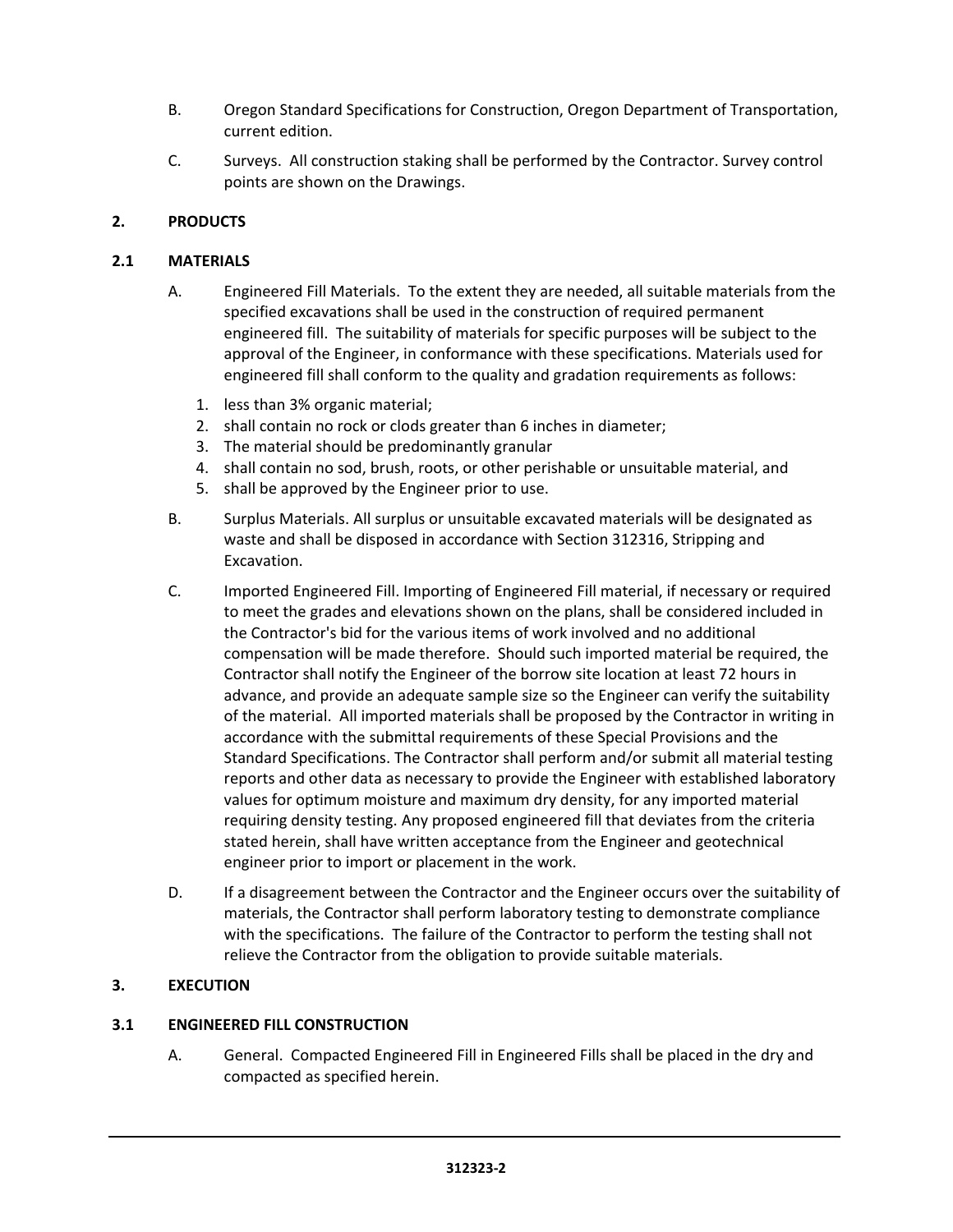B. Oregon Standard Specifications for Construction, Oregon Department of Transportation, current edition.

C. Surveys. All construction staking shall be performed by the Contractor. Survey control points are shown on the Drawings.

## 2. PRODUCTS

### 2.1 MATERIALS

A. Engineered Fill Materials. To the extent they are needed, all suitable materials from the specified excavations shall be used in the construction of required permanent engineered fill. The suitability of materials for specific purposes will be subject to the approval of the Engineer, in conformance with these specifications. Materials used for engineered fill shall conform to the quality and gradation requirements as follows:

1. less than 3% organic material;
2. shall contain no rock or clods greater than 6 inches in diameter;
3. The material should be predominantly granular
4. shall contain no sod, brush, roots, or other perishable or unsuitable material, and
5. shall be approved by the Engineer prior to use.

B. Surplus Materials. All surplus or unsuitable excavated materials will be designated as waste and shall be disposed in accordance with Section 312316, Stripping and Excavation.

C. Imported Engineered Fill. Importing of Engineered Fill material, if necessary or required to meet the grades and elevations shown on the plans, shall be considered included in the Contractor's bid for the various items of work involved and no additional compensation will be made therefore. Should such imported material be required, the Contractor shall notify the Engineer of the borrow site location at least 72 hours in advance, and provide an adequate sample size so the Engineer can verify the suitability of the material. All imported materials shall be proposed by the Contractor in writing in accordance with the submittal requirements of these Special Provisions and the Standard Specifications. The Contractor shall perform and/or submit all material testing reports and other data as necessary to provide the Engineer with established laboratory values for optimum moisture and maximum dry density, for any imported material requiring density testing. Any proposed engineered fill that deviates from the criteria stated herein, shall have written acceptance from the Engineer and geotechnical engineer prior to import or placement in the work.

D. If a disagreement between the Contractor and the Engineer occurs over the suitability of materials, the Contractor shall perform laboratory testing to demonstrate compliance with the specifications. The failure of the Contractor to perform the testing shall not relieve the Contractor from the obligation to provide suitable materials.

## 3. EXECUTION

### 3.1 ENGINEERED FILL CONSTRUCTION

A. General. Compacted Engineered Fill in Engineered Fills shall be placed in the dry and compacted as specified herein.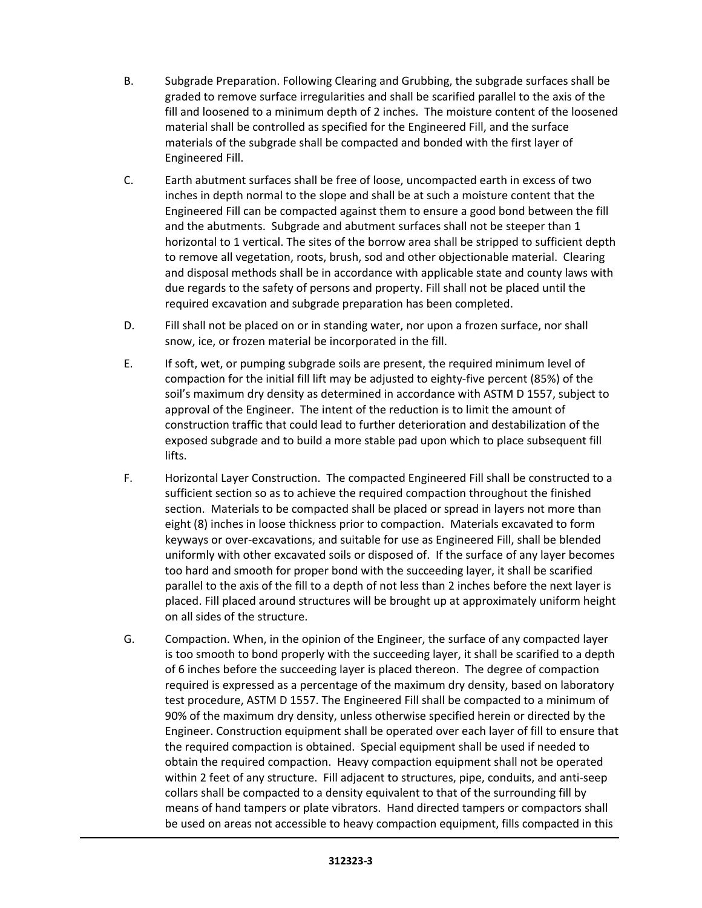B. Subgrade Preparation. Following Clearing and Grubbing, the subgrade surfaces shall be graded to remove surface irregularities and shall be scarified parallel to the axis of the fill and loosened to a minimum depth of 2 inches. The moisture content of the loosened material shall be controlled as specified for the Engineered Fill, and the surface materials of the subgrade shall be compacted and bonded with the first layer of Engineered Fill.

C. Earth abutment surfaces shall be free of loose, uncompacted earth in excess of two inches in depth normal to the slope and shall be at such a moisture content that the Engineered Fill can be compacted against them to ensure a good bond between the fill and the abutments. Subgrade and abutment surfaces shall not be steeper than 1 horizontal to 1 vertical. The sites of the borrow area shall be stripped to sufficient depth to remove all vegetation, roots, brush, sod and other objectionable material. Clearing and disposal methods shall be in accordance with applicable state and county laws with due regards to the safety of persons and property. Fill shall not be placed until the required excavation and subgrade preparation has been completed.

D. Fill shall not be placed on or in standing water, nor upon a frozen surface, nor shall snow, ice, or frozen material be incorporated in the fill.

E. If soft, wet, or pumping subgrade soils are present, the required minimum level of compaction for the initial fill lift may be adjusted to eighty-five percent (85%) of the soil's maximum dry density as determined in accordance with ASTM D 1557, subject to approval of the Engineer. The intent of the reduction is to limit the amount of construction traffic that could lead to further deterioration and destabilization of the exposed subgrade and to build a more stable pad upon which to place subsequent fill lifts.

F. Horizontal Layer Construction. The compacted Engineered Fill shall be constructed to a sufficient section so as to achieve the required compaction throughout the finished section. Materials to be compacted shall be placed or spread in layers not more than eight (8) inches in loose thickness prior to compaction. Materials excavated to form keyways or over-excavations, and suitable for use as Engineered Fill, shall be blended uniformly with other excavated soils or disposed of. If the surface of any layer becomes too hard and smooth for proper bond with the succeeding layer, it shall be scarified parallel to the axis of the fill to a depth of not less than 2 inches before the next layer is placed. Fill placed around structures will be brought up at approximately uniform height on all sides of the structure.

G. Compaction. When, in the opinion of the Engineer, the surface of any compacted layer is too smooth to bond properly with the succeeding layer, it shall be scarified to a depth of 6 inches before the succeeding layer is placed thereon. The degree of compaction required is expressed as a percentage of the maximum dry density, based on laboratory test procedure, ASTM D 1557. The Engineered Fill shall be compacted to a minimum of 90% of the maximum dry density, unless otherwise specified herein or directed by the Engineer. Construction equipment shall be operated over each layer of fill to ensure that the required compaction is obtained. Special equipment shall be used if needed to obtain the required compaction. Heavy compaction equipment shall not be operated within 2 feet of any structure. Fill adjacent to structures, pipe, conduits, and anti-seep collars shall be compacted to a density equivalent to that of the surrounding fill by means of hand tampers or plate vibrators. Hand directed tampers or compactors shall be used on areas not accessible to heavy compaction equipment, fills compacted in this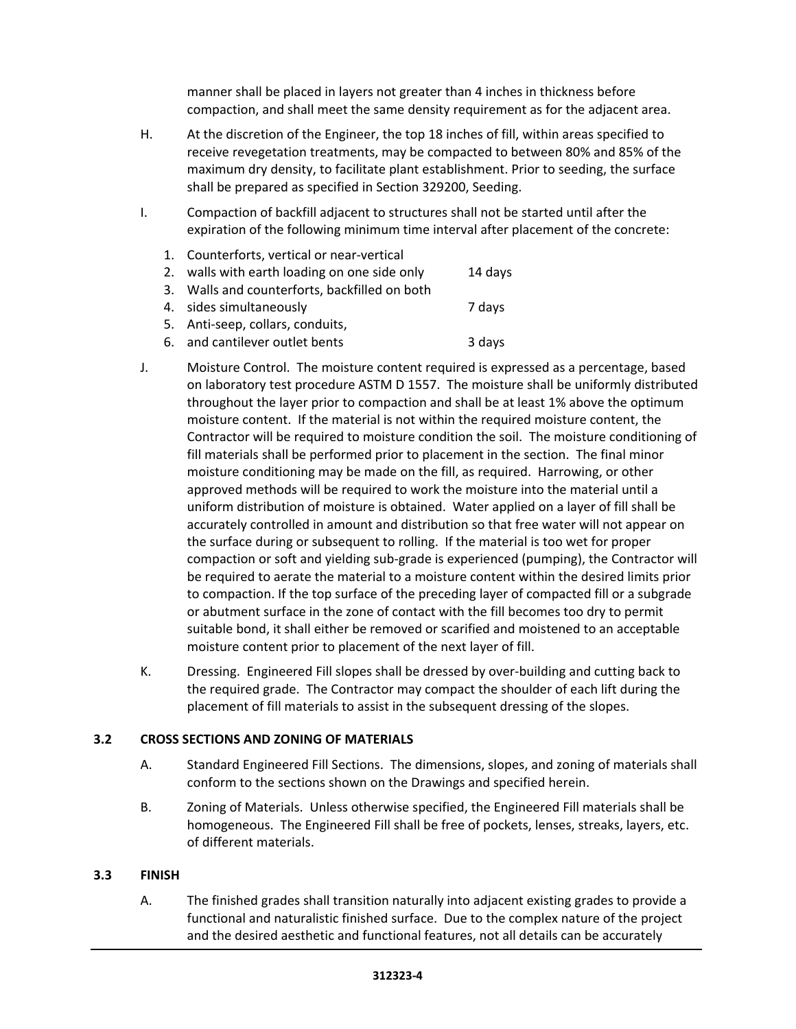manner shall be placed in layers not greater than 4 inches in thickness before compaction, and shall meet the same density requirement as for the adjacent area.

H. At the discretion of the Engineer, the top 18 inches of fill, within areas specified to receive revegetation treatments, may be compacted to between 80% and 85% of the maximum dry density, to facilitate plant establishment. Prior to seeding, the surface shall be prepared as specified in Section 329200, Seeding.

I. Compaction of backfill adjacent to structures shall not be started until after the expiration of the following minimum time interval after placement of the concrete:

1. Counterforts, vertical or near-vertical
2. walls with earth loading on one side only 14 days
3. Walls and counterforts, backfilled on both
4. sides simultaneously 7 days
5. Anti-seep, collars, conduits,
6. and cantilever outlet bents 3 days

J. Moisture Control. The moisture content required is expressed as a percentage, based on laboratory test procedure ASTM D 1557. The moisture shall be uniformly distributed throughout the layer prior to compaction and shall be at least 1% above the optimum moisture content. If the material is not within the required moisture content, the Contractor will be required to moisture condition the soil. The moisture conditioning of fill materials shall be performed prior to placement in the section. The final minor moisture conditioning may be made on the fill, as required. Harrowing, or other approved methods will be required to work the moisture into the material until a uniform distribution of moisture is obtained. Water applied on a layer of fill shall be accurately controlled in amount and distribution so that free water will not appear on the surface during or subsequent to rolling. If the material is too wet for proper compaction or soft and yielding sub-grade is experienced (pumping), the Contractor will be required to aerate the material to a moisture content within the desired limits prior to compaction. If the top surface of the preceding layer of compacted fill or a subgrade or abutment surface in the zone of contact with the fill becomes too dry to permit suitable bond, it shall either be removed or scarified and moistened to an acceptable moisture content prior to placement of the next layer of fill.

K. Dressing. Engineered Fill slopes shall be dressed by over-building and cutting back to the required grade. The Contractor may compact the shoulder of each lift during the placement of fill materials to assist in the subsequent dressing of the slopes.

## 3.2 CROSS SECTIONS AND ZONING OF MATERIALS

A. Standard Engineered Fill Sections. The dimensions, slopes, and zoning of materials shall conform to the sections shown on the Drawings and specified herein.

B. Zoning of Materials. Unless otherwise specified, the Engineered Fill materials shall be homogeneous. The Engineered Fill shall be free of pockets, lenses, streaks, layers, etc. of different materials.

## 3.3 FINISH

A. The finished grades shall transition naturally into adjacent existing grades to provide a functional and naturalistic finished surface. Due to the complex nature of the project and the desired aesthetic and functional features, not all details can be accurately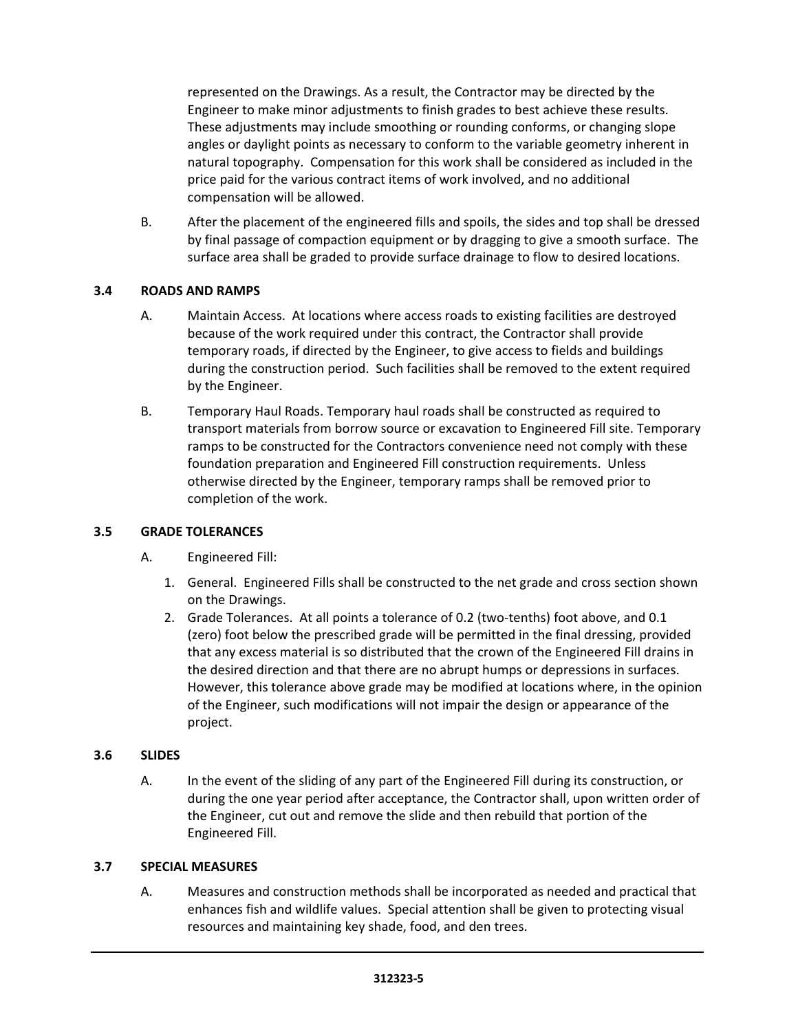represented on the Drawings. As a result, the Contractor may be directed by the Engineer to make minor adjustments to finish grades to best achieve these results. These adjustments may include smoothing or rounding conforms, or changing slope angles or daylight points as necessary to conform to the variable geometry inherent in natural topography. Compensation for this work shall be considered as included in the price paid for the various contract items of work involved, and no additional compensation will be allowed.

B. After the placement of the engineered fills and spoils, the sides and top shall be dressed by final passage of compaction equipment or by dragging to give a smooth surface. The surface area shall be graded to provide surface drainage to flow to desired locations.

### 3.4 ROADS AND RAMPS

A. Maintain Access. At locations where access roads to existing facilities are destroyed because of the work required under this contract, the Contractor shall provide temporary roads, if directed by the Engineer, to give access to fields and buildings during the construction period. Such facilities shall be removed to the extent required by the Engineer.

B. Temporary Haul Roads. Temporary haul roads shall be constructed as required to transport materials from borrow source or excavation to Engineered Fill site. Temporary ramps to be constructed for the Contractors convenience need not comply with these foundation preparation and Engineered Fill construction requirements. Unless otherwise directed by the Engineer, temporary ramps shall be removed prior to completion of the work.

### 3.5 GRADE TOLERANCES

A. Engineered Fill:

1. General. Engineered Fills shall be constructed to the net grade and cross section shown on the Drawings.
2. Grade Tolerances. At all points a tolerance of 0.2 (two-tenths) foot above, and 0.1 (zero) foot below the prescribed grade will be permitted in the final dressing, provided that any excess material is so distributed that the crown of the Engineered Fill drains in the desired direction and that there are no abrupt humps or depressions in surfaces. However, this tolerance above grade may be modified at locations where, in the opinion of the Engineer, such modifications will not impair the design or appearance of the project.

### 3.6 SLIDES

A. In the event of the sliding of any part of the Engineered Fill during its construction, or during the one year period after acceptance, the Contractor shall, upon written order of the Engineer, cut out and remove the slide and then rebuild that portion of the Engineered Fill.

### 3.7 SPECIAL MEASURES

A. Measures and construction methods shall be incorporated as needed and practical that enhances fish and wildlife values. Special attention shall be given to protecting visual resources and maintaining key shade, food, and den trees.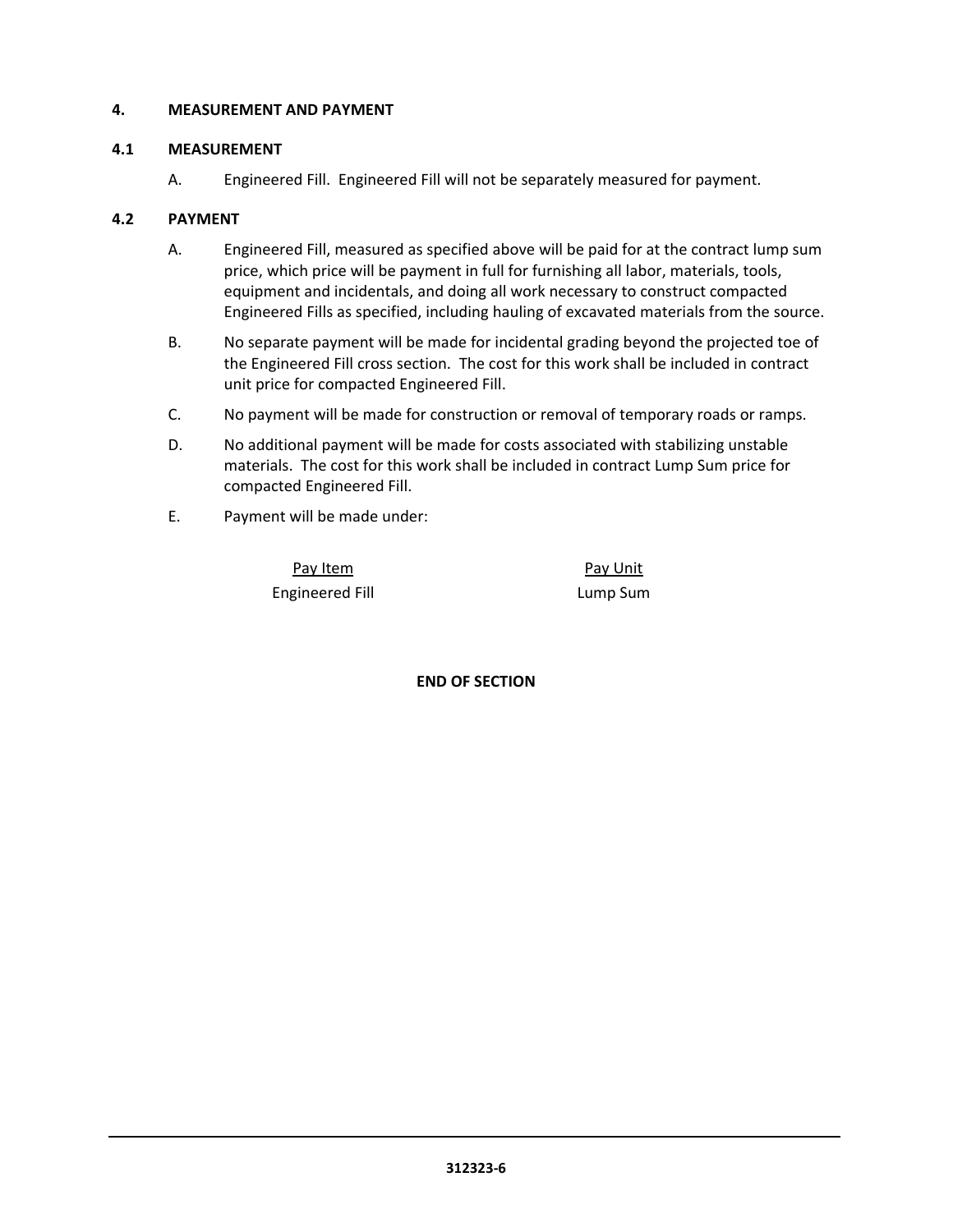## 4. MEASUREMENT AND PAYMENT

### 4.1 MEASUREMENT

A. Engineered Fill. Engineered Fill will not be separately measured for payment.

### 4.2 PAYMENT

A. Engineered Fill, measured as specified above will be paid for at the contract lump sum price, which price will be payment in full for furnishing all labor, materials, tools, equipment and incidentals, and doing all work necessary to construct compacted Engineered Fills as specified, including hauling of excavated materials from the source.

B. No separate payment will be made for incidental grading beyond the projected toe of the Engineered Fill cross section. The cost for this work shall be included in contract unit price for compacted Engineered Fill.

C. No payment will be made for construction or removal of temporary roads or ramps.

D. No additional payment will be made for costs associated with stabilizing unstable materials. The cost for this work shall be included in contract Lump Sum price for compacted Engineered Fill.

E. Payment will be made under:

| Pay Item | Pay Unit |
|---|---|
| Engineered Fill | Lump Sum |

**END OF SECTION**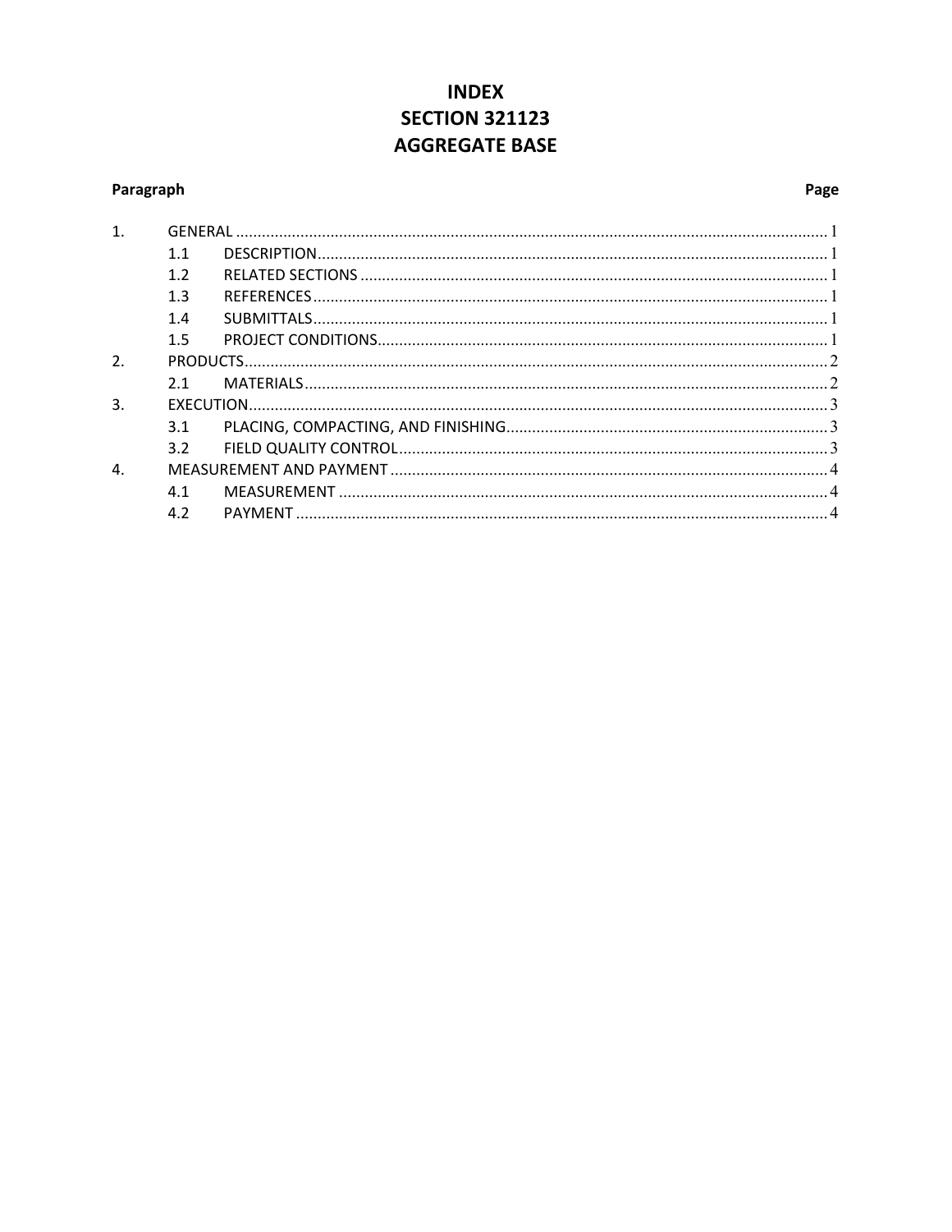# INDEX
# SECTION 321123
# AGGREGATE BASE

| Paragraph | | | Page |
|---|---|---|---|
| 1. | GENERAL | | 1 |
| | 1.1 | DESCRIPTION | 1 |
| | 1.2 | RELATED SECTIONS | 1 |
| | 1.3 | REFERENCES | 1 |
| | 1.4 | SUBMITTALS | 1 |
| | 1.5 | PROJECT CONDITIONS | 1 |
| 2. | PRODUCTS | | 2 |
| | 2.1 | MATERIALS | 2 |
| 3. | EXECUTION | | 3 |
| | 3.1 | PLACING, COMPACTING, AND FINISHING | 3 |
| | 3.2 | FIELD QUALITY CONTROL | 3 |
| 4. | MEASUREMENT AND PAYMENT | | 4 |
| | 4.1 | MEASUREMENT | 4 |
| | 4.2 | PAYMENT | 4 |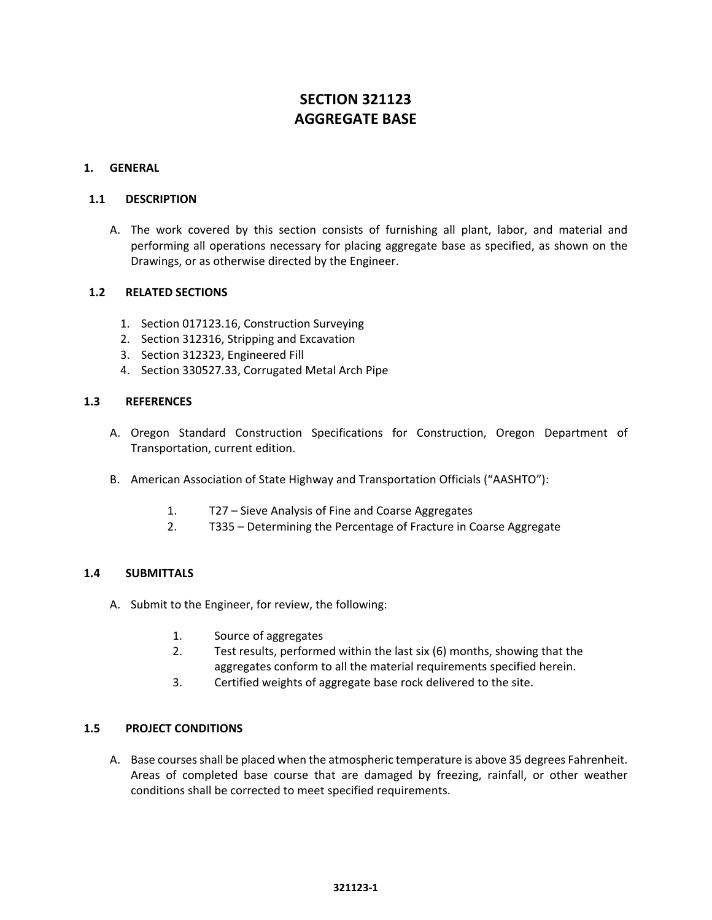# SECTION 321123
# AGGREGATE BASE

## 1. GENERAL

### 1.1 DESCRIPTION

A. The work covered by this section consists of furnishing all plant, labor, and material and performing all operations necessary for placing aggregate base as specified, as shown on the Drawings, or as otherwise directed by the Engineer.

### 1.2 RELATED SECTIONS

1. Section 017123.16, Construction Surveying
2. Section 312316, Stripping and Excavation
3. Section 312323, Engineered Fill
4. Section 330527.33, Corrugated Metal Arch Pipe

### 1.3 REFERENCES

A. Oregon Standard Construction Specifications for Construction, Oregon Department of Transportation, current edition.

B. American Association of State Highway and Transportation Officials ("AASHTO"):

   1. T27 – Sieve Analysis of Fine and Coarse Aggregates
   2. T335 – Determining the Percentage of Fracture in Coarse Aggregate

### 1.4 SUBMITTALS

A. Submit to the Engineer, for review, the following:

   1. Source of aggregates
   2. Test results, performed within the last six (6) months, showing that the aggregates conform to all the material requirements specified herein.
   3. Certified weights of aggregate base rock delivered to the site.

### 1.5 PROJECT CONDITIONS

A. Base courses shall be placed when the atmospheric temperature is above 35 degrees Fahrenheit. Areas of completed base course that are damaged by freezing, rainfall, or other weather conditions shall be corrected to meet specified requirements.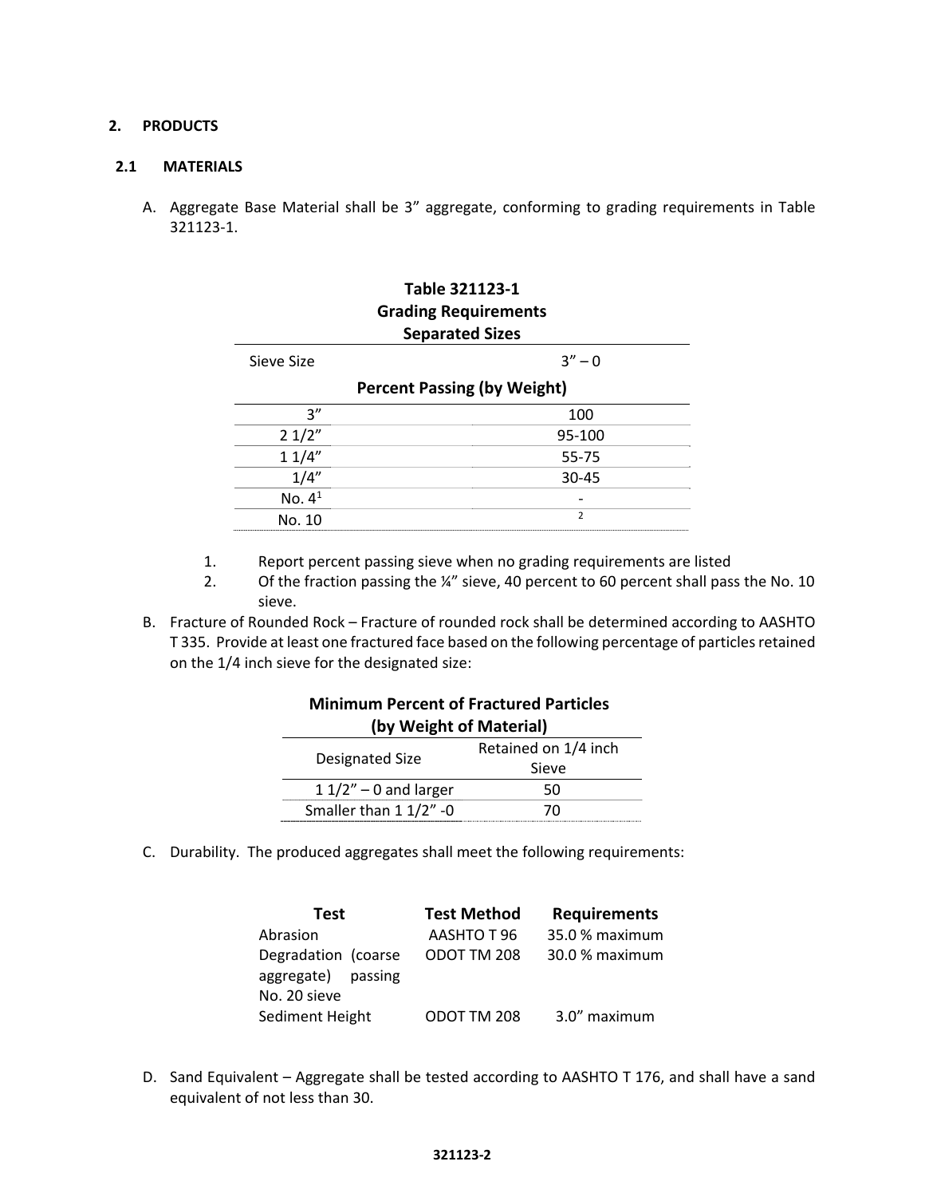## 2. PRODUCTS

### 2.1 MATERIALS

A. Aggregate Base Material shall be 3” aggregate, conforming to grading requirements in Table 321123-1.

**Table 321123-1**
**Grading Requirements**
**Separated Sizes**

| Sieve Size | 3” – 0 |
|---|---|
| **Percent Passing (by Weight)** | |
| 3” | 100 |
| 2 1/2” | 95-100 |
| 1 1/4” | 55-75 |
| 1/4” | 30-45 |
| No. 4[1] | - |
| No. 10 | [2] |

1. Report percent passing sieve when no grading requirements are listed
2. Of the fraction passing the ¼” sieve, 40 percent to 60 percent shall pass the No. 10 sieve.

B. Fracture of Rounded Rock – Fracture of rounded rock shall be determined according to AASHTO T 335. Provide at least one fractured face based on the following percentage of particles retained on the 1/4 inch sieve for the designated size:

**Minimum Percent of Fractured Particles**
**(by Weight of Material)**

| Designated Size | Retained on 1/4 inch Sieve |
|---|---|
| 1 1/2” – 0 and larger | 50 |
| Smaller than 1 1/2” -0 | 70 |

C. Durability. The produced aggregates shall meet the following requirements:

| Test | Test Method | Requirements |
|---|---|---|
| Abrasion | AASHTO T 96 | 35.0 % maximum |
| Degradation (coarse aggregate) passing No. 20 sieve | ODOT TM 208 | 30.0 % maximum |
| Sediment Height | ODOT TM 208 | 3.0” maximum |

D. Sand Equivalent – Aggregate shall be tested according to AASHTO T 176, and shall have a sand equivalent of not less than 30.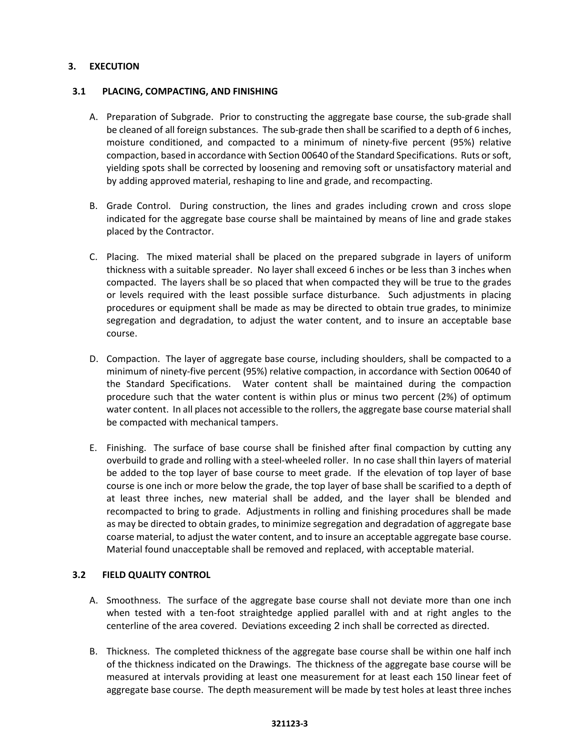## 3. EXECUTION

### 3.1 PLACING, COMPACTING, AND FINISHING

A. Preparation of Subgrade. Prior to constructing the aggregate base course, the sub-grade shall be cleaned of all foreign substances. The sub-grade then shall be scarified to a depth of 6 inches, moisture conditioned, and compacted to a minimum of ninety-five percent (95%) relative compaction, based in accordance with Section 00640 of the Standard Specifications. Ruts or soft, yielding spots shall be corrected by loosening and removing soft or unsatisfactory material and by adding approved material, reshaping to line and grade, and recompacting.

B. Grade Control. During construction, the lines and grades including crown and cross slope indicated for the aggregate base course shall be maintained by means of line and grade stakes placed by the Contractor.

C. Placing. The mixed material shall be placed on the prepared subgrade in layers of uniform thickness with a suitable spreader. No layer shall exceed 6 inches or be less than 3 inches when compacted. The layers shall be so placed that when compacted they will be true to the grades or levels required with the least possible surface disturbance. Such adjustments in placing procedures or equipment shall be made as may be directed to obtain true grades, to minimize segregation and degradation, to adjust the water content, and to insure an acceptable base course.

D. Compaction. The layer of aggregate base course, including shoulders, shall be compacted to a minimum of ninety-five percent (95%) relative compaction, in accordance with Section 00640 of the Standard Specifications. Water content shall be maintained during the compaction procedure such that the water content is within plus or minus two percent (2%) of optimum water content. In all places not accessible to the rollers, the aggregate base course material shall be compacted with mechanical tampers.

E. Finishing. The surface of base course shall be finished after final compaction by cutting any overbuild to grade and rolling with a steel-wheeled roller. In no case shall thin layers of material be added to the top layer of base course to meet grade. If the elevation of top layer of base course is one inch or more below the grade, the top layer of base shall be scarified to a depth of at least three inches, new material shall be added, and the layer shall be blended and recompacted to bring to grade. Adjustments in rolling and finishing procedures shall be made as may be directed to obtain grades, to minimize segregation and degradation of aggregate base coarse material, to adjust the water content, and to insure an acceptable aggregate base course. Material found unacceptable shall be removed and replaced, with acceptable material.

### 3.2 FIELD QUALITY CONTROL

A. Smoothness. The surface of the aggregate base course shall not deviate more than one inch when tested with a ten-foot straightedge applied parallel with and at right angles to the centerline of the area covered. Deviations exceeding 2 inch shall be corrected as directed.

B. Thickness. The completed thickness of the aggregate base course shall be within one half inch of the thickness indicated on the Drawings. The thickness of the aggregate base course will be measured at intervals providing at least one measurement for at least each 150 linear feet of aggregate base course. The depth measurement will be made by test holes at least three inches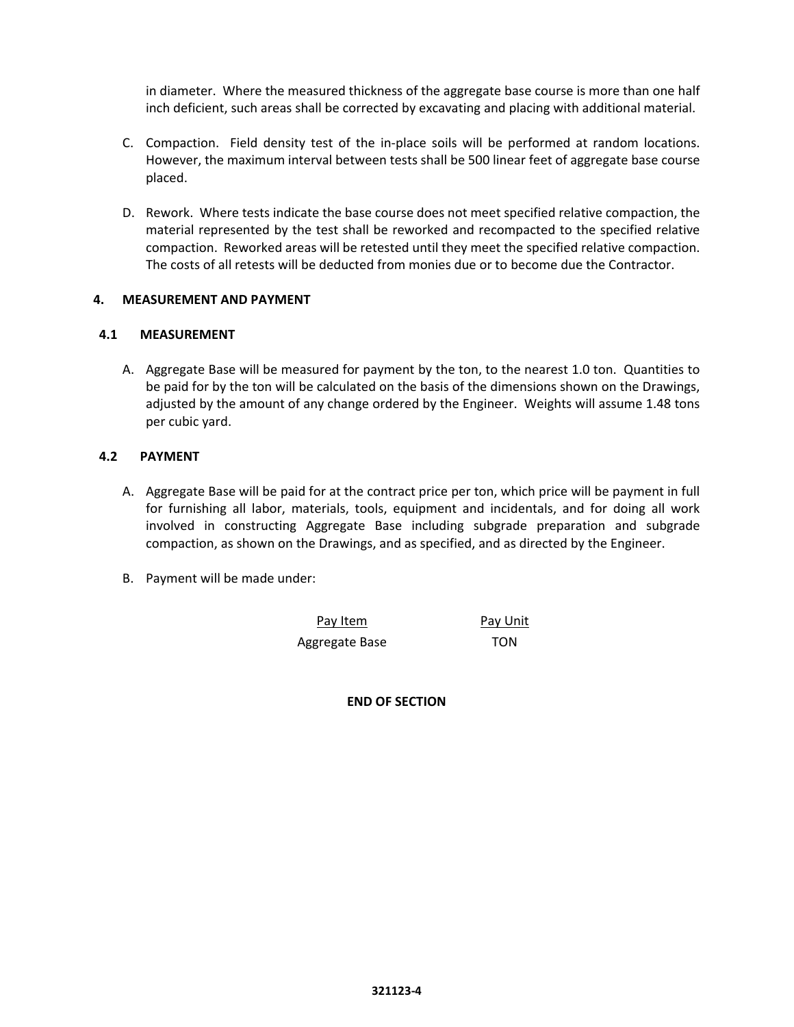in diameter. Where the measured thickness of the aggregate base course is more than one half inch deficient, such areas shall be corrected by excavating and placing with additional material.

C. Compaction. Field density test of the in-place soils will be performed at random locations. However, the maximum interval between tests shall be 500 linear feet of aggregate base course placed.

D. Rework. Where tests indicate the base course does not meet specified relative compaction, the material represented by the test shall be reworked and recompacted to the specified relative compaction. Reworked areas will be retested until they meet the specified relative compaction. The costs of all retests will be deducted from monies due or to become due the Contractor.

## 4. MEASUREMENT AND PAYMENT

### 4.1 MEASUREMENT

A. Aggregate Base will be measured for payment by the ton, to the nearest 1.0 ton. Quantities to be paid for by the ton will be calculated on the basis of the dimensions shown on the Drawings, adjusted by the amount of any change ordered by the Engineer. Weights will assume 1.48 tons per cubic yard.

### 4.2 PAYMENT

A. Aggregate Base will be paid for at the contract price per ton, which price will be payment in full for furnishing all labor, materials, tools, equipment and incidentals, and for doing all work involved in constructing Aggregate Base including subgrade preparation and subgrade compaction, as shown on the Drawings, and as specified, and as directed by the Engineer.

B. Payment will be made under:

| Pay Item | Pay Unit |
|---|---|
| Aggregate Base | TON |

**END OF SECTION**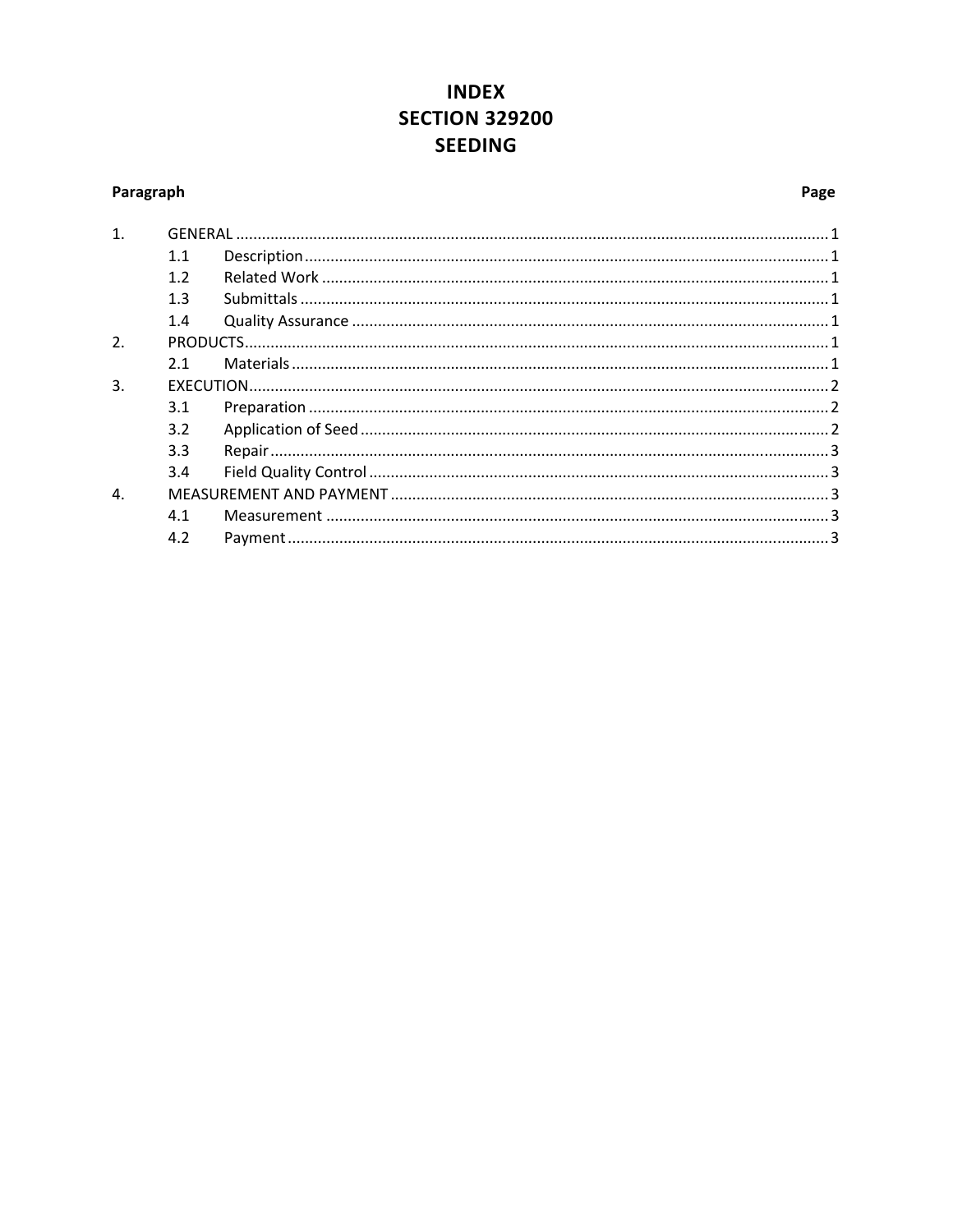# INDEX
# SECTION 329200
# SEEDING

| Paragraph | | | Page |
|---|---|---|---|
| 1. | GENERAL | | 1 |
| | 1.1 | Description | 1 |
| | 1.2 | Related Work | 1 |
| | 1.3 | Submittals | 1 |
| | 1.4 | Quality Assurance | 1 |
| 2. | PRODUCTS | | 1 |
| | 2.1 | Materials | 1 |
| 3. | EXECUTION | | 2 |
| | 3.1 | Preparation | 2 |
| | 3.2 | Application of Seed | 2 |
| | 3.3 | Repair | 3 |
| | 3.4 | Field Quality Control | 3 |
| 4. | MEASUREMENT AND PAYMENT | | 3 |
| | 4.1 | Measurement | 3 |
| | 4.2 | Payment | 3 |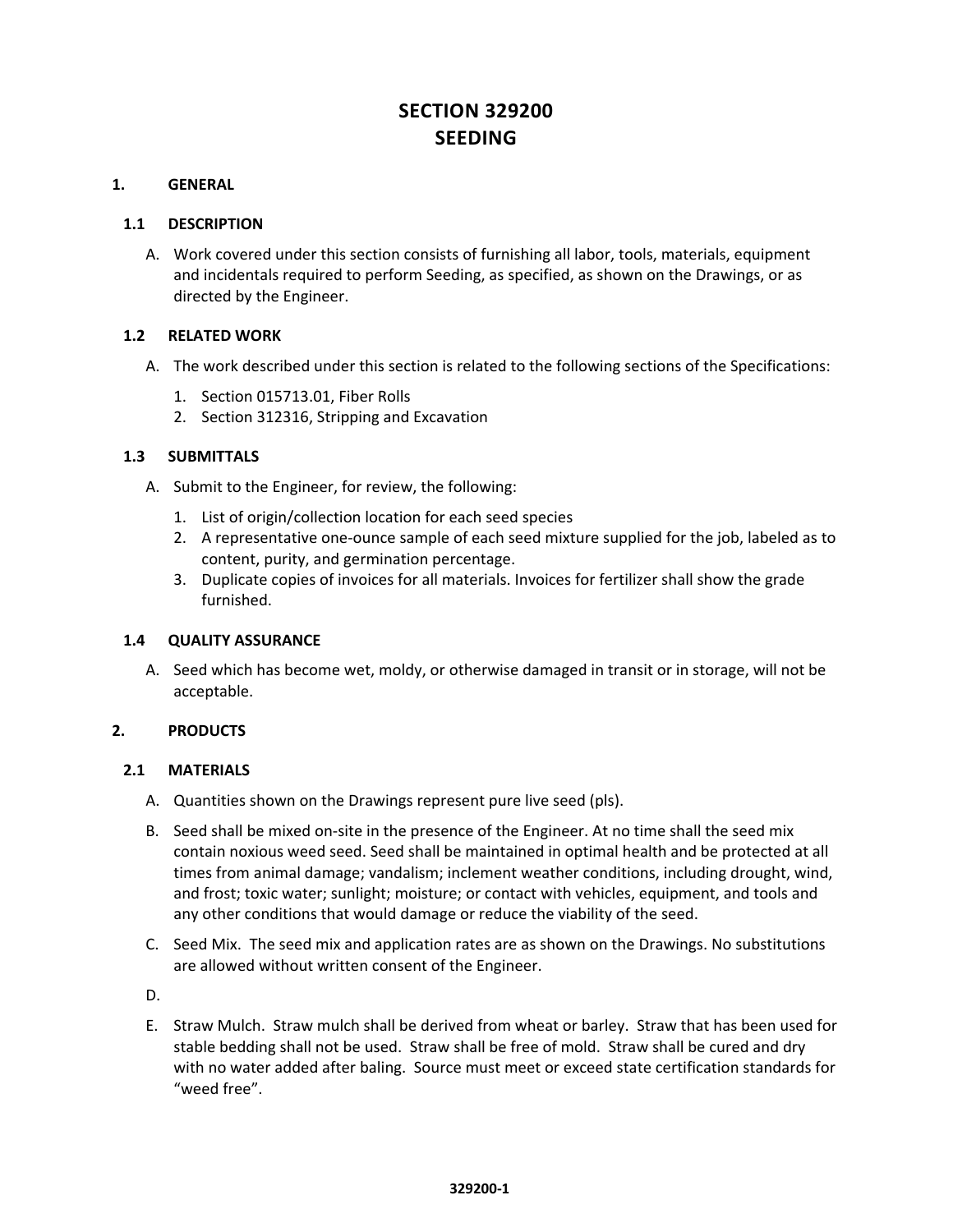# SECTION 329200
# SEEDING

## 1. GENERAL

### 1.1 DESCRIPTION

A. Work covered under this section consists of furnishing all labor, tools, materials, equipment and incidentals required to perform Seeding, as specified, as shown on the Drawings, or as directed by the Engineer.

### 1.2 RELATED WORK

A. The work described under this section is related to the following sections of the Specifications:

1. Section 015713.01, Fiber Rolls
2. Section 312316, Stripping and Excavation

### 1.3 SUBMITTALS

A. Submit to the Engineer, for review, the following:

1. List of origin/collection location for each seed species
2. A representative one-ounce sample of each seed mixture supplied for the job, labeled as to content, purity, and germination percentage.
3. Duplicate copies of invoices for all materials. Invoices for fertilizer shall show the grade furnished.

### 1.4 QUALITY ASSURANCE

A. Seed which has become wet, moldy, or otherwise damaged in transit or in storage, will not be acceptable.

## 2. PRODUCTS

### 2.1 MATERIALS

A. Quantities shown on the Drawings represent pure live seed (pls).

B. Seed shall be mixed on-site in the presence of the Engineer. At no time shall the seed mix contain noxious weed seed. Seed shall be maintained in optimal health and be protected at all times from animal damage; vandalism; inclement weather conditions, including drought, wind, and frost; toxic water; sunlight; moisture; or contact with vehicles, equipment, and tools and any other conditions that would damage or reduce the viability of the seed.

C. Seed Mix. The seed mix and application rates are as shown on the Drawings. No substitutions are allowed without written consent of the Engineer.

D.

E. Straw Mulch. Straw mulch shall be derived from wheat or barley. Straw that has been used for stable bedding shall not be used. Straw shall be free of mold. Straw shall be cured and dry with no water added after baling. Source must meet or exceed state certification standards for "weed free".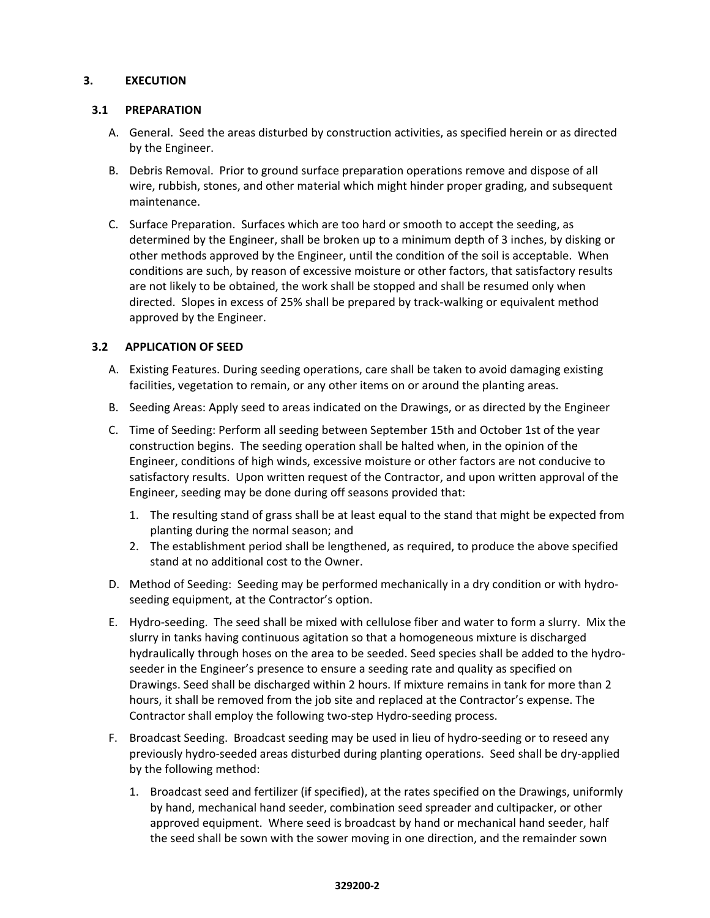## 3. EXECUTION

### 3.1 PREPARATION

A. General. Seed the areas disturbed by construction activities, as specified herein or as directed by the Engineer.

B. Debris Removal. Prior to ground surface preparation operations remove and dispose of all wire, rubbish, stones, and other material which might hinder proper grading, and subsequent maintenance.

C. Surface Preparation. Surfaces which are too hard or smooth to accept the seeding, as determined by the Engineer, shall be broken up to a minimum depth of 3 inches, by disking or other methods approved by the Engineer, until the condition of the soil is acceptable. When conditions are such, by reason of excessive moisture or other factors, that satisfactory results are not likely to be obtained, the work shall be stopped and shall be resumed only when directed. Slopes in excess of 25% shall be prepared by track-walking or equivalent method approved by the Engineer.

### 3.2 APPLICATION OF SEED

A. Existing Features. During seeding operations, care shall be taken to avoid damaging existing facilities, vegetation to remain, or any other items on or around the planting areas.

B. Seeding Areas: Apply seed to areas indicated on the Drawings, or as directed by the Engineer

C. Time of Seeding: Perform all seeding between September 15th and October 1st of the year construction begins. The seeding operation shall be halted when, in the opinion of the Engineer, conditions of high winds, excessive moisture or other factors are not conducive to satisfactory results. Upon written request of the Contractor, and upon written approval of the Engineer, seeding may be done during off seasons provided that:

   1. The resulting stand of grass shall be at least equal to the stand that might be expected from planting during the normal season; and
   2. The establishment period shall be lengthened, as required, to produce the above specified stand at no additional cost to the Owner.

D. Method of Seeding: Seeding may be performed mechanically in a dry condition or with hydro-seeding equipment, at the Contractor's option.

E. Hydro-seeding. The seed shall be mixed with cellulose fiber and water to form a slurry. Mix the slurry in tanks having continuous agitation so that a homogeneous mixture is discharged hydraulically through hoses on the area to be seeded. Seed species shall be added to the hydro-seeder in the Engineer's presence to ensure a seeding rate and quality as specified on Drawings. Seed shall be discharged within 2 hours. If mixture remains in tank for more than 2 hours, it shall be removed from the job site and replaced at the Contractor's expense. The Contractor shall employ the following two-step Hydro-seeding process.

F. Broadcast Seeding. Broadcast seeding may be used in lieu of hydro-seeding or to reseed any previously hydro-seeded areas disturbed during planting operations. Seed shall be dry-applied by the following method:

   1. Broadcast seed and fertilizer (if specified), at the rates specified on the Drawings, uniformly by hand, mechanical hand seeder, combination seed spreader and cultipacker, or other approved equipment. Where seed is broadcast by hand or mechanical hand seeder, half the seed shall be sown with the sower moving in one direction, and the remainder sown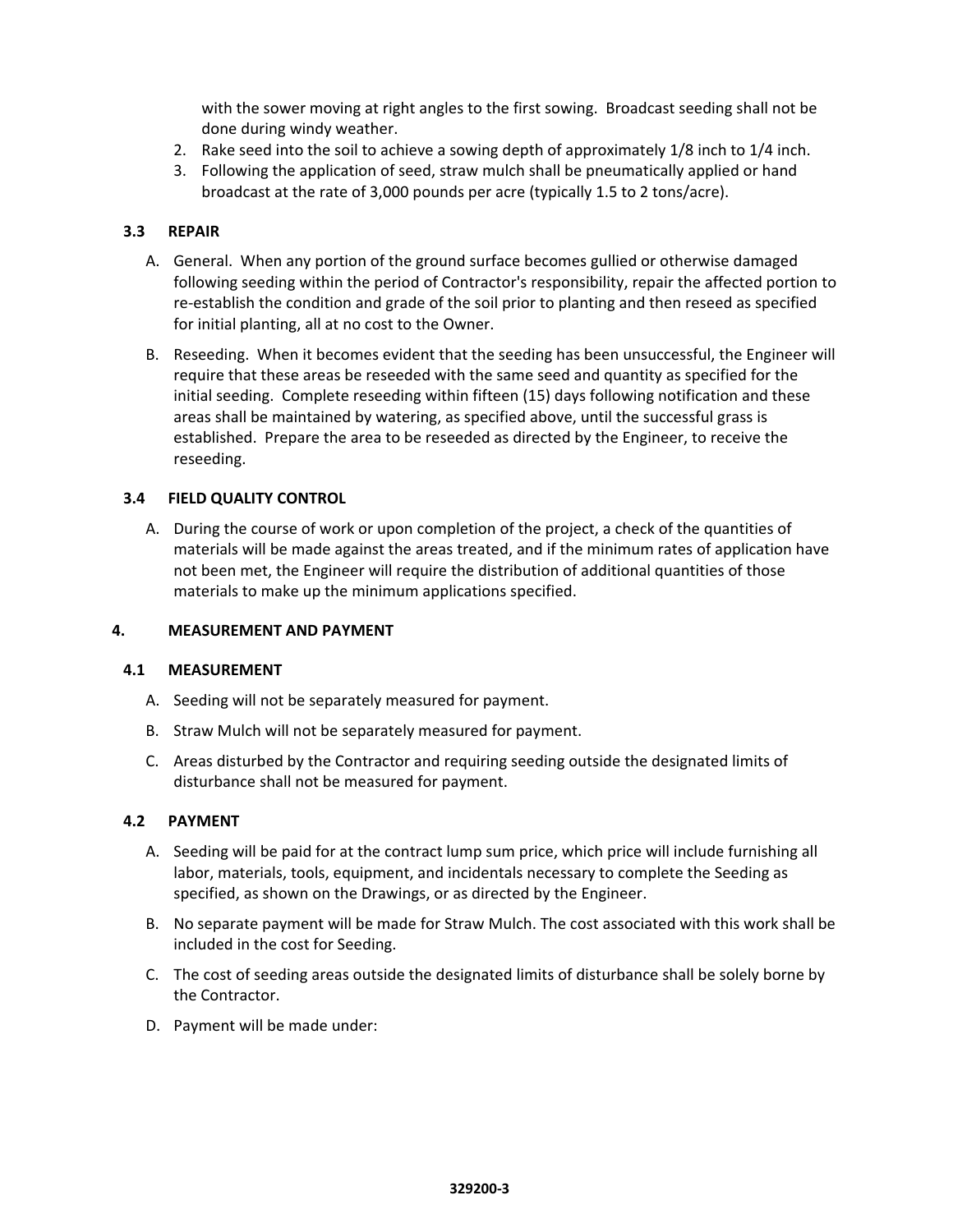with the sower moving at right angles to the first sowing. Broadcast seeding shall not be done during windy weather.

2. Rake seed into the soil to achieve a sowing depth of approximately 1/8 inch to 1/4 inch.
3. Following the application of seed, straw mulch shall be pneumatically applied or hand broadcast at the rate of 3,000 pounds per acre (typically 1.5 to 2 tons/acre).

### 3.3 REPAIR

A. General. When any portion of the ground surface becomes gullied or otherwise damaged following seeding within the period of Contractor's responsibility, repair the affected portion to re-establish the condition and grade of the soil prior to planting and then reseed as specified for initial planting, all at no cost to the Owner.

B. Reseeding. When it becomes evident that the seeding has been unsuccessful, the Engineer will require that these areas be reseeded with the same seed and quantity as specified for the initial seeding. Complete reseeding within fifteen (15) days following notification and these areas shall be maintained by watering, as specified above, until the successful grass is established. Prepare the area to be reseeded as directed by the Engineer, to receive the reseeding.

### 3.4 FIELD QUALITY CONTROL

A. During the course of work or upon completion of the project, a check of the quantities of materials will be made against the areas treated, and if the minimum rates of application have not been met, the Engineer will require the distribution of additional quantities of those materials to make up the minimum applications specified.

## 4. MEASUREMENT AND PAYMENT

### 4.1 MEASUREMENT

A. Seeding will not be separately measured for payment.

B. Straw Mulch will not be separately measured for payment.

C. Areas disturbed by the Contractor and requiring seeding outside the designated limits of disturbance shall not be measured for payment.

### 4.2 PAYMENT

A. Seeding will be paid for at the contract lump sum price, which price will include furnishing all labor, materials, tools, equipment, and incidentals necessary to complete the Seeding as specified, as shown on the Drawings, or as directed by the Engineer.

B. No separate payment will be made for Straw Mulch. The cost associated with this work shall be included in the cost for Seeding.

C. The cost of seeding areas outside the designated limits of disturbance shall be solely borne by the Contractor.

D. Payment will be made under: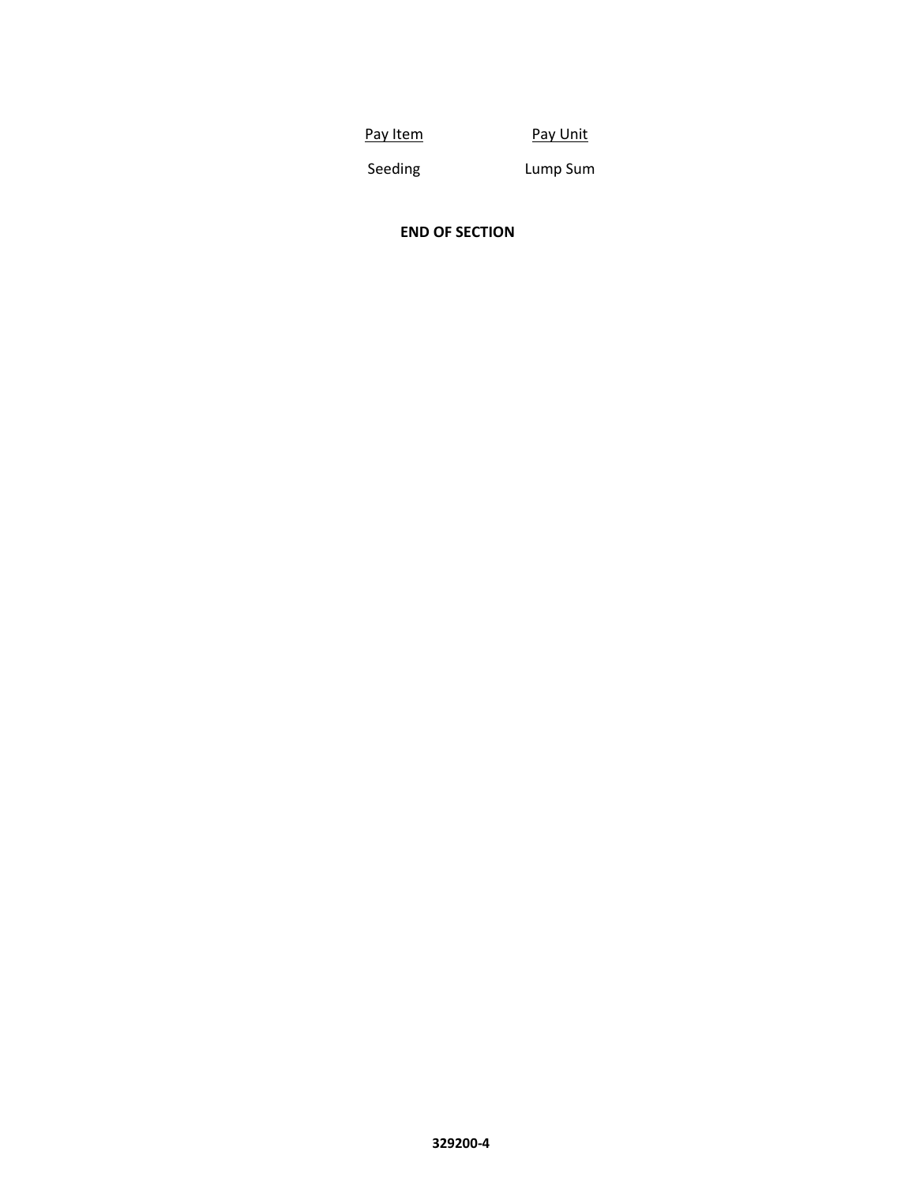| Pay Item | Pay Unit |
| --- | --- |
| Seeding | Lump Sum |

**END OF SECTION**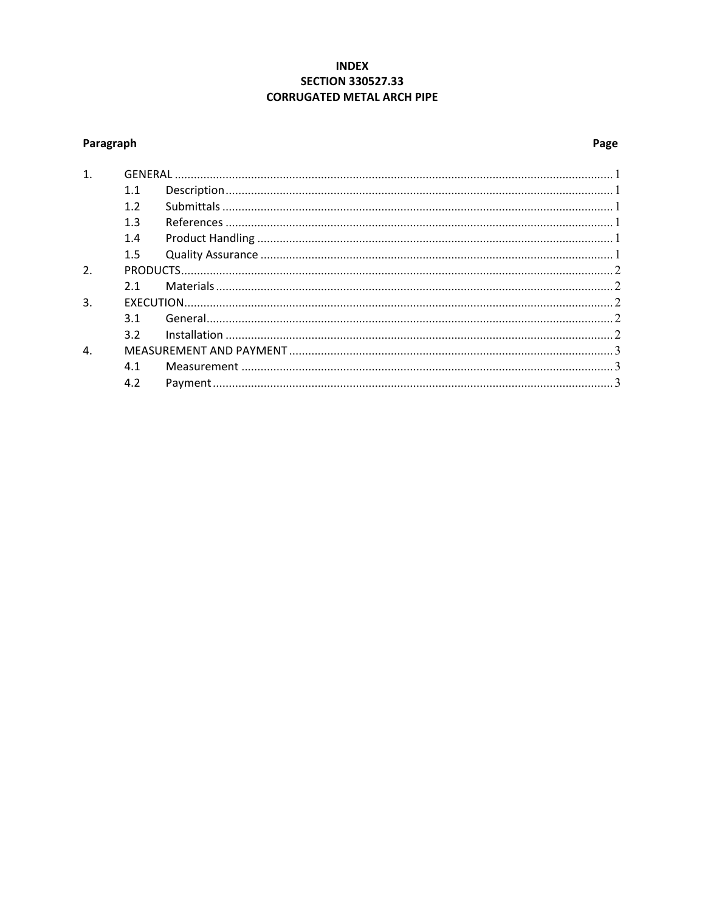**INDEX**
**SECTION 330527.33**
**CORRUGATED METAL ARCH PIPE**

| Paragraph | | | Page |
|---|---|---|---|
| 1. | GENERAL | | 1 |
| | 1.1 | Description | 1 |
| | 1.2 | Submittals | 1 |
| | 1.3 | References | 1 |
| | 1.4 | Product Handling | 1 |
| | 1.5 | Quality Assurance | 1 |
| 2. | PRODUCTS | | 2 |
| | 2.1 | Materials | 2 |
| 3. | EXECUTION | | 2 |
| | 3.1 | General | 2 |
| | 3.2 | Installation | 2 |
| 4. | MEASUREMENT AND PAYMENT | | 3 |
| | 4.1 | Measurement | 3 |
| | 4.2 | Payment | 3 |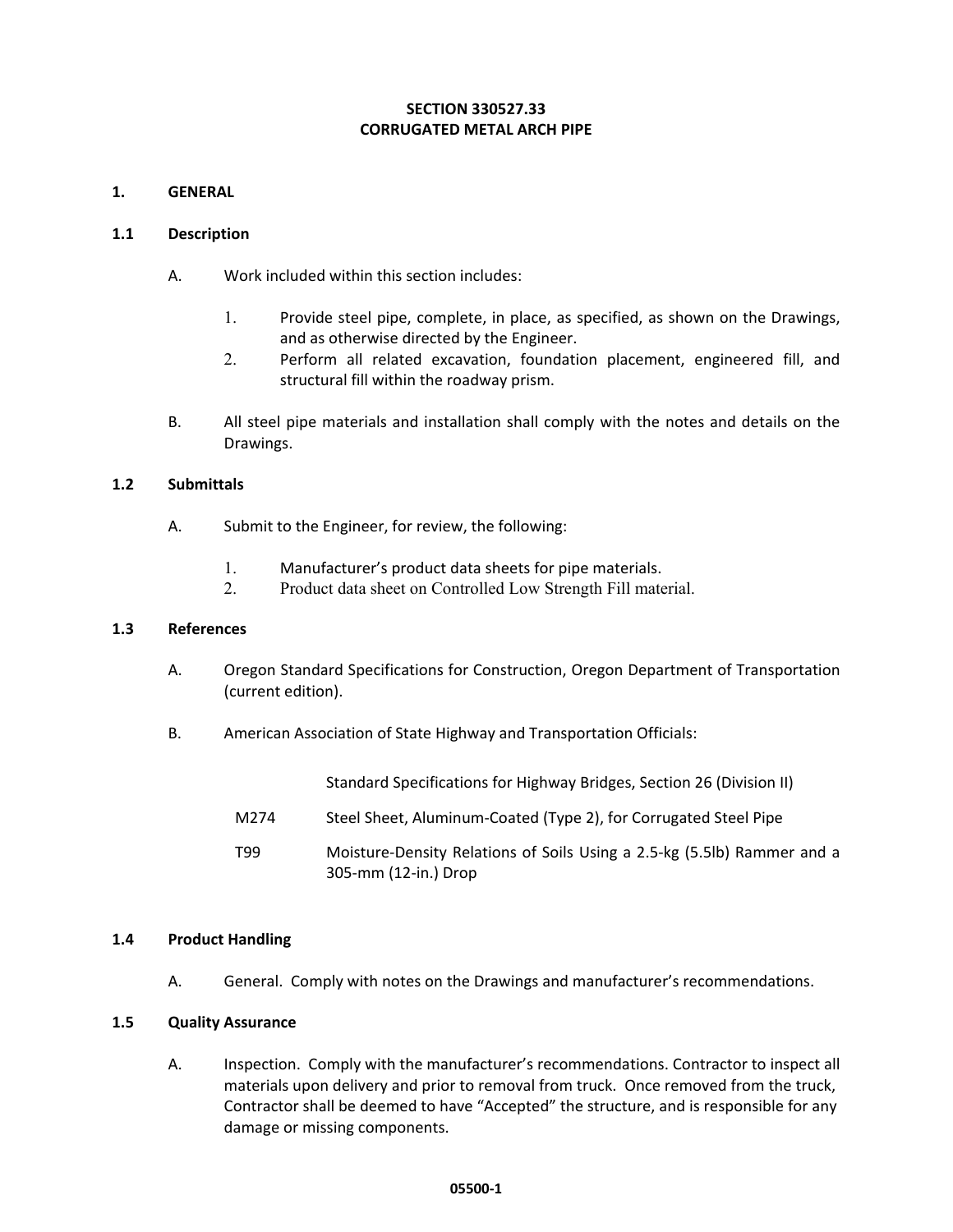# SECTION 330527.33
# CORRUGATED METAL ARCH PIPE

## 1. GENERAL

### 1.1 Description

A. Work included within this section includes:

1. Provide steel pipe, complete, in place, as specified, as shown on the Drawings, and as otherwise directed by the Engineer.
2. Perform all related excavation, foundation placement, engineered fill, and structural fill within the roadway prism.

B. All steel pipe materials and installation shall comply with the notes and details on the Drawings.

### 1.2 Submittals

A. Submit to the Engineer, for review, the following:

1. Manufacturer's product data sheets for pipe materials.
2. Product data sheet on Controlled Low Strength Fill material.

### 1.3 References

A. Oregon Standard Specifications for Construction, Oregon Department of Transportation (current edition).

B. American Association of State Highway and Transportation Officials:

| | |
|---|---|
| | Standard Specifications for Highway Bridges, Section 26 (Division II) |
| M274 | Steel Sheet, Aluminum-Coated (Type 2), for Corrugated Steel Pipe |
| T99 | Moisture-Density Relations of Soils Using a 2.5-kg (5.5lb) Rammer and a 305-mm (12-in.) Drop |

### 1.4 Product Handling

A. General. Comply with notes on the Drawings and manufacturer's recommendations.

### 1.5 Quality Assurance

A. Inspection. Comply with the manufacturer's recommendations. Contractor to inspect all materials upon delivery and prior to removal from truck. Once removed from the truck, Contractor shall be deemed to have "Accepted" the structure, and is responsible for any damage or missing components.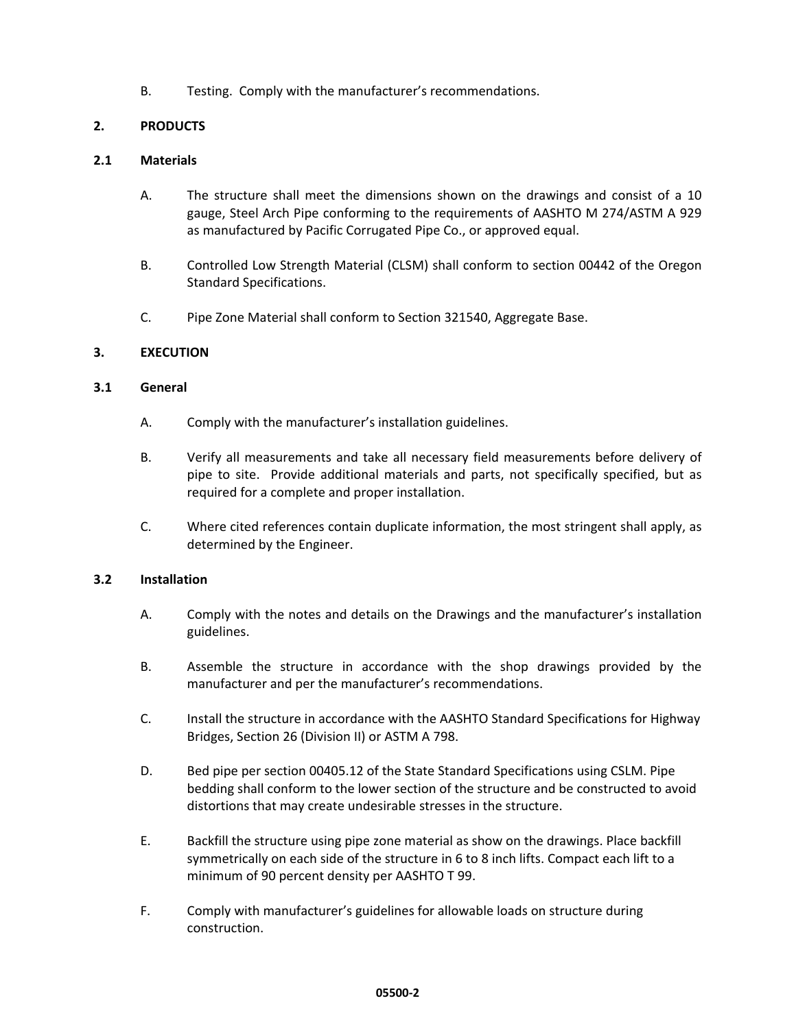B. Testing. Comply with the manufacturer's recommendations.

## 2. PRODUCTS

### 2.1 Materials

A. The structure shall meet the dimensions shown on the drawings and consist of a 10 gauge, Steel Arch Pipe conforming to the requirements of AASHTO M 274/ASTM A 929 as manufactured by Pacific Corrugated Pipe Co., or approved equal.

B. Controlled Low Strength Material (CLSM) shall conform to section 00442 of the Oregon Standard Specifications.

C. Pipe Zone Material shall conform to Section 321540, Aggregate Base.

## 3. EXECUTION

### 3.1 General

A. Comply with the manufacturer's installation guidelines.

B. Verify all measurements and take all necessary field measurements before delivery of pipe to site. Provide additional materials and parts, not specifically specified, but as required for a complete and proper installation.

C. Where cited references contain duplicate information, the most stringent shall apply, as determined by the Engineer.

### 3.2 Installation

A. Comply with the notes and details on the Drawings and the manufacturer's installation guidelines.

B. Assemble the structure in accordance with the shop drawings provided by the manufacturer and per the manufacturer's recommendations.

C. Install the structure in accordance with the AASHTO Standard Specifications for Highway Bridges, Section 26 (Division II) or ASTM A 798.

D. Bed pipe per section 00405.12 of the State Standard Specifications using CSLM. Pipe bedding shall conform to the lower section of the structure and be constructed to avoid distortions that may create undesirable stresses in the structure.

E. Backfill the structure using pipe zone material as show on the drawings. Place backfill symmetrically on each side of the structure in 6 to 8 inch lifts. Compact each lift to a minimum of 90 percent density per AASHTO T 99.

F. Comply with manufacturer's guidelines for allowable loads on structure during construction.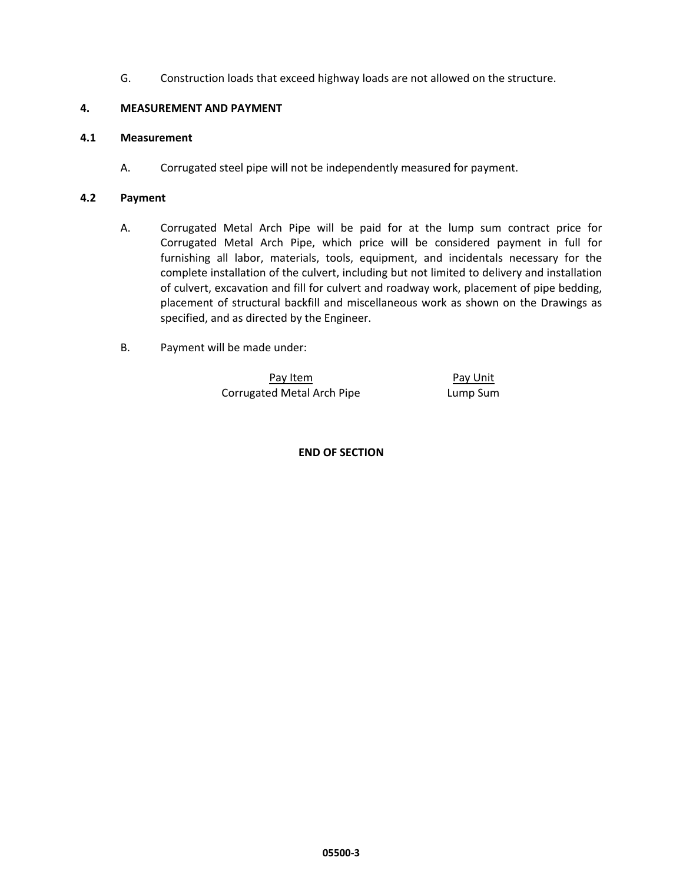G. Construction loads that exceed highway loads are not allowed on the structure.

## 4. MEASUREMENT AND PAYMENT

### 4.1 Measurement

A. Corrugated steel pipe will not be independently measured for payment.

### 4.2 Payment

A. Corrugated Metal Arch Pipe will be paid for at the lump sum contract price for Corrugated Metal Arch Pipe, which price will be considered payment in full for furnishing all labor, materials, tools, equipment, and incidentals necessary for the complete installation of the culvert, including but not limited to delivery and installation of culvert, excavation and fill for culvert and roadway work, placement of pipe bedding, placement of structural backfill and miscellaneous work as shown on the Drawings as specified, and as directed by the Engineer.

B. Payment will be made under:

| Pay Item | Pay Unit |
| --- | --- |
| Corrugated Metal Arch Pipe | Lump Sum |

**END OF SECTION**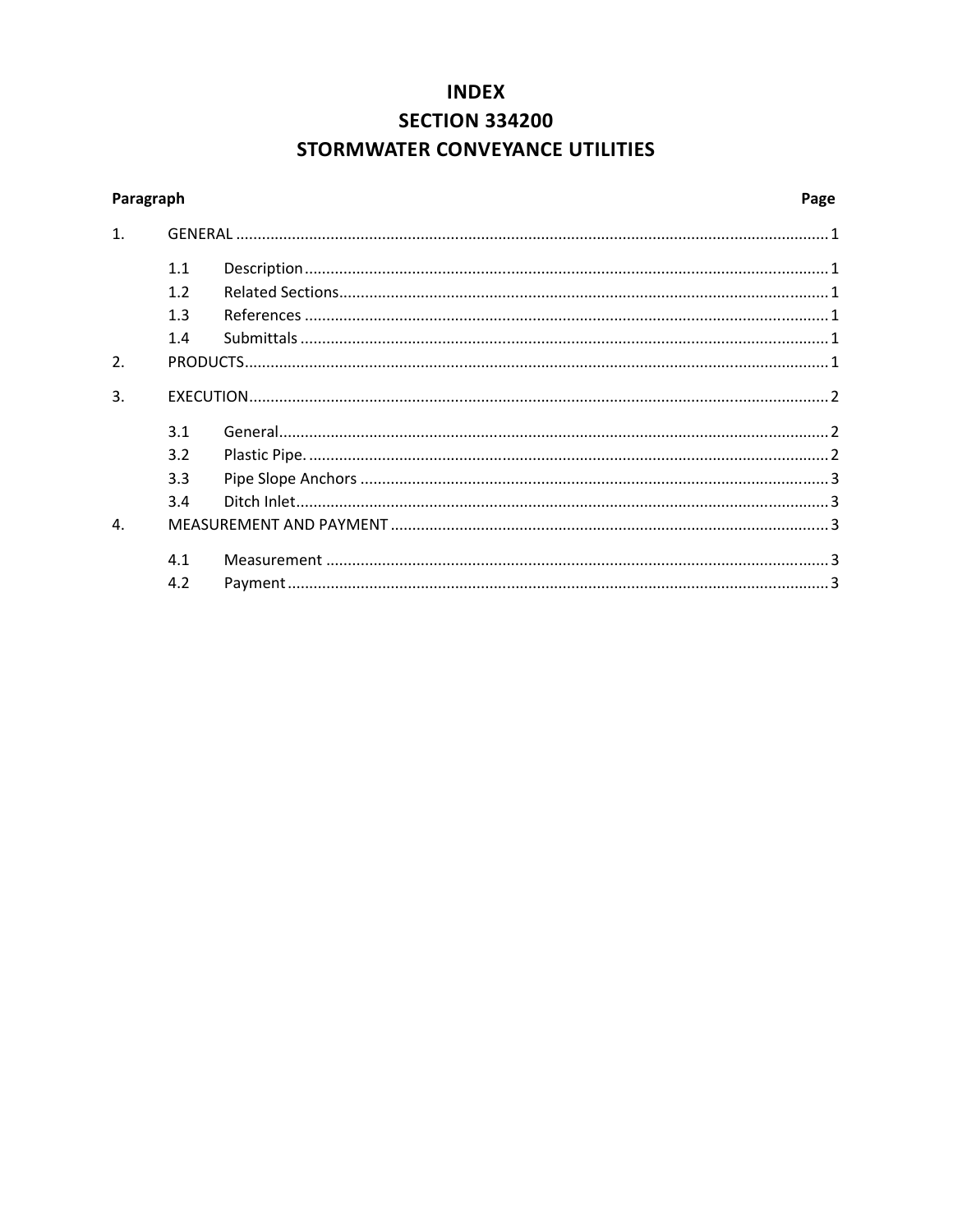# INDEX
# SECTION 334200
# STORMWATER CONVEYANCE UTILITIES

| Paragraph | | | Page |
|---|---|---|---|
| 1. | GENERAL | | 1 |
| | 1.1 | Description | 1 |
| | 1.2 | Related Sections | 1 |
| | 1.3 | References | 1 |
| | 1.4 | Submittals | 1 |
| 2. | PRODUCTS | | 1 |
| 3. | EXECUTION | | 2 |
| | 3.1 | General | 2 |
| | 3.2 | Plastic Pipe. | 2 |
| | 3.3 | Pipe Slope Anchors | 3 |
| | 3.4 | Ditch Inlet | 3 |
| 4. | MEASUREMENT AND PAYMENT | | 3 |
| | 4.1 | Measurement | 3 |
| | 4.2 | Payment | 3 |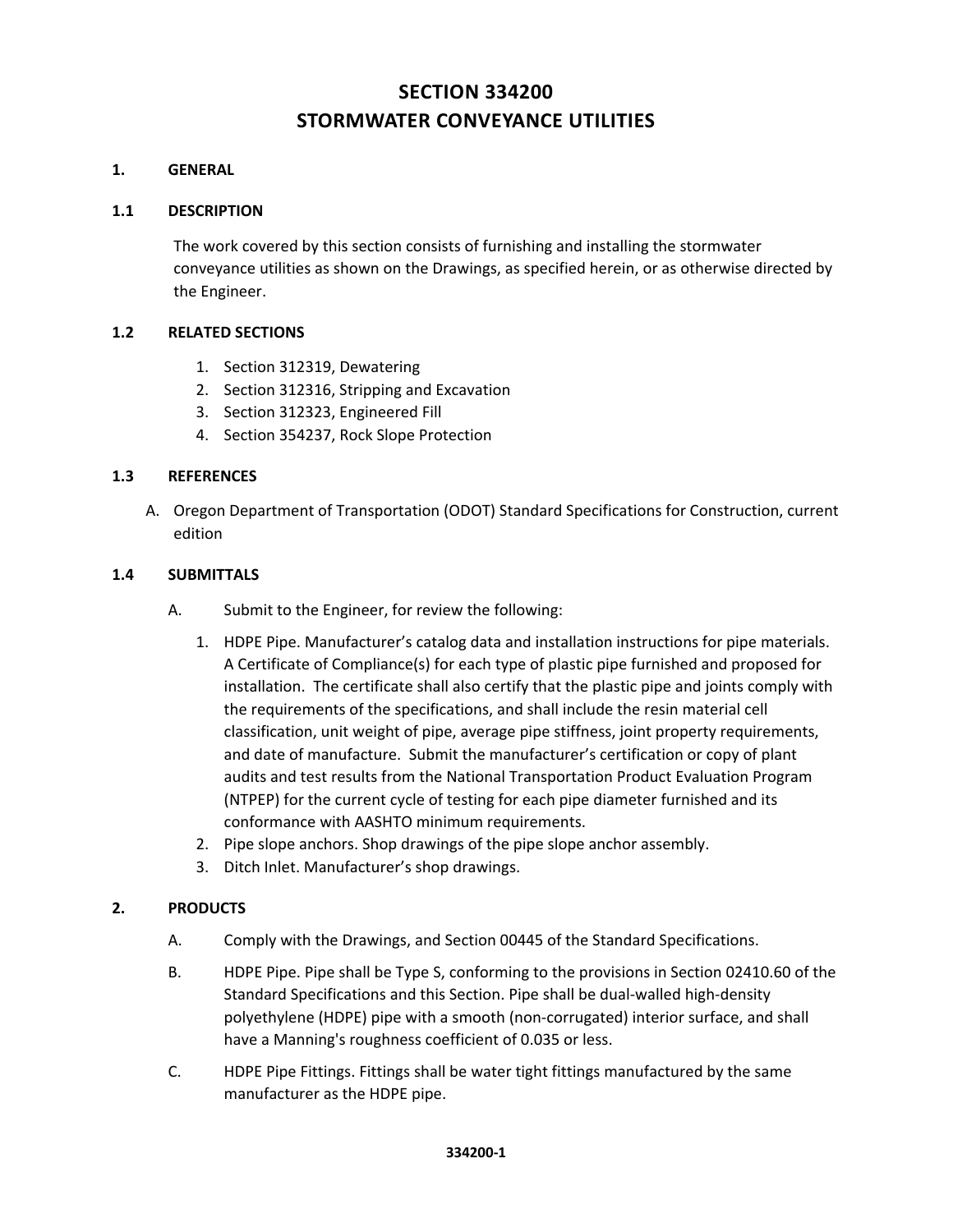# SECTION 334200
# STORMWATER CONVEYANCE UTILITIES

## 1. GENERAL

### 1.1 DESCRIPTION

The work covered by this section consists of furnishing and installing the stormwater conveyance utilities as shown on the Drawings, as specified herein, or as otherwise directed by the Engineer.

### 1.2 RELATED SECTIONS

1. Section 312319, Dewatering
2. Section 312316, Stripping and Excavation
3. Section 312323, Engineered Fill
4. Section 354237, Rock Slope Protection

### 1.3 REFERENCES

A. Oregon Department of Transportation (ODOT) Standard Specifications for Construction, current edition

### 1.4 SUBMITTALS

A. Submit to the Engineer, for review the following:

1. HDPE Pipe. Manufacturer's catalog data and installation instructions for pipe materials. A Certificate of Compliance(s) for each type of plastic pipe furnished and proposed for installation. The certificate shall also certify that the plastic pipe and joints comply with the requirements of the specifications, and shall include the resin material cell classification, unit weight of pipe, average pipe stiffness, joint property requirements, and date of manufacture. Submit the manufacturer's certification or copy of plant audits and test results from the National Transportation Product Evaluation Program (NTPEP) for the current cycle of testing for each pipe diameter furnished and its conformance with AASHTO minimum requirements.
2. Pipe slope anchors. Shop drawings of the pipe slope anchor assembly.
3. Ditch Inlet. Manufacturer's shop drawings.

## 2. PRODUCTS

A. Comply with the Drawings, and Section 00445 of the Standard Specifications.

B. HDPE Pipe. Pipe shall be Type S, conforming to the provisions in Section 02410.60 of the Standard Specifications and this Section. Pipe shall be dual-walled high-density polyethylene (HDPE) pipe with a smooth (non-corrugated) interior surface, and shall have a Manning's roughness coefficient of 0.035 or less.

C. HDPE Pipe Fittings. Fittings shall be water tight fittings manufactured by the same manufacturer as the HDPE pipe.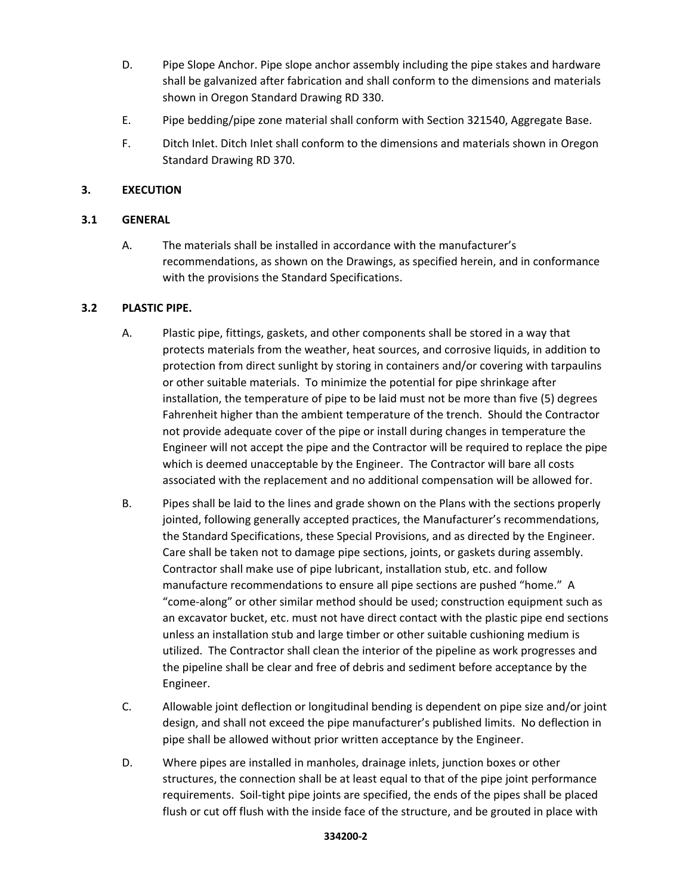D. Pipe Slope Anchor. Pipe slope anchor assembly including the pipe stakes and hardware shall be galvanized after fabrication and shall conform to the dimensions and materials shown in Oregon Standard Drawing RD 330.

E. Pipe bedding/pipe zone material shall conform with Section 321540, Aggregate Base.

F. Ditch Inlet. Ditch Inlet shall conform to the dimensions and materials shown in Oregon Standard Drawing RD 370.

## 3. EXECUTION

### 3.1 GENERAL

A. The materials shall be installed in accordance with the manufacturer's recommendations, as shown on the Drawings, as specified herein, and in conformance with the provisions the Standard Specifications.

### 3.2 PLASTIC PIPE.

A. Plastic pipe, fittings, gaskets, and other components shall be stored in a way that protects materials from the weather, heat sources, and corrosive liquids, in addition to protection from direct sunlight by storing in containers and/or covering with tarpaulins or other suitable materials. To minimize the potential for pipe shrinkage after installation, the temperature of pipe to be laid must not be more than five (5) degrees Fahrenheit higher than the ambient temperature of the trench. Should the Contractor not provide adequate cover of the pipe or install during changes in temperature the Engineer will not accept the pipe and the Contractor will be required to replace the pipe which is deemed unacceptable by the Engineer. The Contractor will bare all costs associated with the replacement and no additional compensation will be allowed for.

B. Pipes shall be laid to the lines and grade shown on the Plans with the sections properly jointed, following generally accepted practices, the Manufacturer's recommendations, the Standard Specifications, these Special Provisions, and as directed by the Engineer. Care shall be taken not to damage pipe sections, joints, or gaskets during assembly. Contractor shall make use of pipe lubricant, installation stub, etc. and follow manufacture recommendations to ensure all pipe sections are pushed "home." A "come-along" or other similar method should be used; construction equipment such as an excavator bucket, etc. must not have direct contact with the plastic pipe end sections unless an installation stub and large timber or other suitable cushioning medium is utilized. The Contractor shall clean the interior of the pipeline as work progresses and the pipeline shall be clear and free of debris and sediment before acceptance by the Engineer.

C. Allowable joint deflection or longitudinal bending is dependent on pipe size and/or joint design, and shall not exceed the pipe manufacturer's published limits. No deflection in pipe shall be allowed without prior written acceptance by the Engineer.

D. Where pipes are installed in manholes, drainage inlets, junction boxes or other structures, the connection shall be at least equal to that of the pipe joint performance requirements. Soil-tight pipe joints are specified, the ends of the pipes shall be placed flush or cut off flush with the inside face of the structure, and be grouted in place with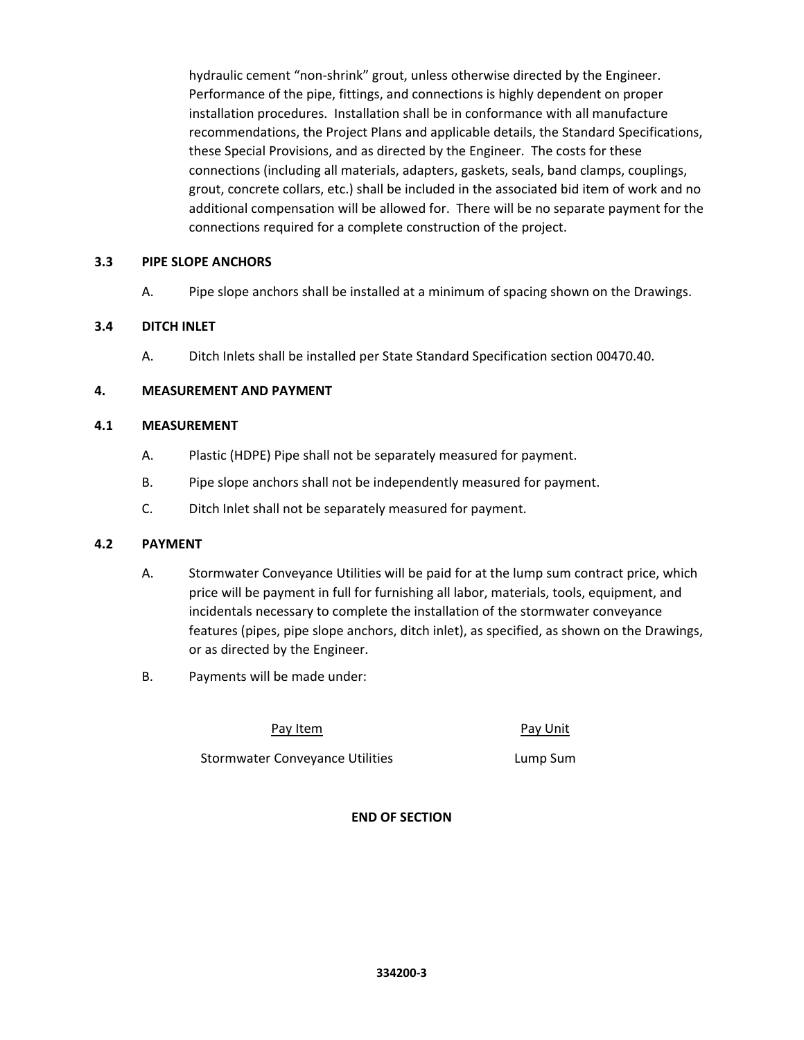hydraulic cement “non-shrink” grout, unless otherwise directed by the Engineer. Performance of the pipe, fittings, and connections is highly dependent on proper installation procedures. Installation shall be in conformance with all manufacture recommendations, the Project Plans and applicable details, the Standard Specifications, these Special Provisions, and as directed by the Engineer. The costs for these connections (including all materials, adapters, gaskets, seals, band clamps, couplings, grout, concrete collars, etc.) shall be included in the associated bid item of work and no additional compensation will be allowed for. There will be no separate payment for the connections required for a complete construction of the project.

### 3.3 PIPE SLOPE ANCHORS

A. Pipe slope anchors shall be installed at a minimum of spacing shown on the Drawings.

### 3.4 DITCH INLET

A. Ditch Inlets shall be installed per State Standard Specification section 00470.40.

## 4. MEASUREMENT AND PAYMENT

### 4.1 MEASUREMENT

A. Plastic (HDPE) Pipe shall not be separately measured for payment.

B. Pipe slope anchors shall not be independently measured for payment.

C. Ditch Inlet shall not be separately measured for payment.

### 4.2 PAYMENT

A. Stormwater Conveyance Utilities will be paid for at the lump sum contract price, which price will be payment in full for furnishing all labor, materials, tools, equipment, and incidentals necessary to complete the installation of the stormwater conveyance features (pipes, pipe slope anchors, ditch inlet), as specified, as shown on the Drawings, or as directed by the Engineer.

B. Payments will be made under:

| Pay Item | Pay Unit |
|---|---|
| Stormwater Conveyance Utilities | Lump Sum |

**END OF SECTION**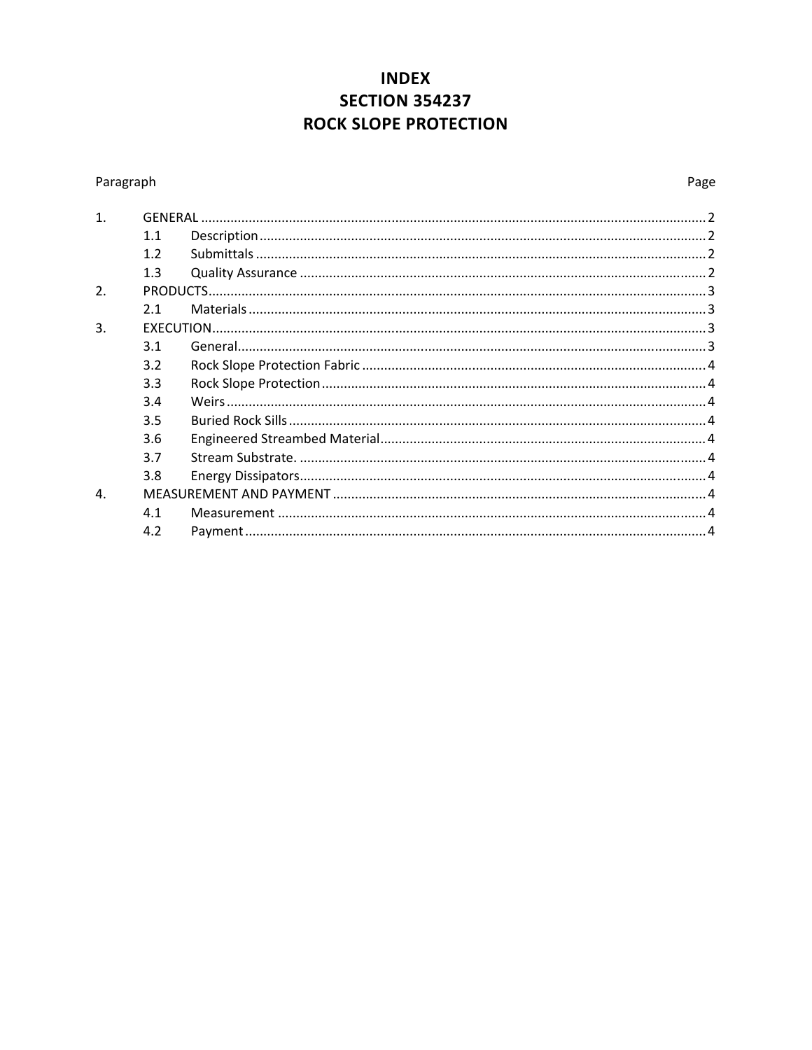# INDEX
# SECTION 354237
# ROCK SLOPE PROTECTION

| Paragraph | | | Page |
|---|---|---|---|
| 1. | GENERAL | | 2 |
| | 1.1 | Description | 2 |
| | 1.2 | Submittals | 2 |
| | 1.3 | Quality Assurance | 2 |
| 2. | PRODUCTS | | 3 |
| | 2.1 | Materials | 3 |
| 3. | EXECUTION | | 3 |
| | 3.1 | General | 3 |
| | 3.2 | Rock Slope Protection Fabric | 4 |
| | 3.3 | Rock Slope Protection | 4 |
| | 3.4 | Weirs | 4 |
| | 3.5 | Buried Rock Sills | 4 |
| | 3.6 | Engineered Streambed Material | 4 |
| | 3.7 | Stream Substrate. | 4 |
| | 3.8 | Energy Dissipators | 4 |
| 4. | MEASUREMENT AND PAYMENT | | 4 |
| | 4.1 | Measurement | 4 |
| | 4.2 | Payment | 4 |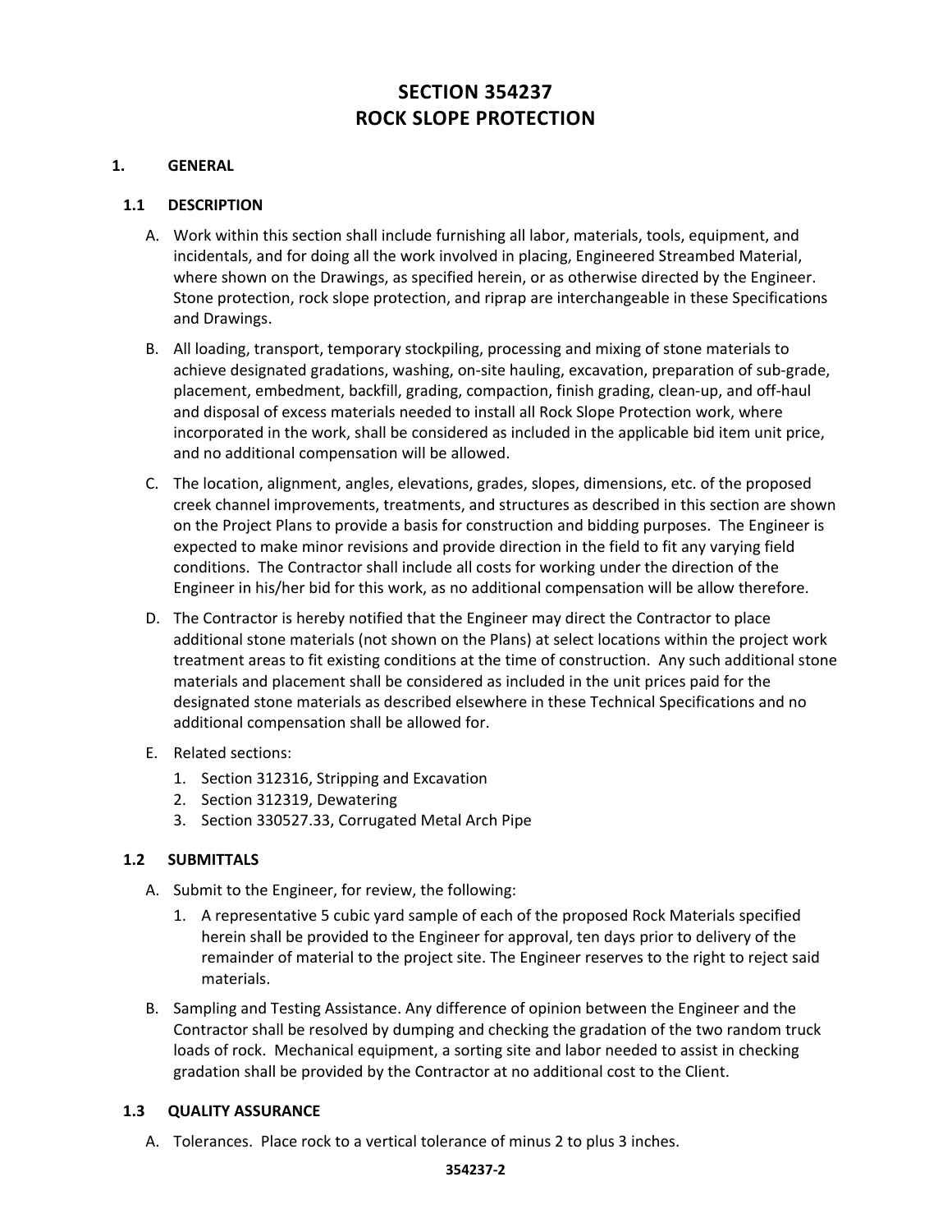# SECTION 354237
# ROCK SLOPE PROTECTION

## 1. GENERAL

### 1.1 DESCRIPTION

A. Work within this section shall include furnishing all labor, materials, tools, equipment, and incidentals, and for doing all the work involved in placing, Engineered Streambed Material, where shown on the Drawings, as specified herein, or as otherwise directed by the Engineer. Stone protection, rock slope protection, and riprap are interchangeable in these Specifications and Drawings.

B. All loading, transport, temporary stockpiling, processing and mixing of stone materials to achieve designated gradations, washing, on-site hauling, excavation, preparation of sub-grade, placement, embedment, backfill, grading, compaction, finish grading, clean-up, and off-haul and disposal of excess materials needed to install all Rock Slope Protection work, where incorporated in the work, shall be considered as included in the applicable bid item unit price, and no additional compensation will be allowed.

C. The location, alignment, angles, elevations, grades, slopes, dimensions, etc. of the proposed creek channel improvements, treatments, and structures as described in this section are shown on the Project Plans to provide a basis for construction and bidding purposes. The Engineer is expected to make minor revisions and provide direction in the field to fit any varying field conditions. The Contractor shall include all costs for working under the direction of the Engineer in his/her bid for this work, as no additional compensation will be allow therefore.

D. The Contractor is hereby notified that the Engineer may direct the Contractor to place additional stone materials (not shown on the Plans) at select locations within the project work treatment areas to fit existing conditions at the time of construction. Any such additional stone materials and placement shall be considered as included in the unit prices paid for the designated stone materials as described elsewhere in these Technical Specifications and no additional compensation shall be allowed for.

E. Related sections:
   1. Section 312316, Stripping and Excavation
   2. Section 312319, Dewatering
   3. Section 330527.33, Corrugated Metal Arch Pipe

### 1.2 SUBMITTALS

A. Submit to the Engineer, for review, the following:
   1. A representative 5 cubic yard sample of each of the proposed Rock Materials specified herein shall be provided to the Engineer for approval, ten days prior to delivery of the remainder of material to the project site. The Engineer reserves to the right to reject said materials.

B. Sampling and Testing Assistance. Any difference of opinion between the Engineer and the Contractor shall be resolved by dumping and checking the gradation of the two random truck loads of rock. Mechanical equipment, a sorting site and labor needed to assist in checking gradation shall be provided by the Contractor at no additional cost to the Client.

### 1.3 QUALITY ASSURANCE

A. Tolerances. Place rock to a vertical tolerance of minus 2 to plus 3 inches.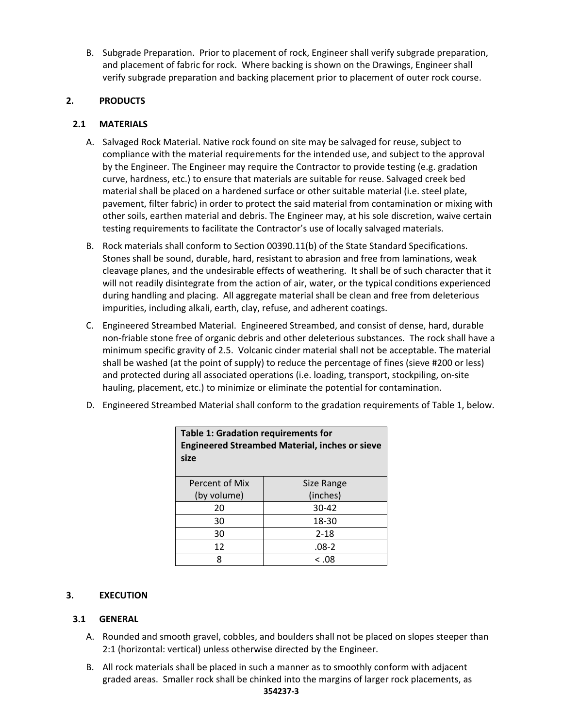B. Subgrade Preparation. Prior to placement of rock, Engineer shall verify subgrade preparation, and placement of fabric for rock. Where backing is shown on the Drawings, Engineer shall verify subgrade preparation and backing placement prior to placement of outer rock course.

## 2. PRODUCTS

### 2.1 MATERIALS

A. Salvaged Rock Material. Native rock found on site may be salvaged for reuse, subject to compliance with the material requirements for the intended use, and subject to the approval by the Engineer. The Engineer may require the Contractor to provide testing (e.g. gradation curve, hardness, etc.) to ensure that materials are suitable for reuse. Salvaged creek bed material shall be placed on a hardened surface or other suitable material (i.e. steel plate, pavement, filter fabric) in order to protect the said material from contamination or mixing with other soils, earthen material and debris. The Engineer may, at his sole discretion, waive certain testing requirements to facilitate the Contractor's use of locally salvaged materials.

B. Rock materials shall conform to Section 00390.11(b) of the State Standard Specifications. Stones shall be sound, durable, hard, resistant to abrasion and free from laminations, weak cleavage planes, and the undesirable effects of weathering. It shall be of such character that it will not readily disintegrate from the action of air, water, or the typical conditions experienced during handling and placing. All aggregate material shall be clean and free from deleterious impurities, including alkali, earth, clay, refuse, and adherent coatings.

C. Engineered Streambed Material. Engineered Streambed, and consist of dense, hard, durable non-friable stone free of organic debris and other deleterious substances. The rock shall have a minimum specific gravity of 2.5. Volcanic cinder material shall not be acceptable. The material shall be washed (at the point of supply) to reduce the percentage of fines (sieve #200 or less) and protected during all associated operations (i.e. loading, transport, stockpiling, on-site hauling, placement, etc.) to minimize or eliminate the potential for contamination.

D. Engineered Streambed Material shall conform to the gradation requirements of Table 1, below.

**Table 1: Gradation requirements for Engineered Streambed Material, inches or sieve size**

| Percent of Mix (by volume) | Size Range (inches) |
|---|---|
| 20 | 30-42 |
| 30 | 18-30 |
| 30 | 2-18 |
| 12 | .08-2 |
| 8 | < .08 |

## 3. EXECUTION

### 3.1 GENERAL

A. Rounded and smooth gravel, cobbles, and boulders shall not be placed on slopes steeper than 2:1 (horizontal: vertical) unless otherwise directed by the Engineer.

B. All rock materials shall be placed in such a manner as to smoothly conform with adjacent graded areas. Smaller rock shall be chinked into the margins of larger rock placements, as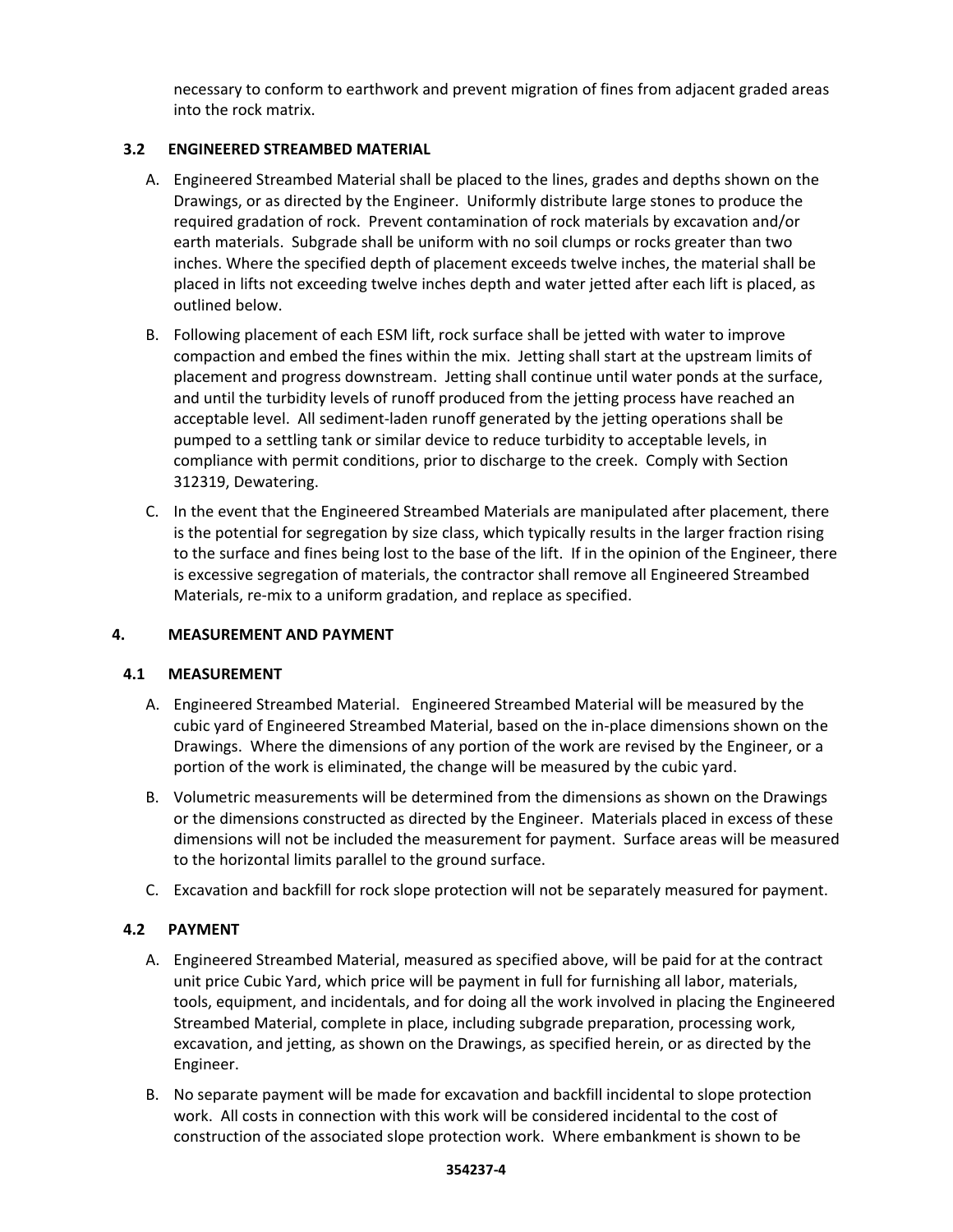necessary to conform to earthwork and prevent migration of fines from adjacent graded areas into the rock matrix.

### 3.2 ENGINEERED STREAMBED MATERIAL

A. Engineered Streambed Material shall be placed to the lines, grades and depths shown on the Drawings, or as directed by the Engineer. Uniformly distribute large stones to produce the required gradation of rock. Prevent contamination of rock materials by excavation and/or earth materials. Subgrade shall be uniform with no soil clumps or rocks greater than two inches. Where the specified depth of placement exceeds twelve inches, the material shall be placed in lifts not exceeding twelve inches depth and water jetted after each lift is placed, as outlined below.

B. Following placement of each ESM lift, rock surface shall be jetted with water to improve compaction and embed the fines within the mix. Jetting shall start at the upstream limits of placement and progress downstream. Jetting shall continue until water ponds at the surface, and until the turbidity levels of runoff produced from the jetting process have reached an acceptable level. All sediment-laden runoff generated by the jetting operations shall be pumped to a settling tank or similar device to reduce turbidity to acceptable levels, in compliance with permit conditions, prior to discharge to the creek. Comply with Section 312319, Dewatering.

C. In the event that the Engineered Streambed Materials are manipulated after placement, there is the potential for segregation by size class, which typically results in the larger fraction rising to the surface and fines being lost to the base of the lift. If in the opinion of the Engineer, there is excessive segregation of materials, the contractor shall remove all Engineered Streambed Materials, re-mix to a uniform gradation, and replace as specified.

## 4. MEASUREMENT AND PAYMENT

### 4.1 MEASUREMENT

A. Engineered Streambed Material. Engineered Streambed Material will be measured by the cubic yard of Engineered Streambed Material, based on the in-place dimensions shown on the Drawings. Where the dimensions of any portion of the work are revised by the Engineer, or a portion of the work is eliminated, the change will be measured by the cubic yard.

B. Volumetric measurements will be determined from the dimensions as shown on the Drawings or the dimensions constructed as directed by the Engineer. Materials placed in excess of these dimensions will not be included the measurement for payment. Surface areas will be measured to the horizontal limits parallel to the ground surface.

C. Excavation and backfill for rock slope protection will not be separately measured for payment.

### 4.2 PAYMENT

A. Engineered Streambed Material, measured as specified above, will be paid for at the contract unit price Cubic Yard, which price will be payment in full for furnishing all labor, materials, tools, equipment, and incidentals, and for doing all the work involved in placing the Engineered Streambed Material, complete in place, including subgrade preparation, processing work, excavation, and jetting, as shown on the Drawings, as specified herein, or as directed by the Engineer.

B. No separate payment will be made for excavation and backfill incidental to slope protection work. All costs in connection with this work will be considered incidental to the cost of construction of the associated slope protection work. Where embankment is shown to be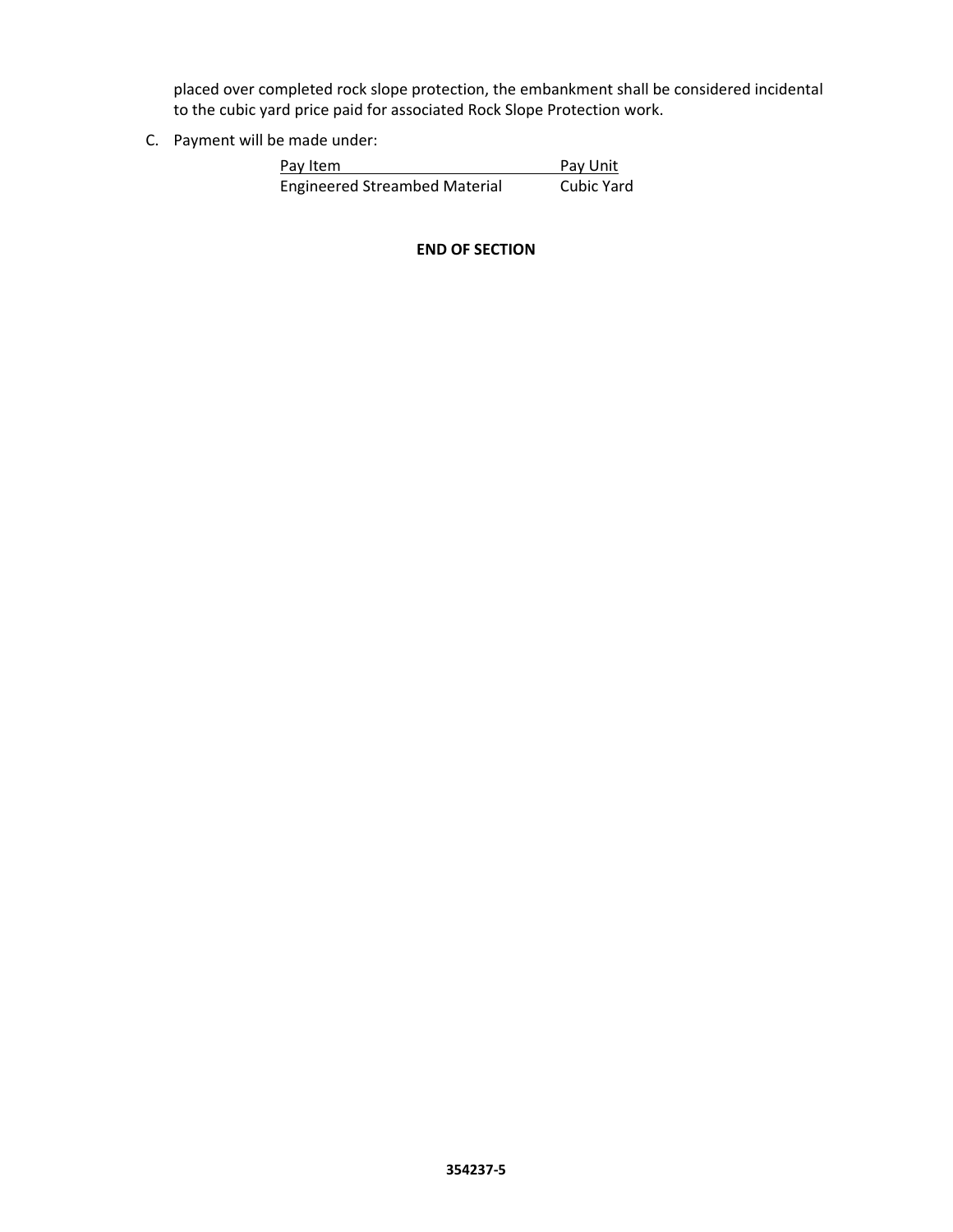placed over completed rock slope protection, the embankment shall be considered incidental to the cubic yard price paid for associated Rock Slope Protection work.

C. Payment will be made under:

| Pay Item | Pay Unit |
|---|---|
| Engineered Streambed Material | Cubic Yard |

**END OF SECTION**